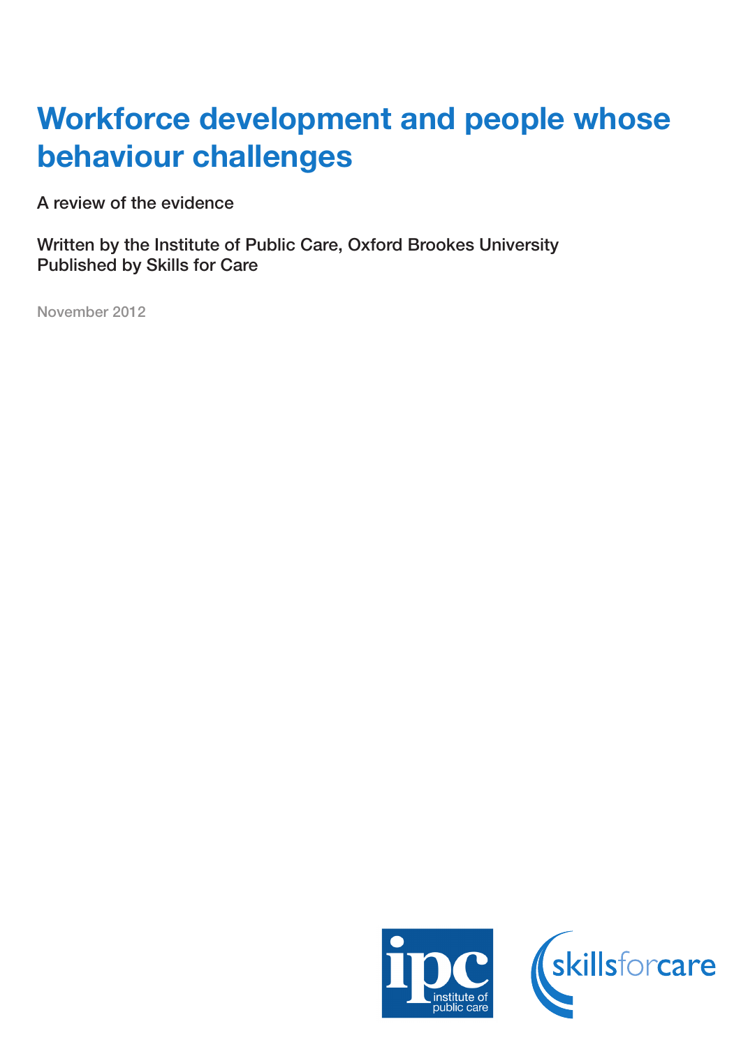# Workforce development and people whose behaviour challenges

A review of the evidence

Written by the Institute of Public Care, Oxford Brookes University
Published by Skills for Care

November 2012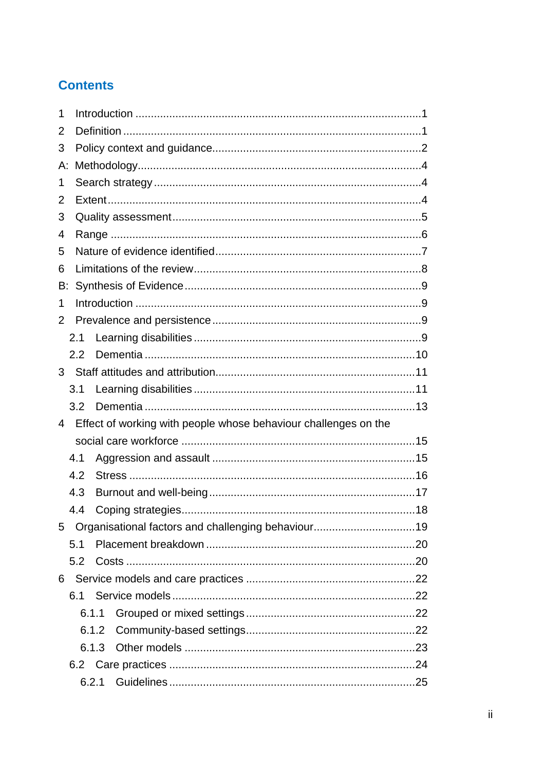## Contents

1 Introduction ........................................................................................1
2 Definition ............................................................................................1
3 Policy context and guidance...............................................................2
A: Methodology.......................................................................................4
1 Search strategy ...................................................................................4
2 Extent...................................................................................................4
3 Quality assessment.............................................................................5
4 Range ..................................................................................................6
5 Nature of evidence identified...............................................................7
6 Limitations of the review......................................................................8
B: Synthesis of Evidence........................................................................9
1 Introduction ..........................................................................................9
2 Prevalence and persistence ................................................................9
  2.1 Learning disabilities ........................................................................9
  2.2 Dementia .......................................................................................10
3 Staff attitudes and attribution...............................................................11
  3.1 Learning disabilities ........................................................................11
  3.2 Dementia .......................................................................................13
4 Effect of working with people whose behaviour challenges on the social care workforce ..........................................................................15
  4.1 Aggression and assault .................................................................15
  4.2 Stress ............................................................................................16
  4.3 Burnout and well-being ..................................................................17
  4.4 Coping strategies...........................................................................18
5 Organisational factors and challenging behaviour.................................19
  5.1 Placement breakdown ...................................................................20
  5.2 Costs ..............................................................................................20
6 Service models and care practices ......................................................22
  6.1 Service models...............................................................................22
    6.1.1 Grouped or mixed settings......................................................22
    6.1.2 Community-based settings.......................................................22
    6.1.3 Other models ..........................................................................23
  6.2 Care practices ................................................................................24
    6.2.1 Guidelines...............................................................................25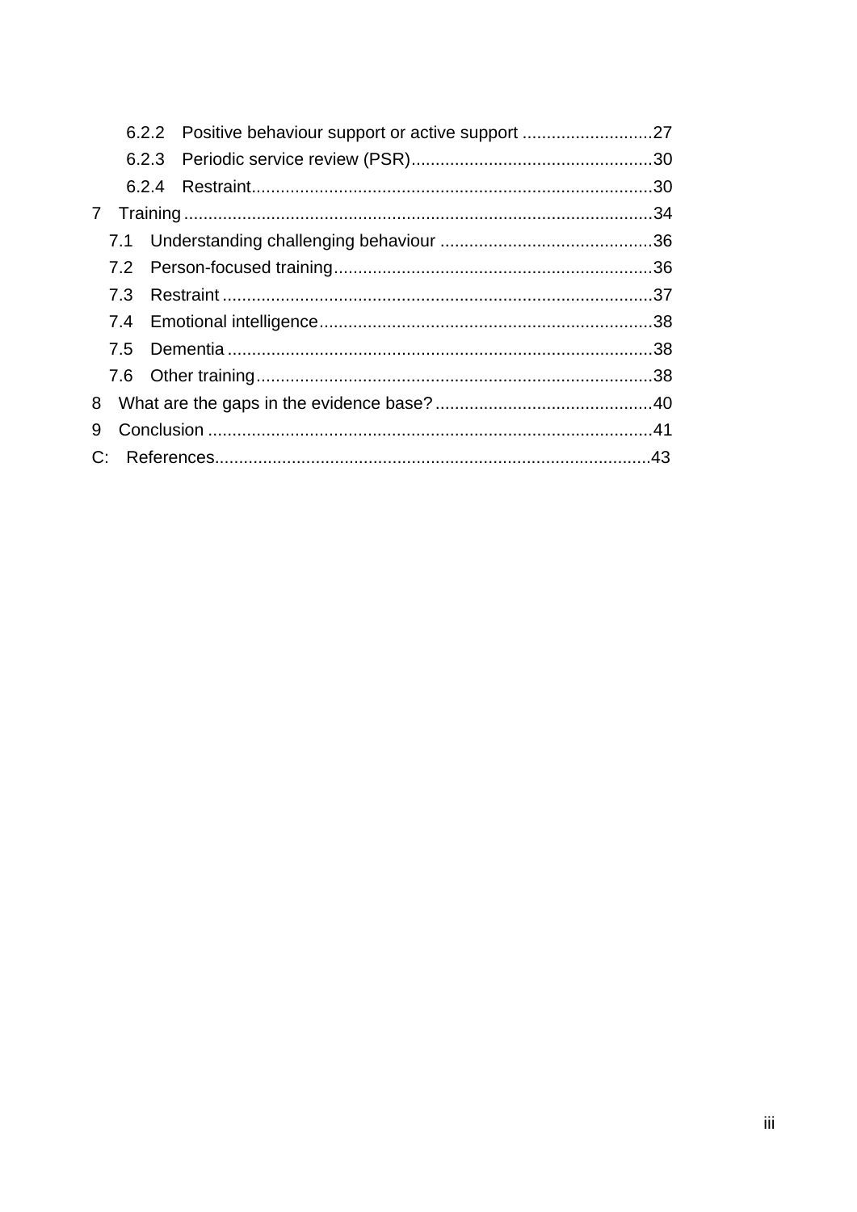- 6.2.2 Positive behaviour support or active support ....27
- 6.2.3 Periodic service review (PSR) ....30
- 6.2.4 Restraint ....30

7 Training ....34

- 7.1 Understanding challenging behaviour ....36
- 7.2 Person-focused training ....36
- 7.3 Restraint ....37
- 7.4 Emotional intelligence ....38
- 7.5 Dementia ....38
- 7.6 Other training ....38

8 What are the gaps in the evidence base? ....40

9 Conclusion ....41

C: References ....43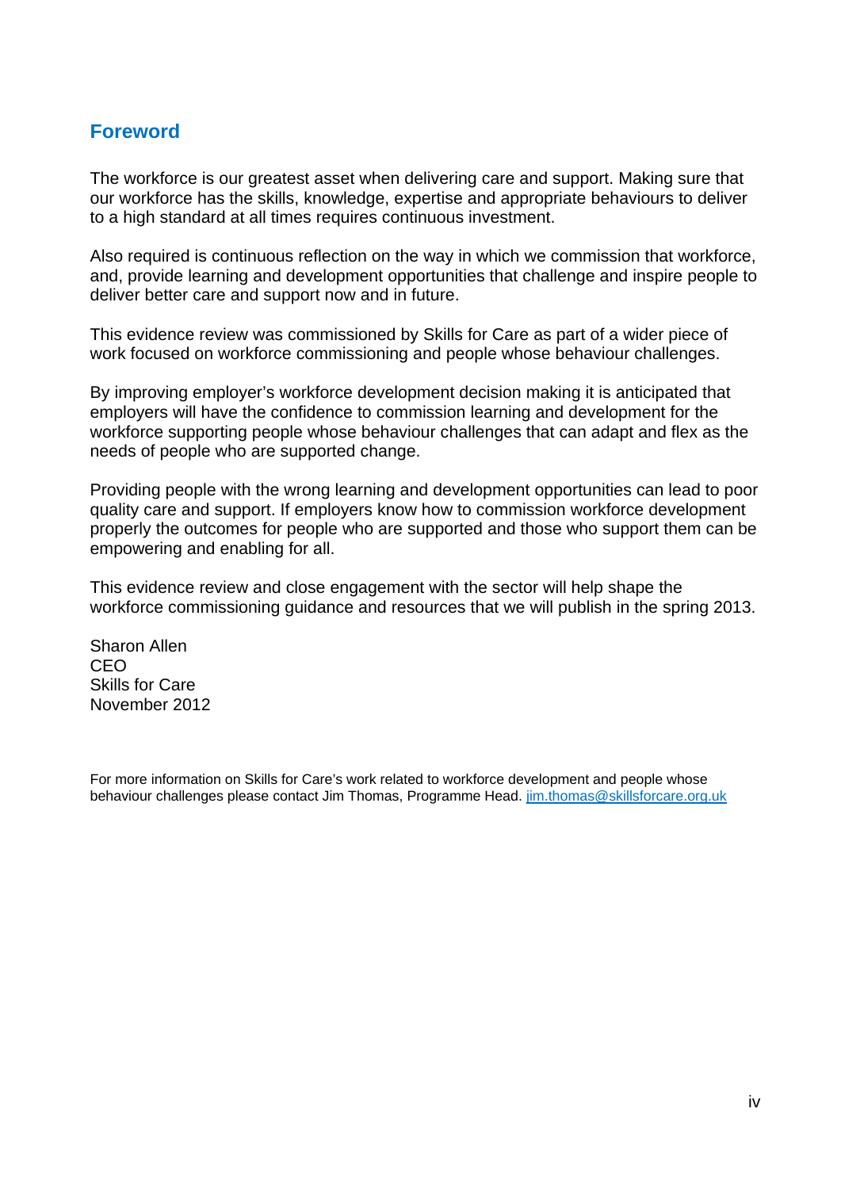## Foreword

The workforce is our greatest asset when delivering care and support. Making sure that our workforce has the skills, knowledge, expertise and appropriate behaviours to deliver to a high standard at all times requires continuous investment.

Also required is continuous reflection on the way in which we commission that workforce, and, provide learning and development opportunities that challenge and inspire people to deliver better care and support now and in future.

This evidence review was commissioned by Skills for Care as part of a wider piece of work focused on workforce commissioning and people whose behaviour challenges.

By improving employer's workforce development decision making it is anticipated that employers will have the confidence to commission learning and development for the workforce supporting people whose behaviour challenges that can adapt and flex as the needs of people who are supported change.

Providing people with the wrong learning and development opportunities can lead to poor quality care and support. If employers know how to commission workforce development properly the outcomes for people who are supported and those who support them can be empowering and enabling for all.

This evidence review and close engagement with the sector will help shape the workforce commissioning guidance and resources that we will publish in the spring 2013.

Sharon Allen  
CEO  
Skills for Care  
November 2012

For more information on Skills for Care's work related to workforce development and people whose behaviour challenges please contact Jim Thomas, Programme Head. jim.thomas@skillsforcare.org.uk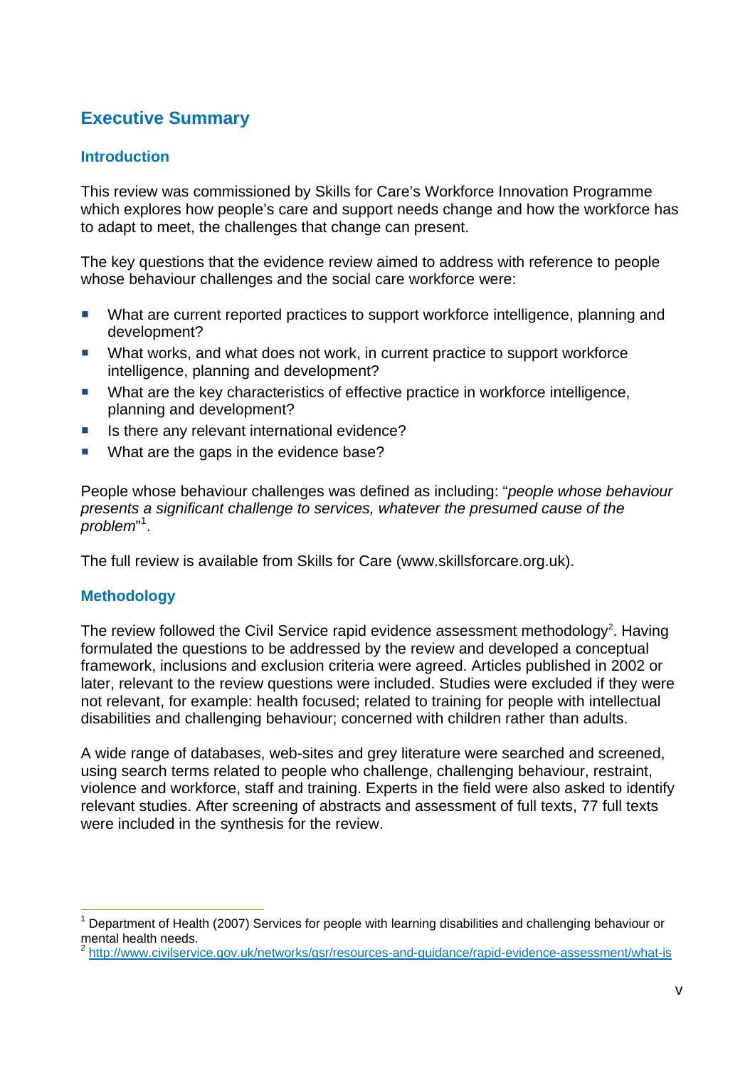## Executive Summary

### Introduction

This review was commissioned by Skills for Care's Workforce Innovation Programme which explores how people's care and support needs change and how the workforce has to adapt to meet, the challenges that change can present.

The key questions that the evidence review aimed to address with reference to people whose behaviour challenges and the social care workforce were:

- What are current reported practices to support workforce intelligence, planning and development?
- What works, and what does not work, in current practice to support workforce intelligence, planning and development?
- What are the key characteristics of effective practice in workforce intelligence, planning and development?
- Is there any relevant international evidence?
- What are the gaps in the evidence base?

People whose behaviour challenges was defined as including: "*people whose behaviour presents a significant challenge to services, whatever the presumed cause of the problem*"[1].

The full review is available from Skills for Care (www.skillsforcare.org.uk).

### Methodology

The review followed the Civil Service rapid evidence assessment methodology[2]. Having formulated the questions to be addressed by the review and developed a conceptual framework, inclusions and exclusion criteria were agreed. Articles published in 2002 or later, relevant to the review questions were included. Studies were excluded if they were not relevant, for example: health focused; related to training for people with intellectual disabilities and challenging behaviour; concerned with children rather than adults.

A wide range of databases, web-sites and grey literature were searched and screened, using search terms related to people who challenge, challenging behaviour, restraint, violence and workforce, staff and training. Experts in the field were also asked to identify relevant studies. After screening of abstracts and assessment of full texts, 77 full texts were included in the synthesis for the review.

---

[1] Department of Health (2007) Services for people with learning disabilities and challenging behaviour or mental health needs.

[2] http://www.civilservice.gov.uk/networks/gsr/resources-and-guidance/rapid-evidence-assessment/what-is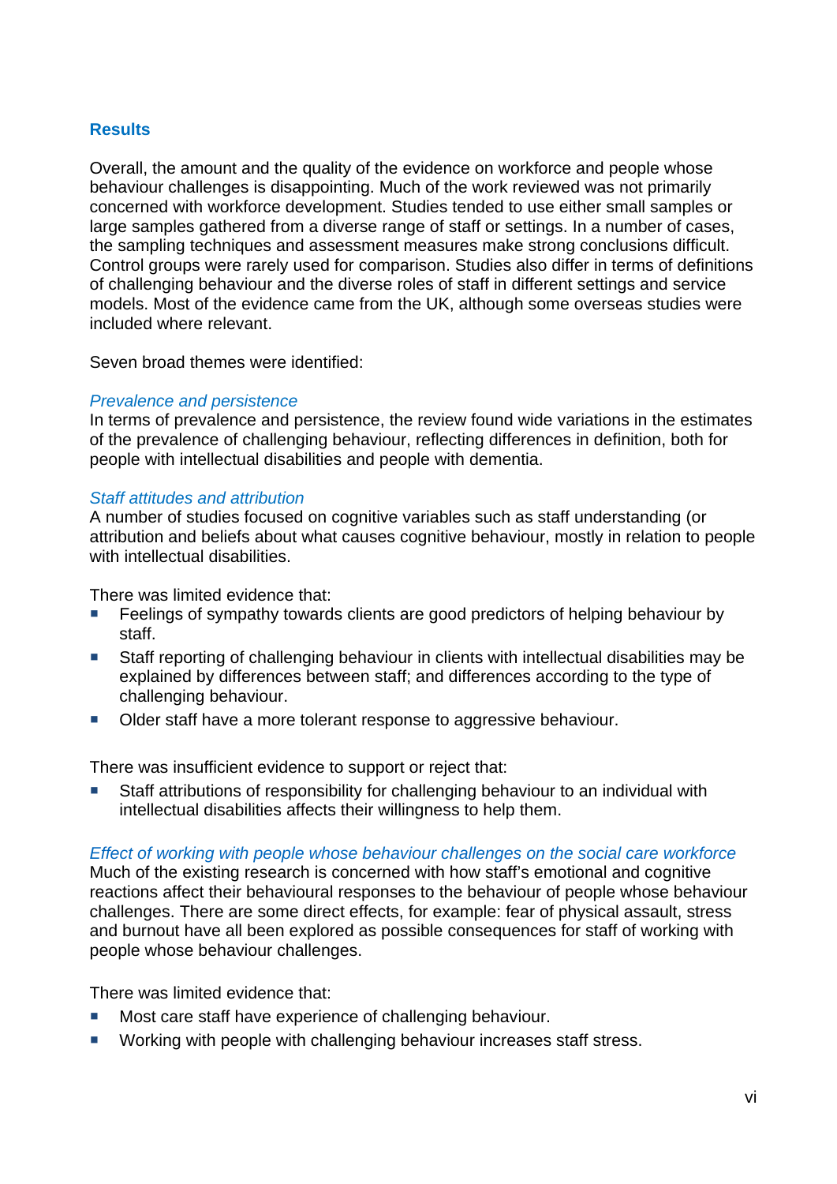## Results

Overall, the amount and the quality of the evidence on workforce and people whose behaviour challenges is disappointing. Much of the work reviewed was not primarily concerned with workforce development. Studies tended to use either small samples or large samples gathered from a diverse range of staff or settings. In a number of cases, the sampling techniques and assessment measures make strong conclusions difficult. Control groups were rarely used for comparison. Studies also differ in terms of definitions of challenging behaviour and the diverse roles of staff in different settings and service models. Most of the evidence came from the UK, although some overseas studies were included where relevant.

Seven broad themes were identified:

### *Prevalence and persistence*

In terms of prevalence and persistence, the review found wide variations in the estimates of the prevalence of challenging behaviour, reflecting differences in definition, both for people with intellectual disabilities and people with dementia.

### *Staff attitudes and attribution*

A number of studies focused on cognitive variables such as staff understanding (or attribution and beliefs about what causes cognitive behaviour, mostly in relation to people with intellectual disabilities.

There was limited evidence that:

- Feelings of sympathy towards clients are good predictors of helping behaviour by staff.
- Staff reporting of challenging behaviour in clients with intellectual disabilities may be explained by differences between staff; and differences according to the type of challenging behaviour.
- Older staff have a more tolerant response to aggressive behaviour.

There was insufficient evidence to support or reject that:

- Staff attributions of responsibility for challenging behaviour to an individual with intellectual disabilities affects their willingness to help them.

### *Effect of working with people whose behaviour challenges on the social care workforce*

Much of the existing research is concerned with how staff's emotional and cognitive reactions affect their behavioural responses to the behaviour of people whose behaviour challenges. There are some direct effects, for example: fear of physical assault, stress and burnout have all been explored as possible consequences for staff of working with people whose behaviour challenges.

There was limited evidence that:

- Most care staff have experience of challenging behaviour.
- Working with people with challenging behaviour increases staff stress.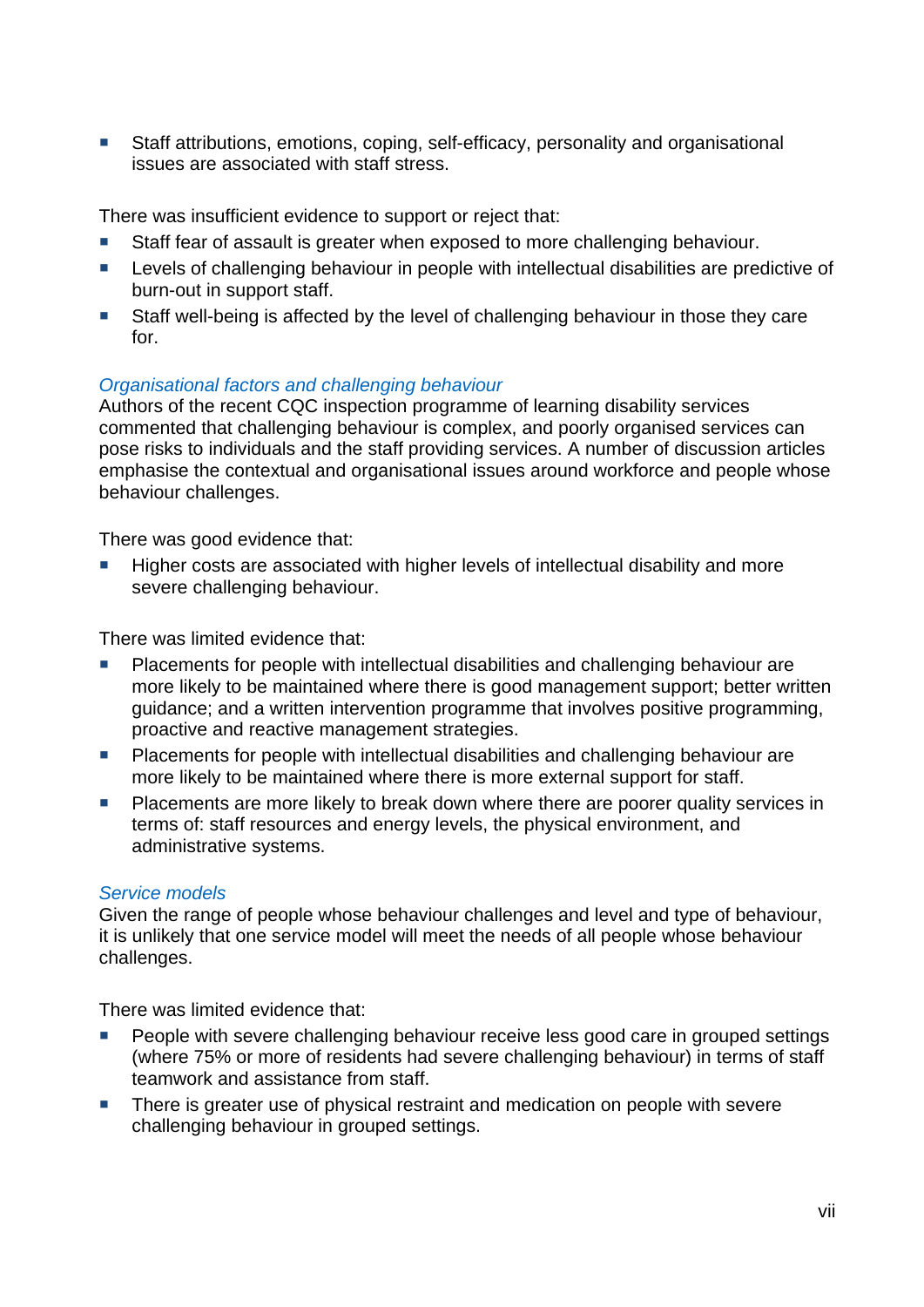- Staff attributions, emotions, coping, self-efficacy, personality and organisational issues are associated with staff stress.

There was insufficient evidence to support or reject that:

- Staff fear of assault is greater when exposed to more challenging behaviour.
- Levels of challenging behaviour in people with intellectual disabilities are predictive of burn-out in support staff.
- Staff well-being is affected by the level of challenging behaviour in those they care for.

*Organisational factors and challenging behaviour*

Authors of the recent CQC inspection programme of learning disability services commented that challenging behaviour is complex, and poorly organised services can pose risks to individuals and the staff providing services. A number of discussion articles emphasise the contextual and organisational issues around workforce and people whose behaviour challenges.

There was good evidence that:

- Higher costs are associated with higher levels of intellectual disability and more severe challenging behaviour.

There was limited evidence that:

- Placements for people with intellectual disabilities and challenging behaviour are more likely to be maintained where there is good management support; better written guidance; and a written intervention programme that involves positive programming, proactive and reactive management strategies.
- Placements for people with intellectual disabilities and challenging behaviour are more likely to be maintained where there is more external support for staff.
- Placements are more likely to break down where there are poorer quality services in terms of: staff resources and energy levels, the physical environment, and administrative systems.

*Service models*

Given the range of people whose behaviour challenges and level and type of behaviour, it is unlikely that one service model will meet the needs of all people whose behaviour challenges.

There was limited evidence that:

- People with severe challenging behaviour receive less good care in grouped settings (where 75% or more of residents had severe challenging behaviour) in terms of staff teamwork and assistance from staff.
- There is greater use of physical restraint and medication on people with severe challenging behaviour in grouped settings.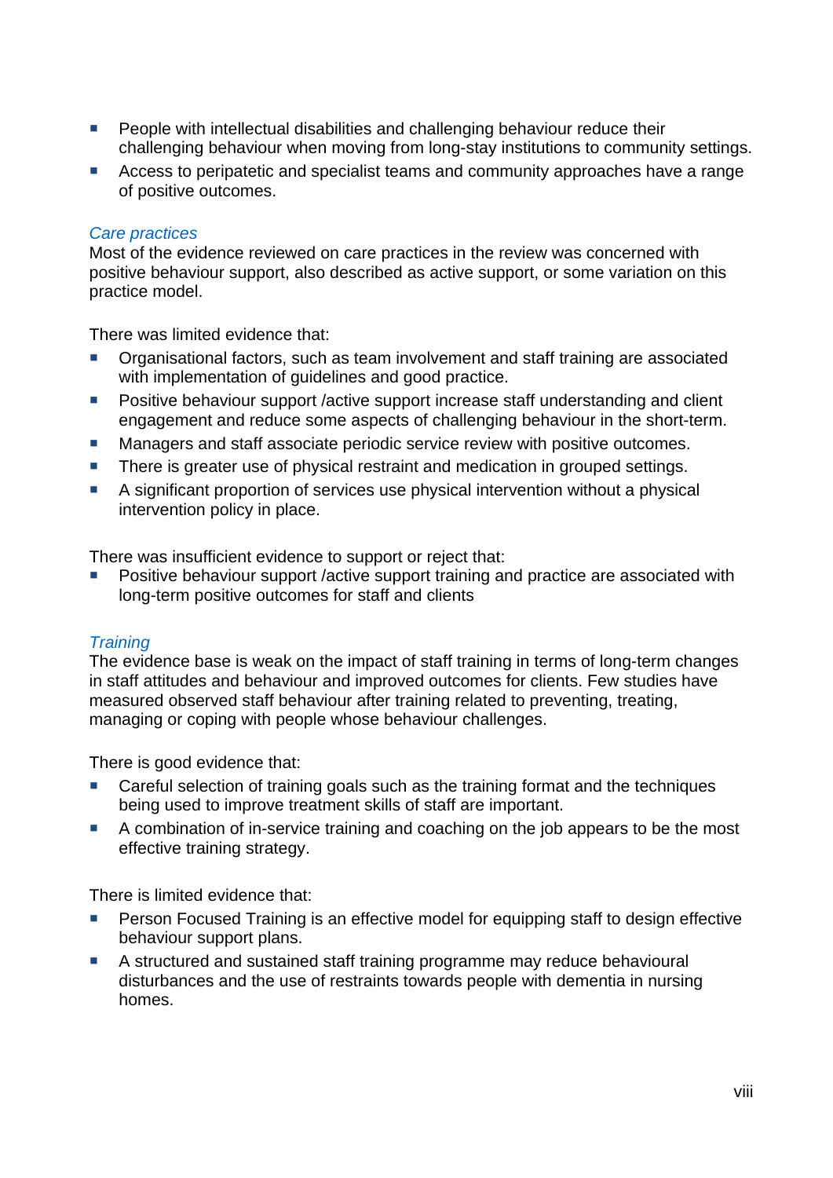- People with intellectual disabilities and challenging behaviour reduce their challenging behaviour when moving from long-stay institutions to community settings.
- Access to peripatetic and specialist teams and community approaches have a range of positive outcomes.

*Care practices*

Most of the evidence reviewed on care practices in the review was concerned with positive behaviour support, also described as active support, or some variation on this practice model.

There was limited evidence that:

- Organisational factors, such as team involvement and staff training are associated with implementation of guidelines and good practice.
- Positive behaviour support /active support increase staff understanding and client engagement and reduce some aspects of challenging behaviour in the short-term.
- Managers and staff associate periodic service review with positive outcomes.
- There is greater use of physical restraint and medication in grouped settings.
- A significant proportion of services use physical intervention without a physical intervention policy in place.

There was insufficient evidence to support or reject that:

- Positive behaviour support /active support training and practice are associated with long-term positive outcomes for staff and clients

*Training*

The evidence base is weak on the impact of staff training in terms of long-term changes in staff attitudes and behaviour and improved outcomes for clients. Few studies have measured observed staff behaviour after training related to preventing, treating, managing or coping with people whose behaviour challenges.

There is good evidence that:

- Careful selection of training goals such as the training format and the techniques being used to improve treatment skills of staff are important.
- A combination of in-service training and coaching on the job appears to be the most effective training strategy.

There is limited evidence that:

- Person Focused Training is an effective model for equipping staff to design effective behaviour support plans.
- A structured and sustained staff training programme may reduce behavioural disturbances and the use of restraints towards people with dementia in nursing homes.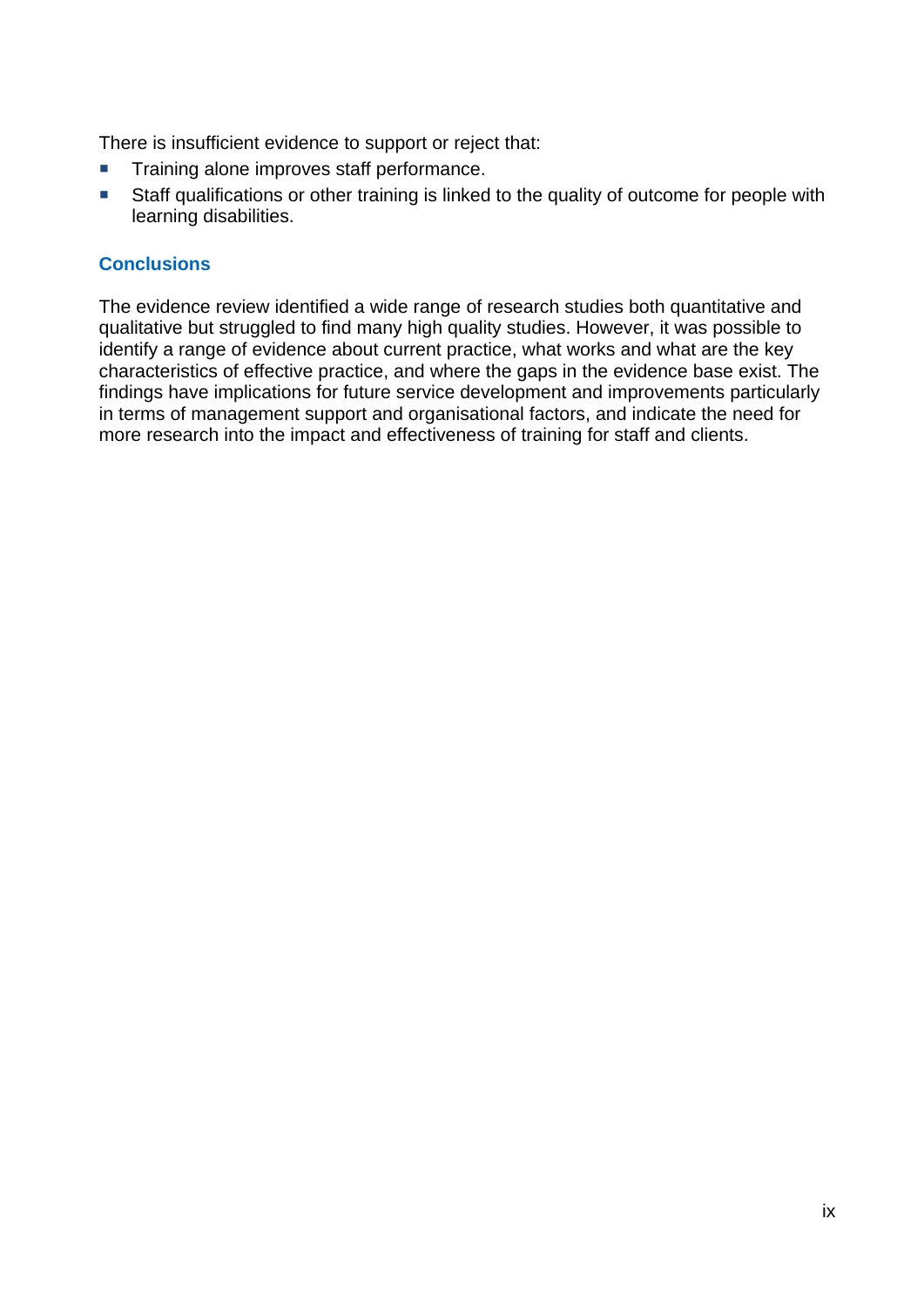There is insufficient evidence to support or reject that:

- Training alone improves staff performance.
- Staff qualifications or other training is linked to the quality of outcome for people with learning disabilities.

## Conclusions

The evidence review identified a wide range of research studies both quantitative and qualitative but struggled to find many high quality studies. However, it was possible to identify a range of evidence about current practice, what works and what are the key characteristics of effective practice, and where the gaps in the evidence base exist. The findings have implications for future service development and improvements particularly in terms of management support and organisational factors, and indicate the need for more research into the impact and effectiveness of training for staff and clients.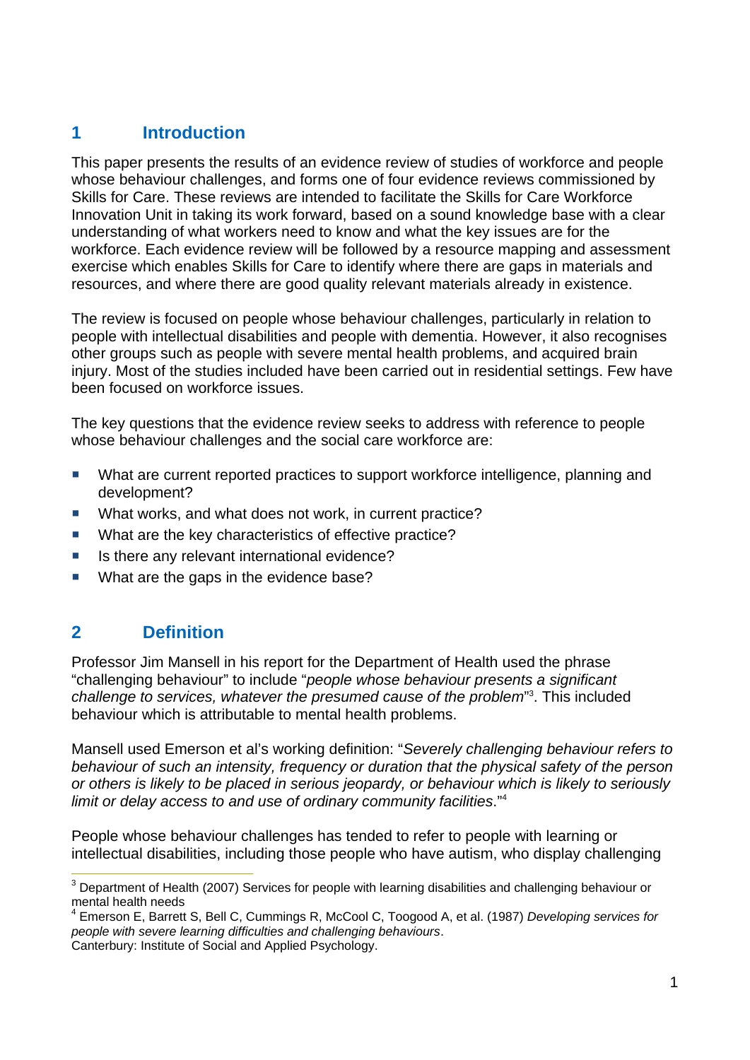## 1 Introduction

This paper presents the results of an evidence review of studies of workforce and people whose behaviour challenges, and forms one of four evidence reviews commissioned by Skills for Care. These reviews are intended to facilitate the Skills for Care Workforce Innovation Unit in taking its work forward, based on a sound knowledge base with a clear understanding of what workers need to know and what the key issues are for the workforce. Each evidence review will be followed by a resource mapping and assessment exercise which enables Skills for Care to identify where there are gaps in materials and resources, and where there are good quality relevant materials already in existence.

The review is focused on people whose behaviour challenges, particularly in relation to people with intellectual disabilities and people with dementia. However, it also recognises other groups such as people with severe mental health problems, and acquired brain injury. Most of the studies included have been carried out in residential settings. Few have been focused on workforce issues.

The key questions that the evidence review seeks to address with reference to people whose behaviour challenges and the social care workforce are:

- What are current reported practices to support workforce intelligence, planning and development?
- What works, and what does not work, in current practice?
- What are the key characteristics of effective practice?
- Is there any relevant international evidence?
- What are the gaps in the evidence base?

## 2 Definition

Professor Jim Mansell in his report for the Department of Health used the phrase "challenging behaviour" to include "*people whose behaviour presents a significant challenge to services, whatever the presumed cause of the problem*"[3]. This included behaviour which is attributable to mental health problems.

Mansell used Emerson et al's working definition: "*Severely challenging behaviour refers to behaviour of such an intensity, frequency or duration that the physical safety of the person or others is likely to be placed in serious jeopardy, or behaviour which is likely to seriously limit or delay access to and use of ordinary community facilities.*"[4]

People whose behaviour challenges has tended to refer to people with learning or intellectual disabilities, including those people who have autism, who display challenging

---

[3] Department of Health (2007) Services for people with learning disabilities and challenging behaviour or mental health needs

[4] Emerson E, Barrett S, Bell C, Cummings R, McCool C, Toogood A, et al. (1987) *Developing services for people with severe learning difficulties and challenging behaviours*. Canterbury: Institute of Social and Applied Psychology.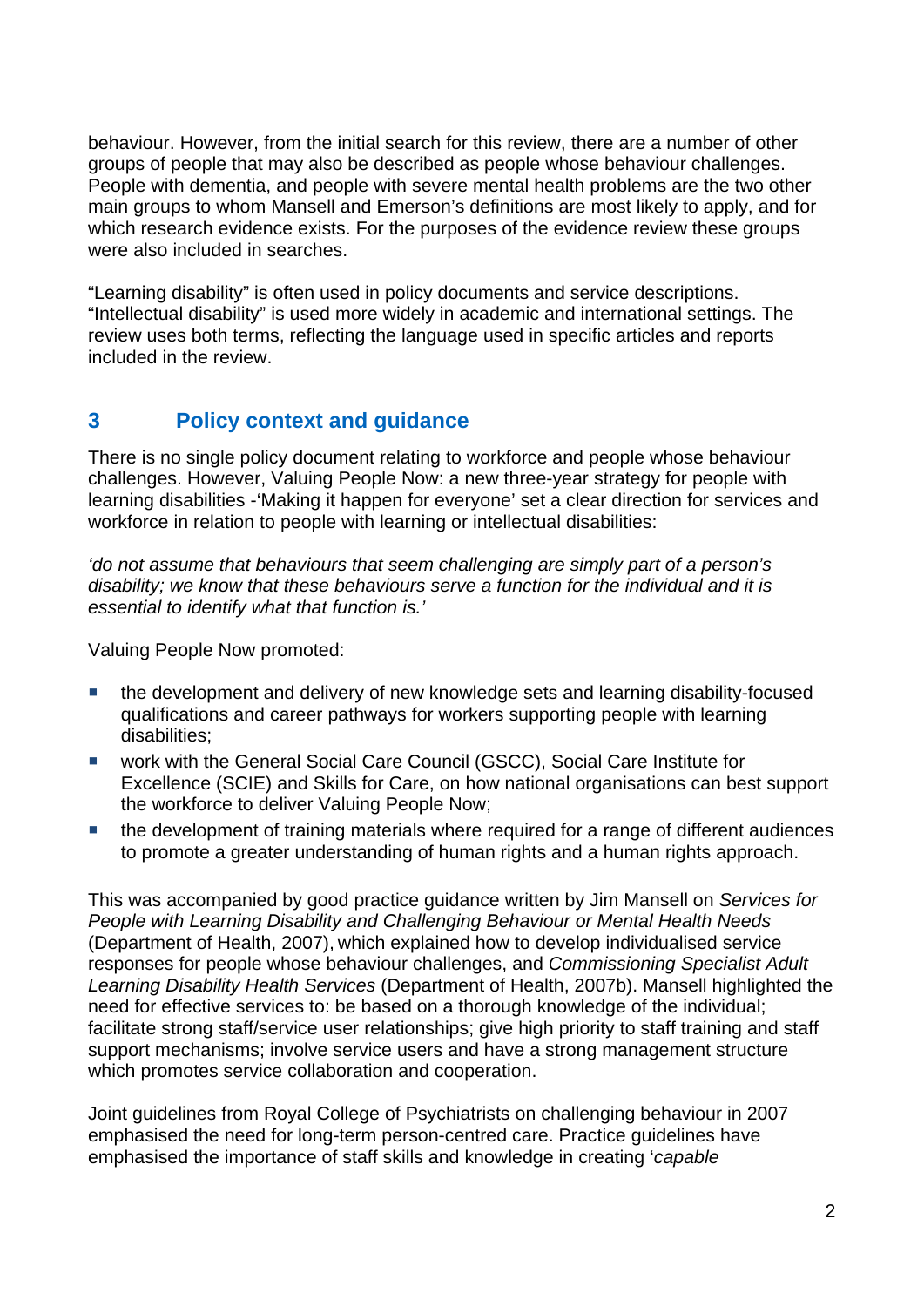behaviour. However, from the initial search for this review, there are a number of other groups of people that may also be described as people whose behaviour challenges. People with dementia, and people with severe mental health problems are the two other main groups to whom Mansell and Emerson's definitions are most likely to apply, and for which research evidence exists. For the purposes of the evidence review these groups were also included in searches.

"Learning disability" is often used in policy documents and service descriptions. "Intellectual disability" is used more widely in academic and international settings. The review uses both terms, reflecting the language used in specific articles and reports included in the review.

## 3 Policy context and guidance

There is no single policy document relating to workforce and people whose behaviour challenges. However, Valuing People Now: a new three-year strategy for people with learning disabilities -'Making it happen for everyone' set a clear direction for services and workforce in relation to people with learning or intellectual disabilities:

*'do not assume that behaviours that seem challenging are simply part of a person's disability; we know that these behaviours serve a function for the individual and it is essential to identify what that function is.'*

Valuing People Now promoted:

- the development and delivery of new knowledge sets and learning disability-focused qualifications and career pathways for workers supporting people with learning disabilities;
- work with the General Social Care Council (GSCC), Social Care Institute for Excellence (SCIE) and Skills for Care, on how national organisations can best support the workforce to deliver Valuing People Now;
- the development of training materials where required for a range of different audiences to promote a greater understanding of human rights and a human rights approach.

This was accompanied by good practice guidance written by Jim Mansell on *Services for People with Learning Disability and Challenging Behaviour or Mental Health Needs* (Department of Health, 2007), which explained how to develop individualised service responses for people whose behaviour challenges, and *Commissioning Specialist Adult Learning Disability Health Services* (Department of Health, 2007b). Mansell highlighted the need for effective services to: be based on a thorough knowledge of the individual; facilitate strong staff/service user relationships; give high priority to staff training and staff support mechanisms; involve service users and have a strong management structure which promotes service collaboration and cooperation.

Joint guidelines from Royal College of Psychiatrists on challenging behaviour in 2007 emphasised the need for long-term person-centred care. Practice guidelines have emphasised the importance of staff skills and knowledge in creating '*capable*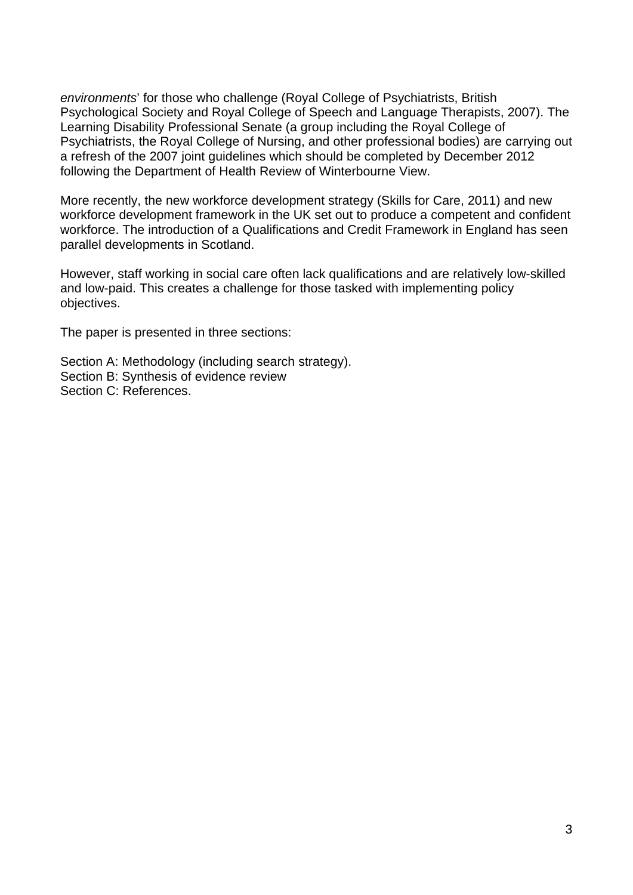*environments*' for those who challenge (Royal College of Psychiatrists, British Psychological Society and Royal College of Speech and Language Therapists, 2007). The Learning Disability Professional Senate (a group including the Royal College of Psychiatrists, the Royal College of Nursing, and other professional bodies) are carrying out a refresh of the 2007 joint guidelines which should be completed by December 2012 following the Department of Health Review of Winterbourne View.

More recently, the new workforce development strategy (Skills for Care, 2011) and new workforce development framework in the UK set out to produce a competent and confident workforce. The introduction of a Qualifications and Credit Framework in England has seen parallel developments in Scotland.

However, staff working in social care often lack qualifications and are relatively low-skilled and low-paid. This creates a challenge for those tasked with implementing policy objectives.

The paper is presented in three sections:

Section A: Methodology (including search strategy).
Section B: Synthesis of evidence review
Section C: References.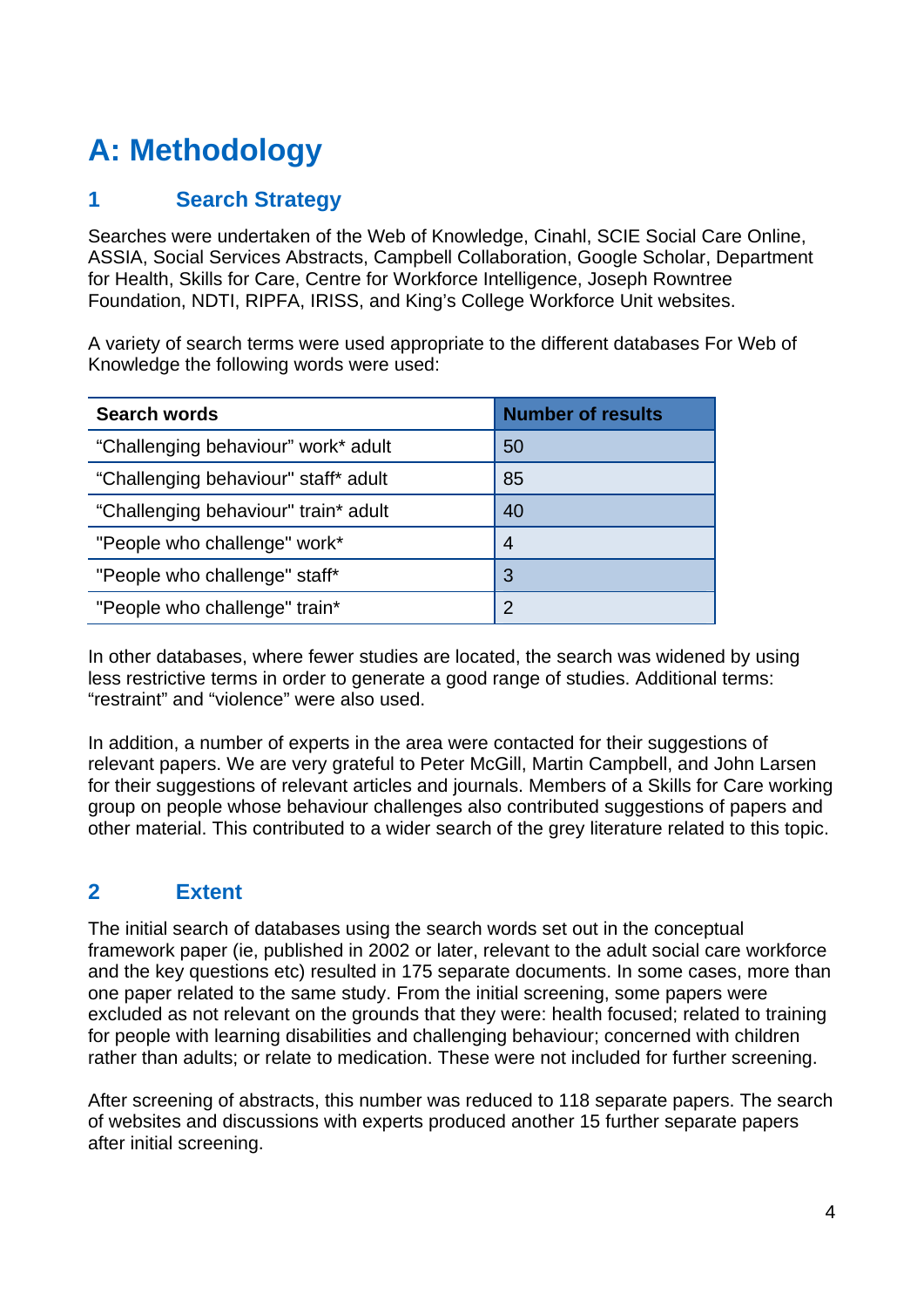# A: Methodology

## 1 Search Strategy

Searches were undertaken of the Web of Knowledge, Cinahl, SCIE Social Care Online, ASSIA, Social Services Abstracts, Campbell Collaboration, Google Scholar, Department for Health, Skills for Care, Centre for Workforce Intelligence, Joseph Rowntree Foundation, NDTI, RIPFA, IRISS, and King's College Workforce Unit websites.

A variety of search terms were used appropriate to the different databases For Web of Knowledge the following words were used:

| Search words | Number of results |
|---|---|
| "Challenging behaviour" work* adult | 50 |
| "Challenging behaviour" staff* adult | 85 |
| "Challenging behaviour" train* adult | 40 |
| "People who challenge" work* | 4 |
| "People who challenge" staff* | 3 |
| "People who challenge" train* | 2 |

In other databases, where fewer studies are located, the search was widened by using less restrictive terms in order to generate a good range of studies. Additional terms: "restraint" and "violence" were also used.

In addition, a number of experts in the area were contacted for their suggestions of relevant papers. We are very grateful to Peter McGill, Martin Campbell, and John Larsen for their suggestions of relevant articles and journals. Members of a Skills for Care working group on people whose behaviour challenges also contributed suggestions of papers and other material. This contributed to a wider search of the grey literature related to this topic.

## 2 Extent

The initial search of databases using the search words set out in the conceptual framework paper (ie, published in 2002 or later, relevant to the adult social care workforce and the key questions etc) resulted in 175 separate documents. In some cases, more than one paper related to the same study. From the initial screening, some papers were excluded as not relevant on the grounds that they were: health focused; related to training for people with learning disabilities and challenging behaviour; concerned with children rather than adults; or relate to medication. These were not included for further screening.

After screening of abstracts, this number was reduced to 118 separate papers. The search of websites and discussions with experts produced another 15 further separate papers after initial screening.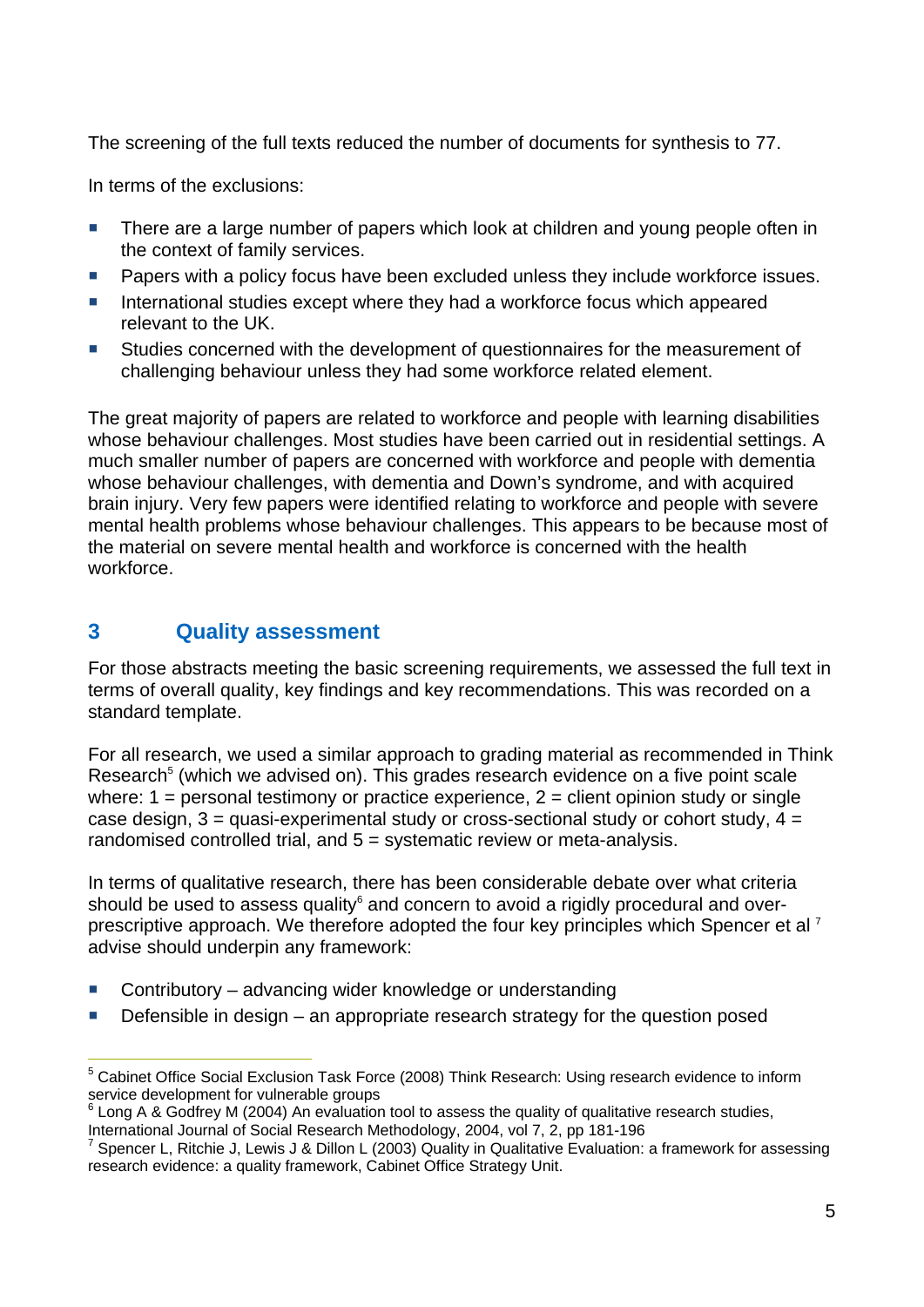The screening of the full texts reduced the number of documents for synthesis to 77.

In terms of the exclusions:

- There are a large number of papers which look at children and young people often in the context of family services.
- Papers with a policy focus have been excluded unless they include workforce issues.
- International studies except where they had a workforce focus which appeared relevant to the UK.
- Studies concerned with the development of questionnaires for the measurement of challenging behaviour unless they had some workforce related element.

The great majority of papers are related to workforce and people with learning disabilities whose behaviour challenges. Most studies have been carried out in residential settings. A much smaller number of papers are concerned with workforce and people with dementia whose behaviour challenges, with dementia and Down's syndrome, and with acquired brain injury. Very few papers were identified relating to workforce and people with severe mental health problems whose behaviour challenges. This appears to be because most of the material on severe mental health and workforce is concerned with the health workforce.

## 3 Quality assessment

For those abstracts meeting the basic screening requirements, we assessed the full text in terms of overall quality, key findings and key recommendations. This was recorded on a standard template.

For all research, we used a similar approach to grading material as recommended in Think Research[5] (which we advised on). This grades research evidence on a five point scale where: 1 = personal testimony or practice experience, 2 = client opinion study or single case design, 3 = quasi-experimental study or cross-sectional study or cohort study, 4 = randomised controlled trial, and 5 = systematic review or meta-analysis.

In terms of qualitative research, there has been considerable debate over what criteria should be used to assess quality[6] and concern to avoid a rigidly procedural and over-prescriptive approach. We therefore adopted the four key principles which Spencer et al [7] advise should underpin any framework:

- Contributory – advancing wider knowledge or understanding
- Defensible in design – an appropriate research strategy for the question posed

---

[5] Cabinet Office Social Exclusion Task Force (2008) Think Research: Using research evidence to inform service development for vulnerable groups

[6] Long A & Godfrey M (2004) An evaluation tool to assess the quality of qualitative research studies, International Journal of Social Research Methodology, 2004, vol 7, 2, pp 181-196

[7] Spencer L, Ritchie J, Lewis J & Dillon L (2003) Quality in Qualitative Evaluation: a framework for assessing research evidence: a quality framework, Cabinet Office Strategy Unit.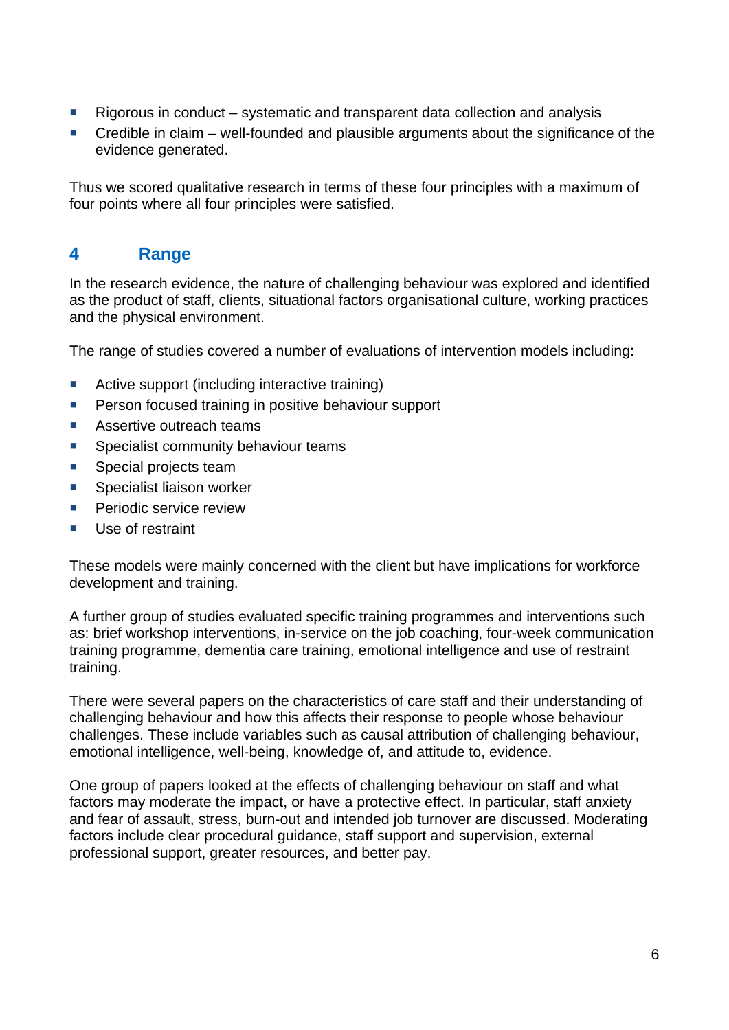- Rigorous in conduct – systematic and transparent data collection and analysis
- Credible in claim – well-founded and plausible arguments about the significance of the evidence generated.

Thus we scored qualitative research in terms of these four principles with a maximum of four points where all four principles were satisfied.

## 4 Range

In the research evidence, the nature of challenging behaviour was explored and identified as the product of staff, clients, situational factors organisational culture, working practices and the physical environment.

The range of studies covered a number of evaluations of intervention models including:

- Active support (including interactive training)
- Person focused training in positive behaviour support
- Assertive outreach teams
- Specialist community behaviour teams
- Special projects team
- Specialist liaison worker
- Periodic service review
- Use of restraint

These models were mainly concerned with the client but have implications for workforce development and training.

A further group of studies evaluated specific training programmes and interventions such as: brief workshop interventions, in-service on the job coaching, four-week communication training programme, dementia care training, emotional intelligence and use of restraint training.

There were several papers on the characteristics of care staff and their understanding of challenging behaviour and how this affects their response to people whose behaviour challenges. These include variables such as causal attribution of challenging behaviour, emotional intelligence, well-being, knowledge of, and attitude to, evidence.

One group of papers looked at the effects of challenging behaviour on staff and what factors may moderate the impact, or have a protective effect. In particular, staff anxiety and fear of assault, stress, burn-out and intended job turnover are discussed. Moderating factors include clear procedural guidance, staff support and supervision, external professional support, greater resources, and better pay.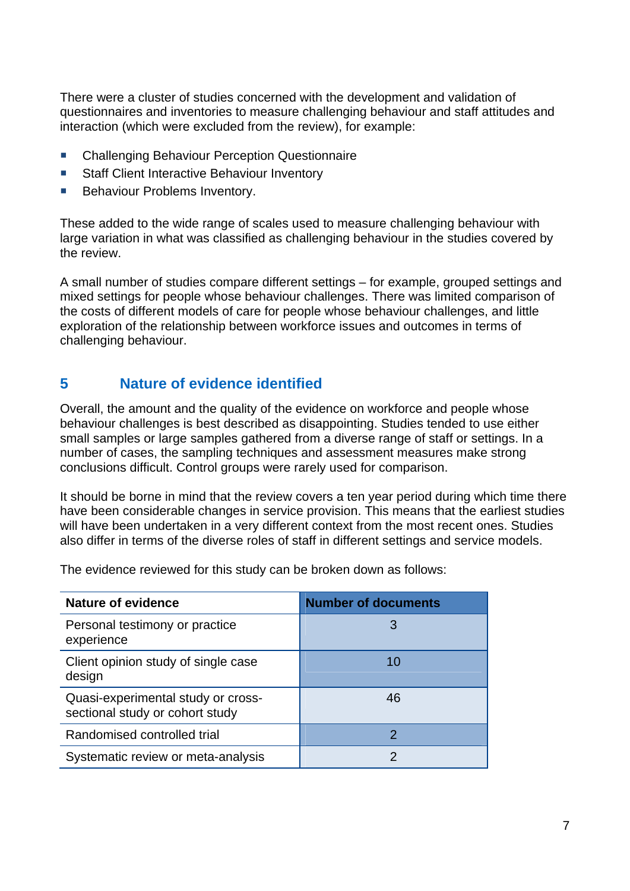There were a cluster of studies concerned with the development and validation of questionnaires and inventories to measure challenging behaviour and staff attitudes and interaction (which were excluded from the review), for example:

- Challenging Behaviour Perception Questionnaire
- Staff Client Interactive Behaviour Inventory
- Behaviour Problems Inventory.

These added to the wide range of scales used to measure challenging behaviour with large variation in what was classified as challenging behaviour in the studies covered by the review.

A small number of studies compare different settings – for example, grouped settings and mixed settings for people whose behaviour challenges. There was limited comparison of the costs of different models of care for people whose behaviour challenges, and little exploration of the relationship between workforce issues and outcomes in terms of challenging behaviour.

## 5 Nature of evidence identified

Overall, the amount and the quality of the evidence on workforce and people whose behaviour challenges is best described as disappointing. Studies tended to use either small samples or large samples gathered from a diverse range of staff or settings. In a number of cases, the sampling techniques and assessment measures make strong conclusions difficult. Control groups were rarely used for comparison.

It should be borne in mind that the review covers a ten year period during which time there have been considerable changes in service provision. This means that the earliest studies will have been undertaken in a very different context from the most recent ones. Studies also differ in terms of the diverse roles of staff in different settings and service models.

The evidence reviewed for this study can be broken down as follows:

| Nature of evidence | Number of documents |
|---|---|
| Personal testimony or practice experience | 3 |
| Client opinion study of single case design | 10 |
| Quasi-experimental study or cross-sectional study or cohort study | 46 |
| Randomised controlled trial | 2 |
| Systematic review or meta-analysis | 2 |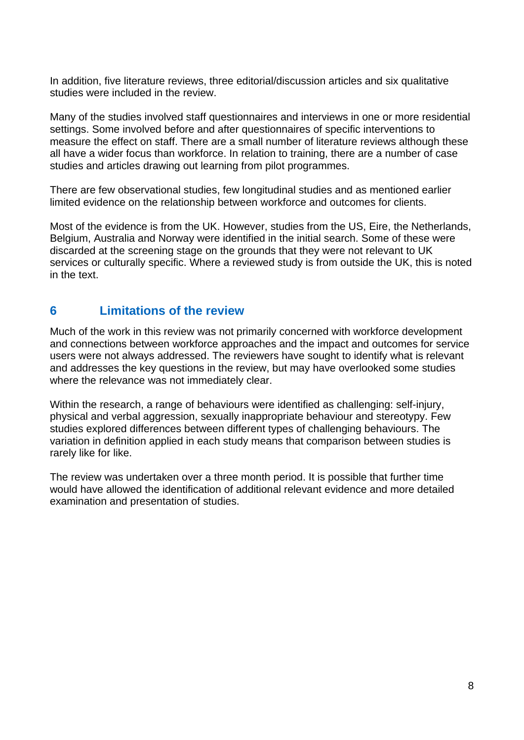In addition, five literature reviews, three editorial/discussion articles and six qualitative studies were included in the review.

Many of the studies involved staff questionnaires and interviews in one or more residential settings. Some involved before and after questionnaires of specific interventions to measure the effect on staff. There are a small number of literature reviews although these all have a wider focus than workforce. In relation to training, there are a number of case studies and articles drawing out learning from pilot programmes.

There are few observational studies, few longitudinal studies and as mentioned earlier limited evidence on the relationship between workforce and outcomes for clients.

Most of the evidence is from the UK. However, studies from the US, Eire, the Netherlands, Belgium, Australia and Norway were identified in the initial search. Some of these were discarded at the screening stage on the grounds that they were not relevant to UK services or culturally specific. Where a reviewed study is from outside the UK, this is noted in the text.

## 6 Limitations of the review

Much of the work in this review was not primarily concerned with workforce development and connections between workforce approaches and the impact and outcomes for service users were not always addressed. The reviewers have sought to identify what is relevant and addresses the key questions in the review, but may have overlooked some studies where the relevance was not immediately clear.

Within the research, a range of behaviours were identified as challenging: self-injury, physical and verbal aggression, sexually inappropriate behaviour and stereotypy. Few studies explored differences between different types of challenging behaviours. The variation in definition applied in each study means that comparison between studies is rarely like for like.

The review was undertaken over a three month period. It is possible that further time would have allowed the identification of additional relevant evidence and more detailed examination and presentation of studies.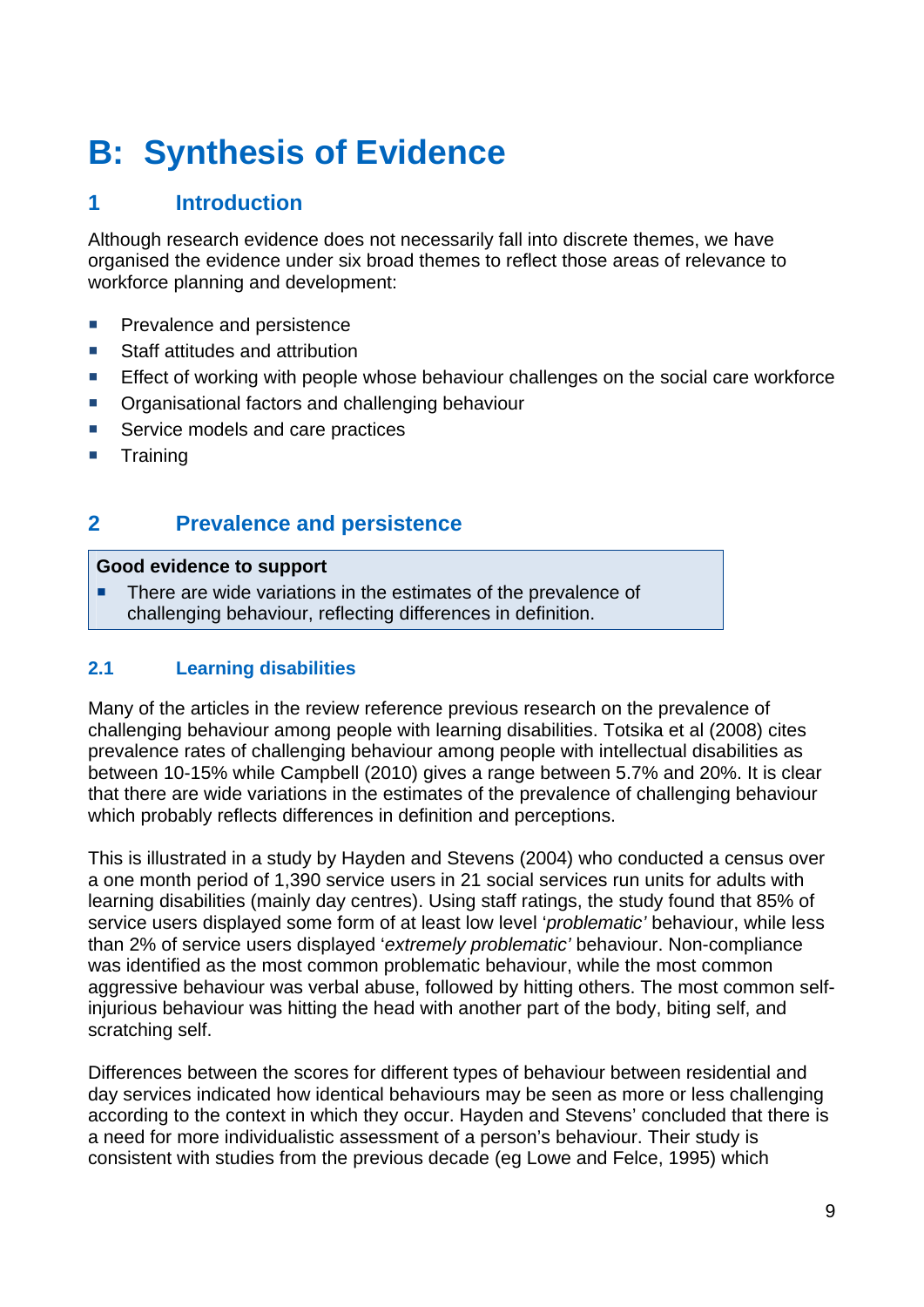# B: Synthesis of Evidence

## 1 Introduction

Although research evidence does not necessarily fall into discrete themes, we have organised the evidence under six broad themes to reflect those areas of relevance to workforce planning and development:

- Prevalence and persistence
- Staff attitudes and attribution
- Effect of working with people whose behaviour challenges on the social care workforce
- Organisational factors and challenging behaviour
- Service models and care practices
- Training

## 2 Prevalence and persistence

**Good evidence to support**

- There are wide variations in the estimates of the prevalence of challenging behaviour, reflecting differences in definition.

### 2.1 Learning disabilities

Many of the articles in the review reference previous research on the prevalence of challenging behaviour among people with learning disabilities. Totsika et al (2008) cites prevalence rates of challenging behaviour among people with intellectual disabilities as between 10-15% while Campbell (2010) gives a range between 5.7% and 20%. It is clear that there are wide variations in the estimates of the prevalence of challenging behaviour which probably reflects differences in definition and perceptions.

This is illustrated in a study by Hayden and Stevens (2004) who conducted a census over a one month period of 1,390 service users in 21 social services run units for adults with learning disabilities (mainly day centres). Using staff ratings, the study found that 85% of service users displayed some form of at least low level '*problematic'* behaviour, while less than 2% of service users displayed '*extremely problematic'* behaviour. Non-compliance was identified as the most common problematic behaviour, while the most common aggressive behaviour was verbal abuse, followed by hitting others. The most common self-injurious behaviour was hitting the head with another part of the body, biting self, and scratching self.

Differences between the scores for different types of behaviour between residential and day services indicated how identical behaviours may be seen as more or less challenging according to the context in which they occur. Hayden and Stevens' concluded that there is a need for more individualistic assessment of a person's behaviour. Their study is consistent with studies from the previous decade (eg Lowe and Felce, 1995) which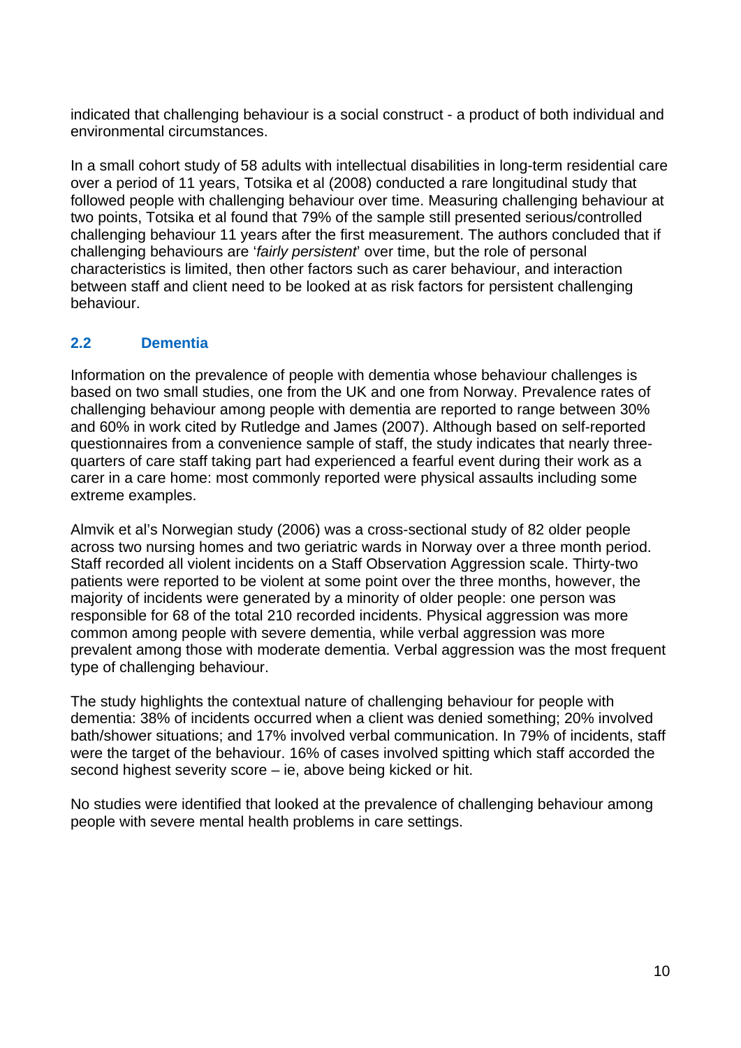indicated that challenging behaviour is a social construct - a product of both individual and environmental circumstances.

In a small cohort study of 58 adults with intellectual disabilities in long-term residential care over a period of 11 years, Totsika et al (2008) conducted a rare longitudinal study that followed people with challenging behaviour over time. Measuring challenging behaviour at two points, Totsika et al found that 79% of the sample still presented serious/controlled challenging behaviour 11 years after the first measurement. The authors concluded that if challenging behaviours are '*fairly persistent*' over time, but the role of personal characteristics is limited, then other factors such as carer behaviour, and interaction between staff and client need to be looked at as risk factors for persistent challenging behaviour.

## 2.2 Dementia

Information on the prevalence of people with dementia whose behaviour challenges is based on two small studies, one from the UK and one from Norway. Prevalence rates of challenging behaviour among people with dementia are reported to range between 30% and 60% in work cited by Rutledge and James (2007). Although based on self-reported questionnaires from a convenience sample of staff, the study indicates that nearly three-quarters of care staff taking part had experienced a fearful event during their work as a carer in a care home: most commonly reported were physical assaults including some extreme examples.

Almvik et al's Norwegian study (2006) was a cross-sectional study of 82 older people across two nursing homes and two geriatric wards in Norway over a three month period. Staff recorded all violent incidents on a Staff Observation Aggression scale. Thirty-two patients were reported to be violent at some point over the three months, however, the majority of incidents were generated by a minority of older people: one person was responsible for 68 of the total 210 recorded incidents. Physical aggression was more common among people with severe dementia, while verbal aggression was more prevalent among those with moderate dementia. Verbal aggression was the most frequent type of challenging behaviour.

The study highlights the contextual nature of challenging behaviour for people with dementia: 38% of incidents occurred when a client was denied something; 20% involved bath/shower situations; and 17% involved verbal communication. In 79% of incidents, staff were the target of the behaviour. 16% of cases involved spitting which staff accorded the second highest severity score – ie, above being kicked or hit.

No studies were identified that looked at the prevalence of challenging behaviour among people with severe mental health problems in care settings.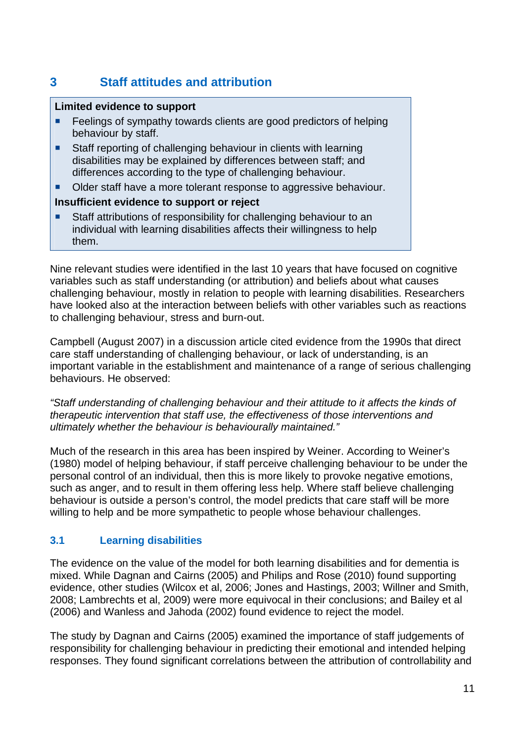## 3 Staff attitudes and attribution

**Limited evidence to support**

- Feelings of sympathy towards clients are good predictors of helping behaviour by staff.
- Staff reporting of challenging behaviour in clients with learning disabilities may be explained by differences between staff; and differences according to the type of challenging behaviour.
- Older staff have a more tolerant response to aggressive behaviour.

**Insufficient evidence to support or reject**

- Staff attributions of responsibility for challenging behaviour to an individual with learning disabilities affects their willingness to help them.

Nine relevant studies were identified in the last 10 years that have focused on cognitive variables such as staff understanding (or attribution) and beliefs about what causes challenging behaviour, mostly in relation to people with learning disabilities. Researchers have looked also at the interaction between beliefs with other variables such as reactions to challenging behaviour, stress and burn-out.

Campbell (August 2007) in a discussion article cited evidence from the 1990s that direct care staff understanding of challenging behaviour, or lack of understanding, is an important variable in the establishment and maintenance of a range of serious challenging behaviours. He observed:

*"Staff understanding of challenging behaviour and their attitude to it affects the kinds of therapeutic intervention that staff use, the effectiveness of those interventions and ultimately whether the behaviour is behaviourally maintained."*

Much of the research in this area has been inspired by Weiner. According to Weiner's (1980) model of helping behaviour, if staff perceive challenging behaviour to be under the personal control of an individual, then this is more likely to provoke negative emotions, such as anger, and to result in them offering less help. Where staff believe challenging behaviour is outside a person's control, the model predicts that care staff will be more willing to help and be more sympathetic to people whose behaviour challenges.

### 3.1 Learning disabilities

The evidence on the value of the model for both learning disabilities and for dementia is mixed. While Dagnan and Cairns (2005) and Philips and Rose (2010) found supporting evidence, other studies (Wilcox et al, 2006; Jones and Hastings, 2003; Willner and Smith, 2008; Lambrechts et al, 2009) were more equivocal in their conclusions; and Bailey et al (2006) and Wanless and Jahoda (2002) found evidence to reject the model.

The study by Dagnan and Cairns (2005) examined the importance of staff judgements of responsibility for challenging behaviour in predicting their emotional and intended helping responses. They found significant correlations between the attribution of controllability and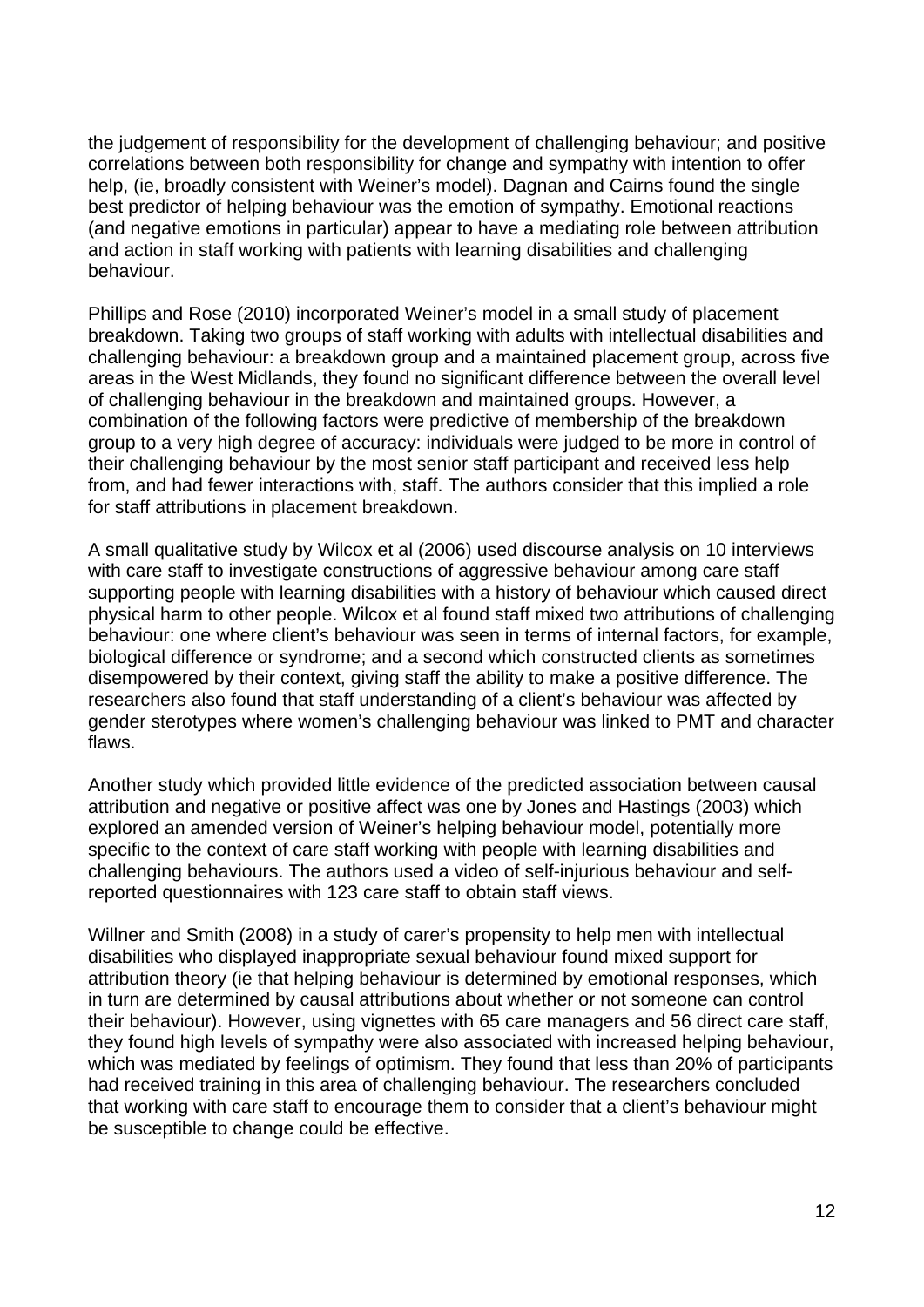the judgement of responsibility for the development of challenging behaviour; and positive correlations between both responsibility for change and sympathy with intention to offer help, (ie, broadly consistent with Weiner's model). Dagnan and Cairns found the single best predictor of helping behaviour was the emotion of sympathy. Emotional reactions (and negative emotions in particular) appear to have a mediating role between attribution and action in staff working with patients with learning disabilities and challenging behaviour.

Phillips and Rose (2010) incorporated Weiner's model in a small study of placement breakdown. Taking two groups of staff working with adults with intellectual disabilities and challenging behaviour: a breakdown group and a maintained placement group, across five areas in the West Midlands, they found no significant difference between the overall level of challenging behaviour in the breakdown and maintained groups. However, a combination of the following factors were predictive of membership of the breakdown group to a very high degree of accuracy: individuals were judged to be more in control of their challenging behaviour by the most senior staff participant and received less help from, and had fewer interactions with, staff. The authors consider that this implied a role for staff attributions in placement breakdown.

A small qualitative study by Wilcox et al (2006) used discourse analysis on 10 interviews with care staff to investigate constructions of aggressive behaviour among care staff supporting people with learning disabilities with a history of behaviour which caused direct physical harm to other people. Wilcox et al found staff mixed two attributions of challenging behaviour: one where client's behaviour was seen in terms of internal factors, for example, biological difference or syndrome; and a second which constructed clients as sometimes disempowered by their context, giving staff the ability to make a positive difference. The researchers also found that staff understanding of a client's behaviour was affected by gender sterotypes where women's challenging behaviour was linked to PMT and character flaws.

Another study which provided little evidence of the predicted association between causal attribution and negative or positive affect was one by Jones and Hastings (2003) which explored an amended version of Weiner's helping behaviour model, potentially more specific to the context of care staff working with people with learning disabilities and challenging behaviours. The authors used a video of self-injurious behaviour and self-reported questionnaires with 123 care staff to obtain staff views.

Willner and Smith (2008) in a study of carer's propensity to help men with intellectual disabilities who displayed inappropriate sexual behaviour found mixed support for attribution theory (ie that helping behaviour is determined by emotional responses, which in turn are determined by causal attributions about whether or not someone can control their behaviour). However, using vignettes with 65 care managers and 56 direct care staff, they found high levels of sympathy were also associated with increased helping behaviour, which was mediated by feelings of optimism. They found that less than 20% of participants had received training in this area of challenging behaviour. The researchers concluded that working with care staff to encourage them to consider that a client's behaviour might be susceptible to change could be effective.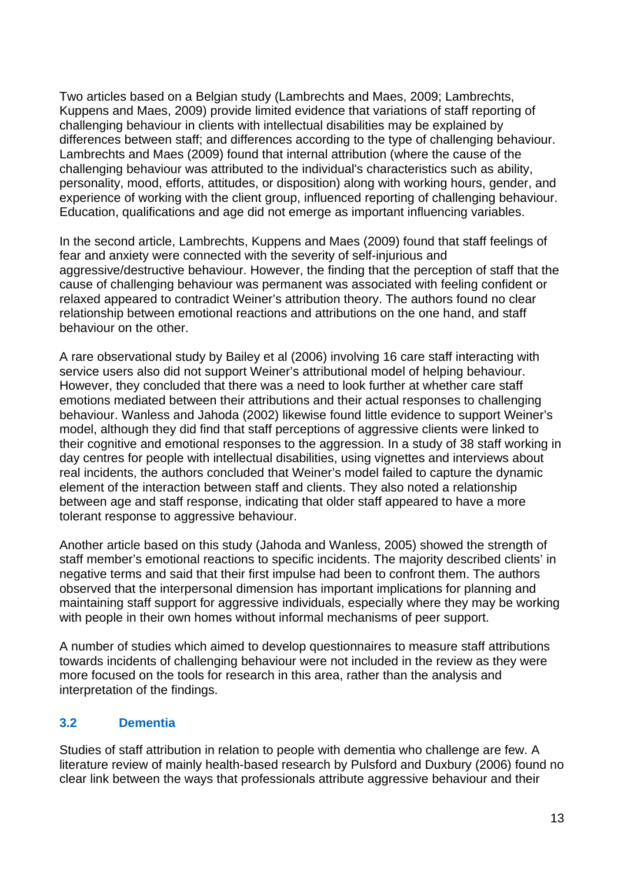Two articles based on a Belgian study (Lambrechts and Maes, 2009; Lambrechts, Kuppens and Maes, 2009) provide limited evidence that variations of staff reporting of challenging behaviour in clients with intellectual disabilities may be explained by differences between staff; and differences according to the type of challenging behaviour. Lambrechts and Maes (2009) found that internal attribution (where the cause of the challenging behaviour was attributed to the individual's characteristics such as ability, personality, mood, efforts, attitudes, or disposition) along with working hours, gender, and experience of working with the client group, influenced reporting of challenging behaviour. Education, qualifications and age did not emerge as important influencing variables.

In the second article, Lambrechts, Kuppens and Maes (2009) found that staff feelings of fear and anxiety were connected with the severity of self-injurious and aggressive/destructive behaviour. However, the finding that the perception of staff that the cause of challenging behaviour was permanent was associated with feeling confident or relaxed appeared to contradict Weiner's attribution theory. The authors found no clear relationship between emotional reactions and attributions on the one hand, and staff behaviour on the other.

A rare observational study by Bailey et al (2006) involving 16 care staff interacting with service users also did not support Weiner's attributional model of helping behaviour. However, they concluded that there was a need to look further at whether care staff emotions mediated between their attributions and their actual responses to challenging behaviour. Wanless and Jahoda (2002) likewise found little evidence to support Weiner's model, although they did find that staff perceptions of aggressive clients were linked to their cognitive and emotional responses to the aggression. In a study of 38 staff working in day centres for people with intellectual disabilities, using vignettes and interviews about real incidents, the authors concluded that Weiner's model failed to capture the dynamic element of the interaction between staff and clients. They also noted a relationship between age and staff response, indicating that older staff appeared to have a more tolerant response to aggressive behaviour.

Another article based on this study (Jahoda and Wanless, 2005) showed the strength of staff member's emotional reactions to specific incidents. The majority described clients' in negative terms and said that their first impulse had been to confront them. The authors observed that the interpersonal dimension has important implications for planning and maintaining staff support for aggressive individuals, especially where they may be working with people in their own homes without informal mechanisms of peer support.

A number of studies which aimed to develop questionnaires to measure staff attributions towards incidents of challenging behaviour were not included in the review as they were more focused on the tools for research in this area, rather than the analysis and interpretation of the findings.

### 3.2 Dementia

Studies of staff attribution in relation to people with dementia who challenge are few. A literature review of mainly health-based research by Pulsford and Duxbury (2006) found no clear link between the ways that professionals attribute aggressive behaviour and their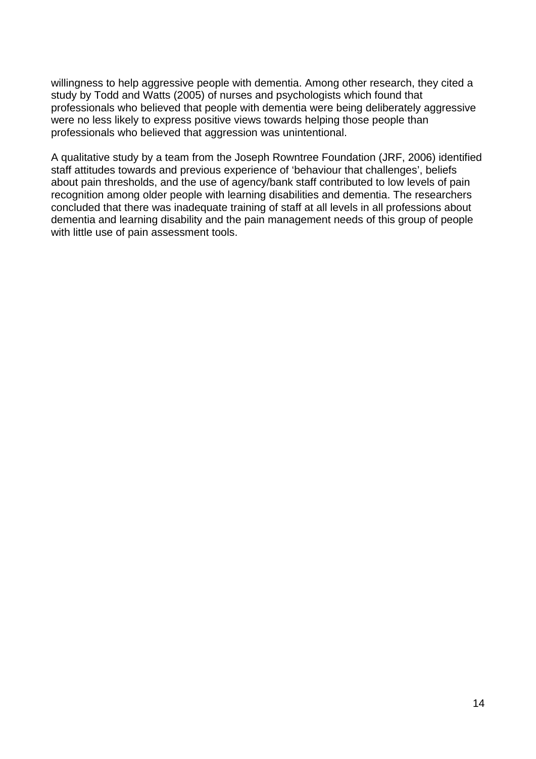willingness to help aggressive people with dementia. Among other research, they cited a study by Todd and Watts (2005) of nurses and psychologists which found that professionals who believed that people with dementia were being deliberately aggressive were no less likely to express positive views towards helping those people than professionals who believed that aggression was unintentional.

A qualitative study by a team from the Joseph Rowntree Foundation (JRF, 2006) identified staff attitudes towards and previous experience of 'behaviour that challenges', beliefs about pain thresholds, and the use of agency/bank staff contributed to low levels of pain recognition among older people with learning disabilities and dementia. The researchers concluded that there was inadequate training of staff at all levels in all professions about dementia and learning disability and the pain management needs of this group of people with little use of pain assessment tools.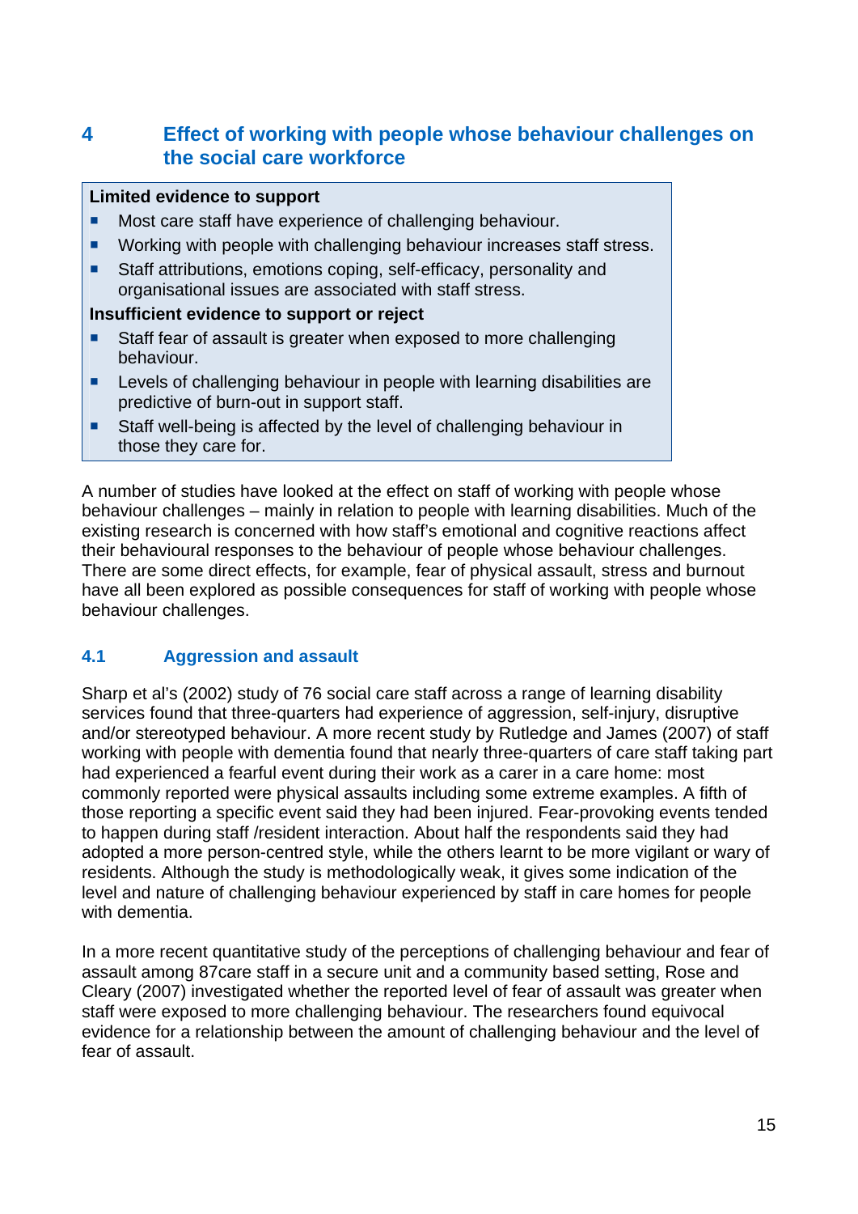# 4 Effect of working with people whose behaviour challenges on the social care workforce

**Limited evidence to support**

- Most care staff have experience of challenging behaviour.
- Working with people with challenging behaviour increases staff stress.
- Staff attributions, emotions coping, self-efficacy, personality and organisational issues are associated with staff stress.

**Insufficient evidence to support or reject**

- Staff fear of assault is greater when exposed to more challenging behaviour.
- Levels of challenging behaviour in people with learning disabilities are predictive of burn-out in support staff.
- Staff well-being is affected by the level of challenging behaviour in those they care for.

A number of studies have looked at the effect on staff of working with people whose behaviour challenges – mainly in relation to people with learning disabilities. Much of the existing research is concerned with how staff's emotional and cognitive reactions affect their behavioural responses to the behaviour of people whose behaviour challenges. There are some direct effects, for example, fear of physical assault, stress and burnout have all been explored as possible consequences for staff of working with people whose behaviour challenges.

## 4.1 Aggression and assault

Sharp et al's (2002) study of 76 social care staff across a range of learning disability services found that three-quarters had experience of aggression, self-injury, disruptive and/or stereotyped behaviour. A more recent study by Rutledge and James (2007) of staff working with people with dementia found that nearly three-quarters of care staff taking part had experienced a fearful event during their work as a carer in a care home: most commonly reported were physical assaults including some extreme examples. A fifth of those reporting a specific event said they had been injured. Fear-provoking events tended to happen during staff /resident interaction. About half the respondents said they had adopted a more person-centred style, while the others learnt to be more vigilant or wary of residents. Although the study is methodologically weak, it gives some indication of the level and nature of challenging behaviour experienced by staff in care homes for people with dementia.

In a more recent quantitative study of the perceptions of challenging behaviour and fear of assault among 87care staff in a secure unit and a community based setting, Rose and Cleary (2007) investigated whether the reported level of fear of assault was greater when staff were exposed to more challenging behaviour. The researchers found equivocal evidence for a relationship between the amount of challenging behaviour and the level of fear of assault.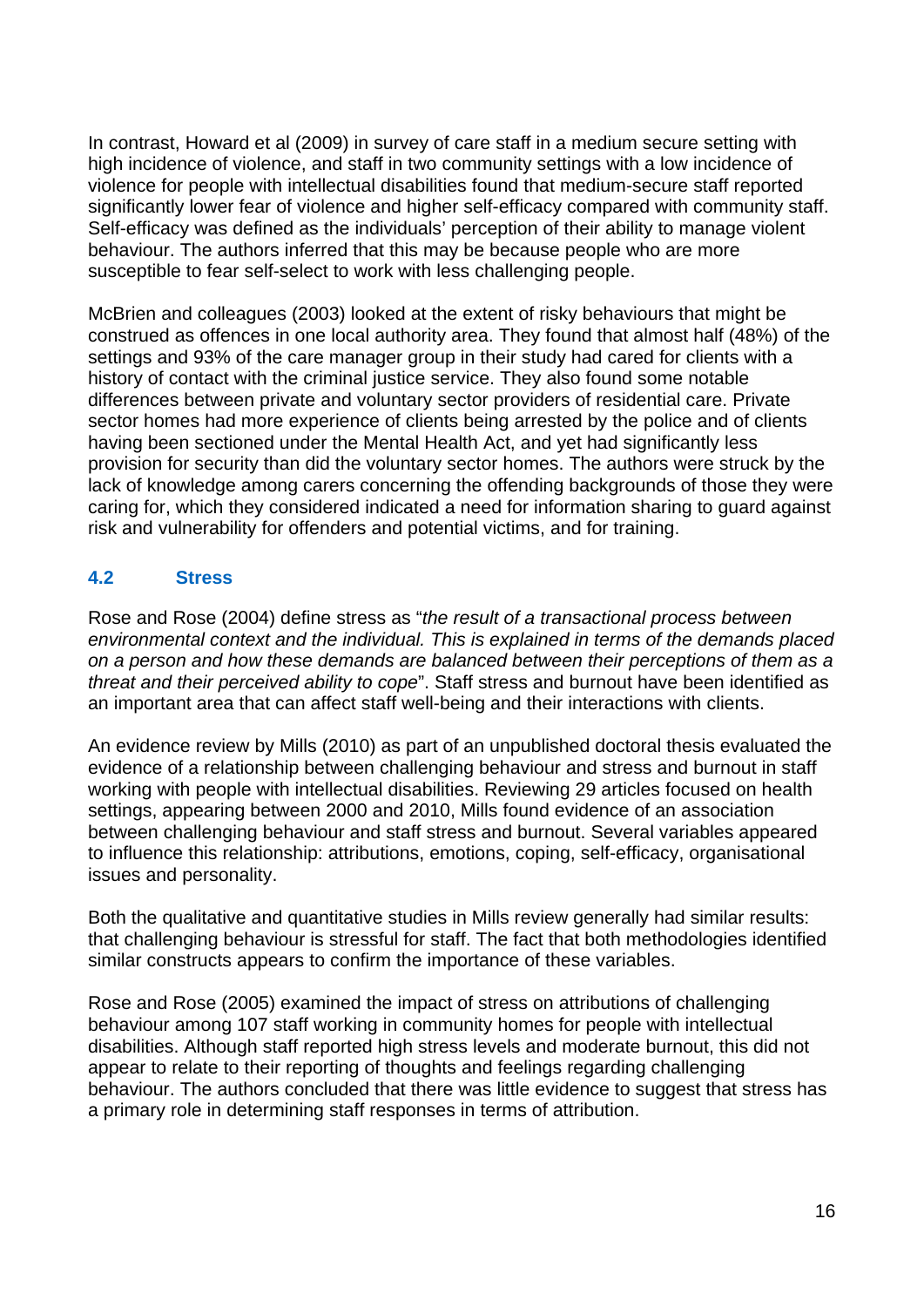In contrast, Howard et al (2009) in survey of care staff in a medium secure setting with high incidence of violence, and staff in two community settings with a low incidence of violence for people with intellectual disabilities found that medium-secure staff reported significantly lower fear of violence and higher self-efficacy compared with community staff. Self-efficacy was defined as the individuals' perception of their ability to manage violent behaviour. The authors inferred that this may be because people who are more susceptible to fear self-select to work with less challenging people.

McBrien and colleagues (2003) looked at the extent of risky behaviours that might be construed as offences in one local authority area. They found that almost half (48%) of the settings and 93% of the care manager group in their study had cared for clients with a history of contact with the criminal justice service. They also found some notable differences between private and voluntary sector providers of residential care. Private sector homes had more experience of clients being arrested by the police and of clients having been sectioned under the Mental Health Act, and yet had significantly less provision for security than did the voluntary sector homes. The authors were struck by the lack of knowledge among carers concerning the offending backgrounds of those they were caring for, which they considered indicated a need for information sharing to guard against risk and vulnerability for offenders and potential victims, and for training.

### 4.2 Stress

Rose and Rose (2004) define stress as "*the result of a transactional process between environmental context and the individual. This is explained in terms of the demands placed on a person and how these demands are balanced between their perceptions of them as a threat and their perceived ability to cope*". Staff stress and burnout have been identified as an important area that can affect staff well-being and their interactions with clients.

An evidence review by Mills (2010) as part of an unpublished doctoral thesis evaluated the evidence of a relationship between challenging behaviour and stress and burnout in staff working with people with intellectual disabilities. Reviewing 29 articles focused on health settings, appearing between 2000 and 2010, Mills found evidence of an association between challenging behaviour and staff stress and burnout. Several variables appeared to influence this relationship: attributions, emotions, coping, self-efficacy, organisational issues and personality.

Both the qualitative and quantitative studies in Mills review generally had similar results: that challenging behaviour is stressful for staff. The fact that both methodologies identified similar constructs appears to confirm the importance of these variables.

Rose and Rose (2005) examined the impact of stress on attributions of challenging behaviour among 107 staff working in community homes for people with intellectual disabilities. Although staff reported high stress levels and moderate burnout, this did not appear to relate to their reporting of thoughts and feelings regarding challenging behaviour. The authors concluded that there was little evidence to suggest that stress has a primary role in determining staff responses in terms of attribution.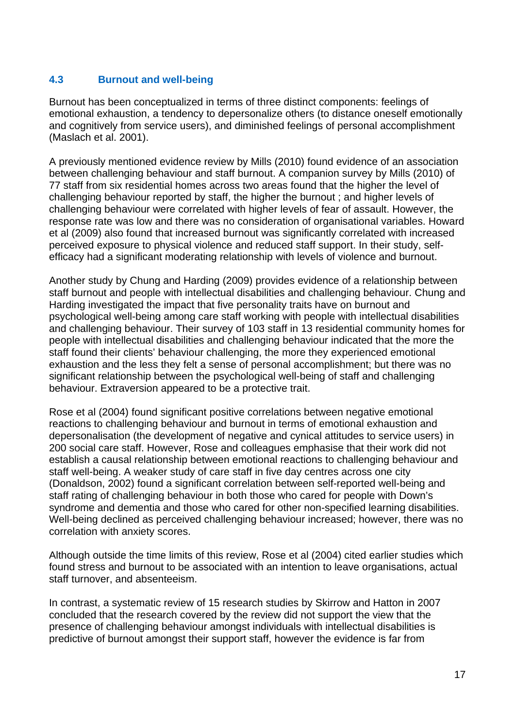### 4.3 Burnout and well-being

Burnout has been conceptualized in terms of three distinct components: feelings of emotional exhaustion, a tendency to depersonalize others (to distance oneself emotionally and cognitively from service users), and diminished feelings of personal accomplishment (Maslach et al. 2001).

A previously mentioned evidence review by Mills (2010) found evidence of an association between challenging behaviour and staff burnout. A companion survey by Mills (2010) of 77 staff from six residential homes across two areas found that the higher the level of challenging behaviour reported by staff, the higher the burnout ; and higher levels of challenging behaviour were correlated with higher levels of fear of assault. However, the response rate was low and there was no consideration of organisational variables. Howard et al (2009) also found that increased burnout was significantly correlated with increased perceived exposure to physical violence and reduced staff support. In their study, self-efficacy had a significant moderating relationship with levels of violence and burnout.

Another study by Chung and Harding (2009) provides evidence of a relationship between staff burnout and people with intellectual disabilities and challenging behaviour. Chung and Harding investigated the impact that five personality traits have on burnout and psychological well-being among care staff working with people with intellectual disabilities and challenging behaviour. Their survey of 103 staff in 13 residential community homes for people with intellectual disabilities and challenging behaviour indicated that the more the staff found their clients' behaviour challenging, the more they experienced emotional exhaustion and the less they felt a sense of personal accomplishment; but there was no significant relationship between the psychological well-being of staff and challenging behaviour. Extraversion appeared to be a protective trait.

Rose et al (2004) found significant positive correlations between negative emotional reactions to challenging behaviour and burnout in terms of emotional exhaustion and depersonalisation (the development of negative and cynical attitudes to service users) in 200 social care staff. However, Rose and colleagues emphasise that their work did not establish a causal relationship between emotional reactions to challenging behaviour and staff well-being. A weaker study of care staff in five day centres across one city (Donaldson, 2002) found a significant correlation between self-reported well-being and staff rating of challenging behaviour in both those who cared for people with Down's syndrome and dementia and those who cared for other non-specified learning disabilities. Well-being declined as perceived challenging behaviour increased; however, there was no correlation with anxiety scores.

Although outside the time limits of this review, Rose et al (2004) cited earlier studies which found stress and burnout to be associated with an intention to leave organisations, actual staff turnover, and absenteeism.

In contrast, a systematic review of 15 research studies by Skirrow and Hatton in 2007 concluded that the research covered by the review did not support the view that the presence of challenging behaviour amongst individuals with intellectual disabilities is predictive of burnout amongst their support staff, however the evidence is far from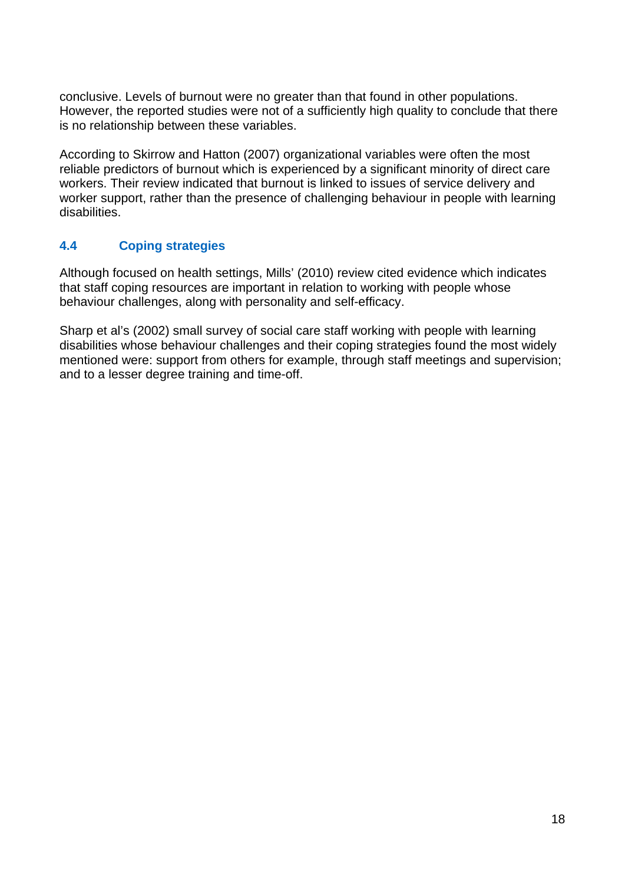conclusive. Levels of burnout were no greater than that found in other populations. However, the reported studies were not of a sufficiently high quality to conclude that there is no relationship between these variables.

According to Skirrow and Hatton (2007) organizational variables were often the most reliable predictors of burnout which is experienced by a significant minority of direct care workers. Their review indicated that burnout is linked to issues of service delivery and worker support, rather than the presence of challenging behaviour in people with learning disabilities.

### 4.4 Coping strategies

Although focused on health settings, Mills' (2010) review cited evidence which indicates that staff coping resources are important in relation to working with people whose behaviour challenges, along with personality and self-efficacy.

Sharp et al's (2002) small survey of social care staff working with people with learning disabilities whose behaviour challenges and their coping strategies found the most widely mentioned were: support from others for example, through staff meetings and supervision; and to a lesser degree training and time-off.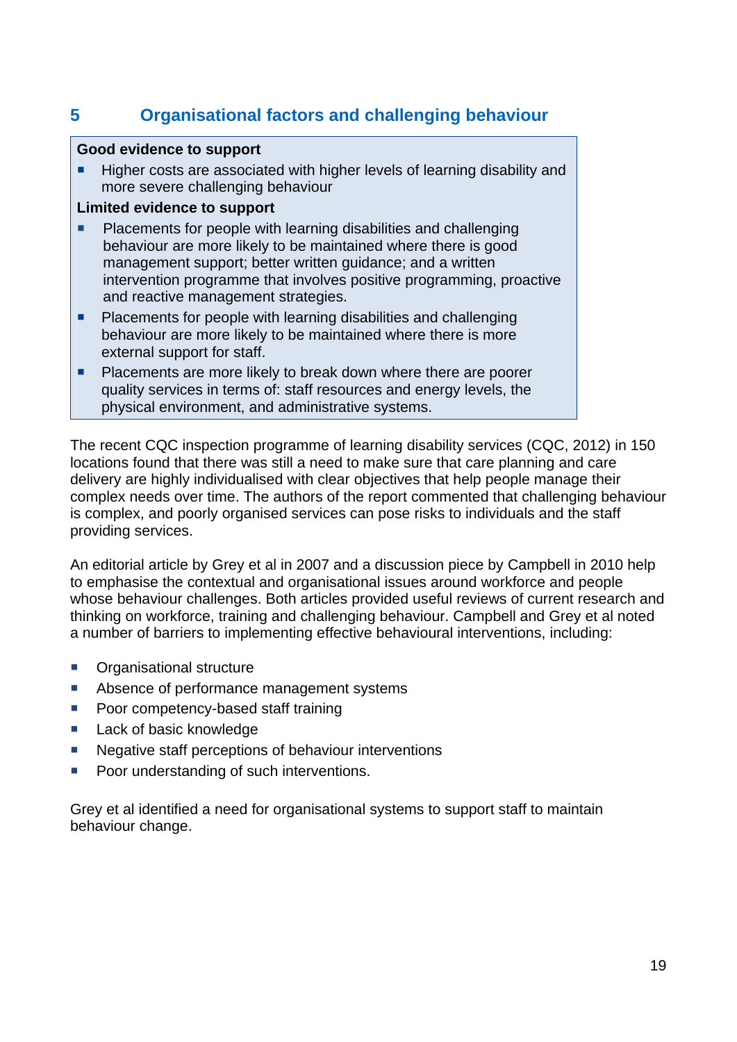## 5 Organisational factors and challenging behaviour

**Good evidence to support**

- Higher costs are associated with higher levels of learning disability and more severe challenging behaviour

**Limited evidence to support**

- Placements for people with learning disabilities and challenging behaviour are more likely to be maintained where there is good management support; better written guidance; and a written intervention programme that involves positive programming, proactive and reactive management strategies.
- Placements for people with learning disabilities and challenging behaviour are more likely to be maintained where there is more external support for staff.
- Placements are more likely to break down where there are poorer quality services in terms of: staff resources and energy levels, the physical environment, and administrative systems.

The recent CQC inspection programme of learning disability services (CQC, 2012) in 150 locations found that there was still a need to make sure that care planning and care delivery are highly individualised with clear objectives that help people manage their complex needs over time. The authors of the report commented that challenging behaviour is complex, and poorly organised services can pose risks to individuals and the staff providing services.

An editorial article by Grey et al in 2007 and a discussion piece by Campbell in 2010 help to emphasise the contextual and organisational issues around workforce and people whose behaviour challenges. Both articles provided useful reviews of current research and thinking on workforce, training and challenging behaviour. Campbell and Grey et al noted a number of barriers to implementing effective behavioural interventions, including:

- Organisational structure
- Absence of performance management systems
- Poor competency-based staff training
- Lack of basic knowledge
- Negative staff perceptions of behaviour interventions
- Poor understanding of such interventions.

Grey et al identified a need for organisational systems to support staff to maintain behaviour change.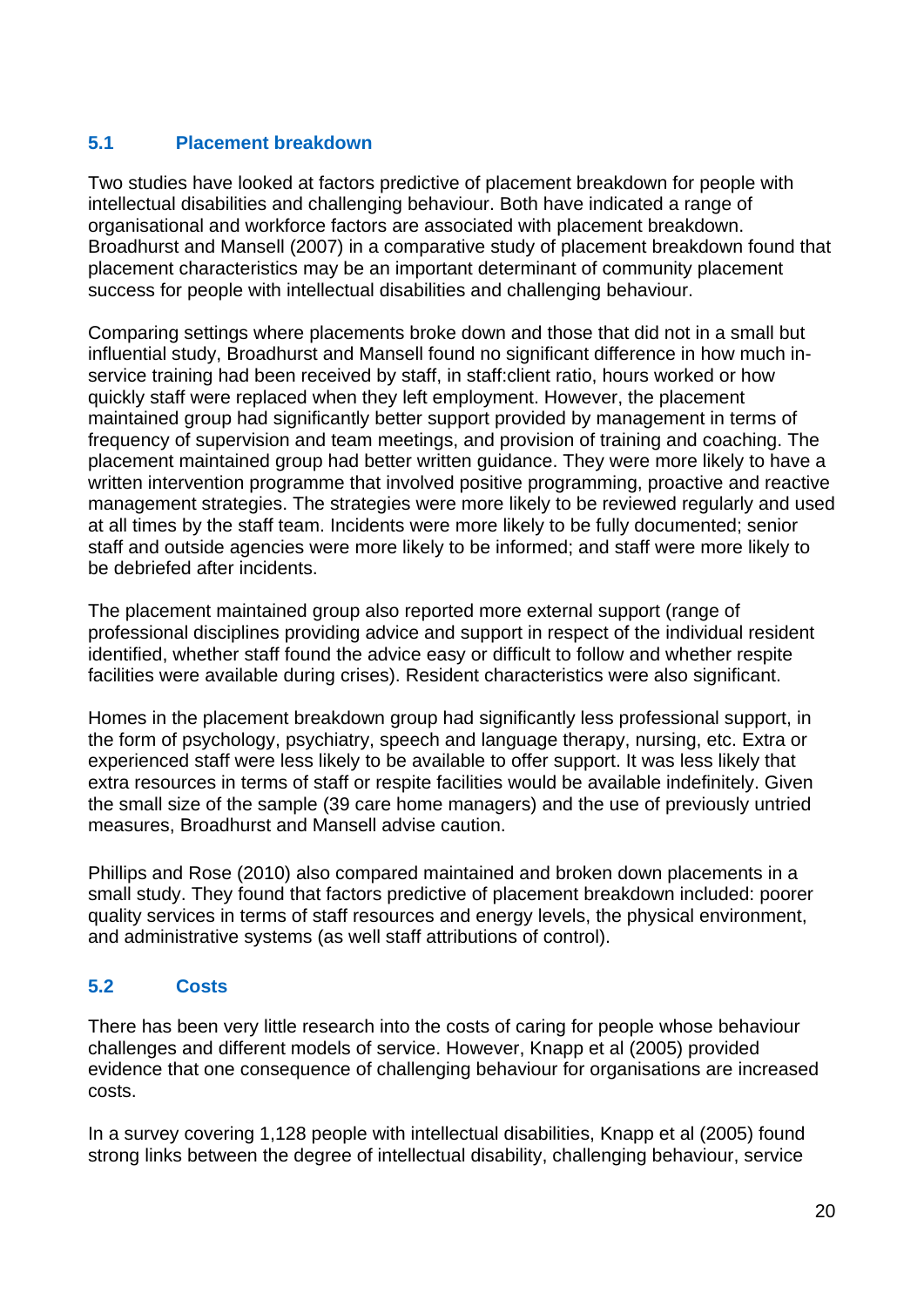## 5.1 Placement breakdown

Two studies have looked at factors predictive of placement breakdown for people with intellectual disabilities and challenging behaviour. Both have indicated a range of organisational and workforce factors are associated with placement breakdown. Broadhurst and Mansell (2007) in a comparative study of placement breakdown found that placement characteristics may be an important determinant of community placement success for people with intellectual disabilities and challenging behaviour.

Comparing settings where placements broke down and those that did not in a small but influential study, Broadhurst and Mansell found no significant difference in how much in-service training had been received by staff, in staff:client ratio, hours worked or how quickly staff were replaced when they left employment. However, the placement maintained group had significantly better support provided by management in terms of frequency of supervision and team meetings, and provision of training and coaching. The placement maintained group had better written guidance. They were more likely to have a written intervention programme that involved positive programming, proactive and reactive management strategies. The strategies were more likely to be reviewed regularly and used at all times by the staff team. Incidents were more likely to be fully documented; senior staff and outside agencies were more likely to be informed; and staff were more likely to be debriefed after incidents.

The placement maintained group also reported more external support (range of professional disciplines providing advice and support in respect of the individual resident identified, whether staff found the advice easy or difficult to follow and whether respite facilities were available during crises). Resident characteristics were also significant.

Homes in the placement breakdown group had significantly less professional support, in the form of psychology, psychiatry, speech and language therapy, nursing, etc. Extra or experienced staff were less likely to be available to offer support. It was less likely that extra resources in terms of staff or respite facilities would be available indefinitely. Given the small size of the sample (39 care home managers) and the use of previously untried measures, Broadhurst and Mansell advise caution.

Phillips and Rose (2010) also compared maintained and broken down placements in a small study. They found that factors predictive of placement breakdown included: poorer quality services in terms of staff resources and energy levels, the physical environment, and administrative systems (as well staff attributions of control).

## 5.2 Costs

There has been very little research into the costs of caring for people whose behaviour challenges and different models of service. However, Knapp et al (2005) provided evidence that one consequence of challenging behaviour for organisations are increased costs.

In a survey covering 1,128 people with intellectual disabilities, Knapp et al (2005) found strong links between the degree of intellectual disability, challenging behaviour, service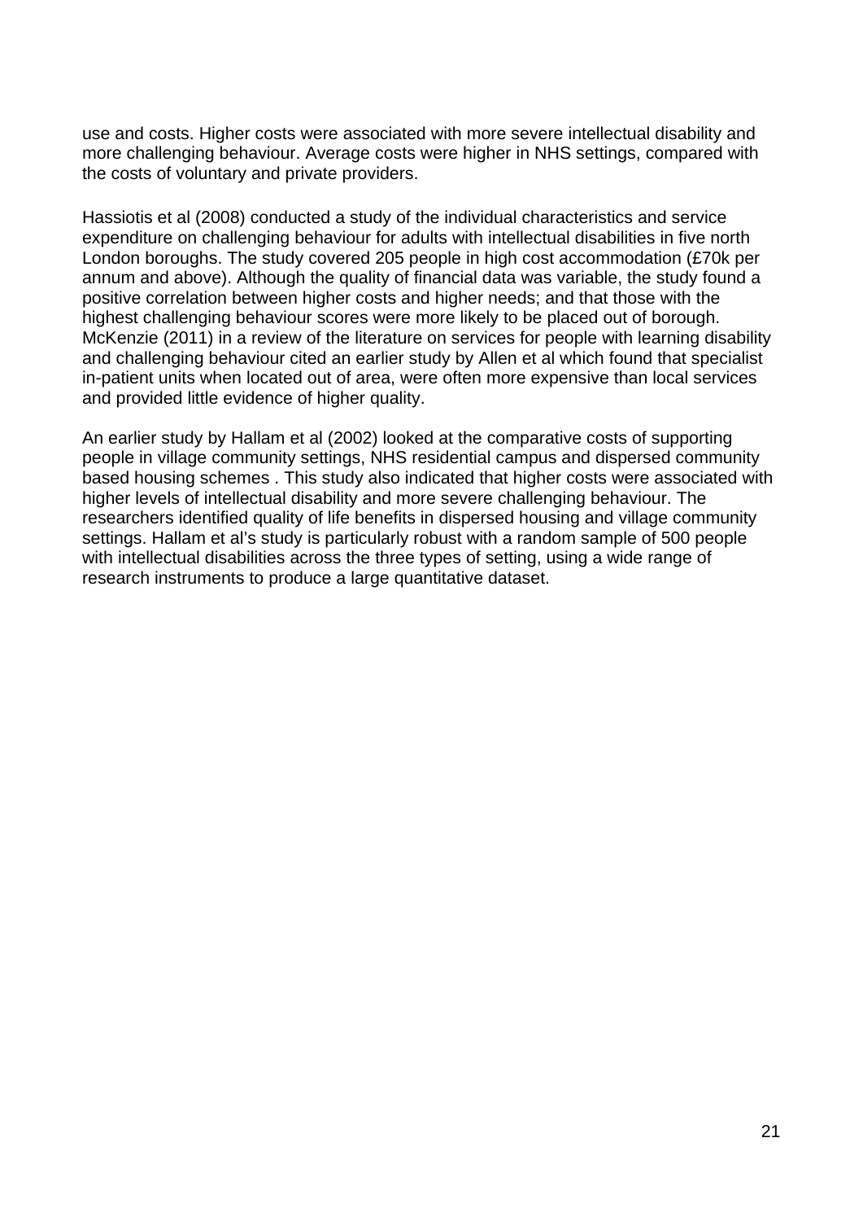use and costs. Higher costs were associated with more severe intellectual disability and more challenging behaviour. Average costs were higher in NHS settings, compared with the costs of voluntary and private providers.

Hassiotis et al (2008) conducted a study of the individual characteristics and service expenditure on challenging behaviour for adults with intellectual disabilities in five north London boroughs. The study covered 205 people in high cost accommodation (£70k per annum and above). Although the quality of financial data was variable, the study found a positive correlation between higher costs and higher needs; and that those with the highest challenging behaviour scores were more likely to be placed out of borough. McKenzie (2011) in a review of the literature on services for people with learning disability and challenging behaviour cited an earlier study by Allen et al which found that specialist in-patient units when located out of area, were often more expensive than local services and provided little evidence of higher quality.

An earlier study by Hallam et al (2002) looked at the comparative costs of supporting people in village community settings, NHS residential campus and dispersed community based housing schemes . This study also indicated that higher costs were associated with higher levels of intellectual disability and more severe challenging behaviour. The researchers identified quality of life benefits in dispersed housing and village community settings. Hallam et al's study is particularly robust with a random sample of 500 people with intellectual disabilities across the three types of setting, using a wide range of research instruments to produce a large quantitative dataset.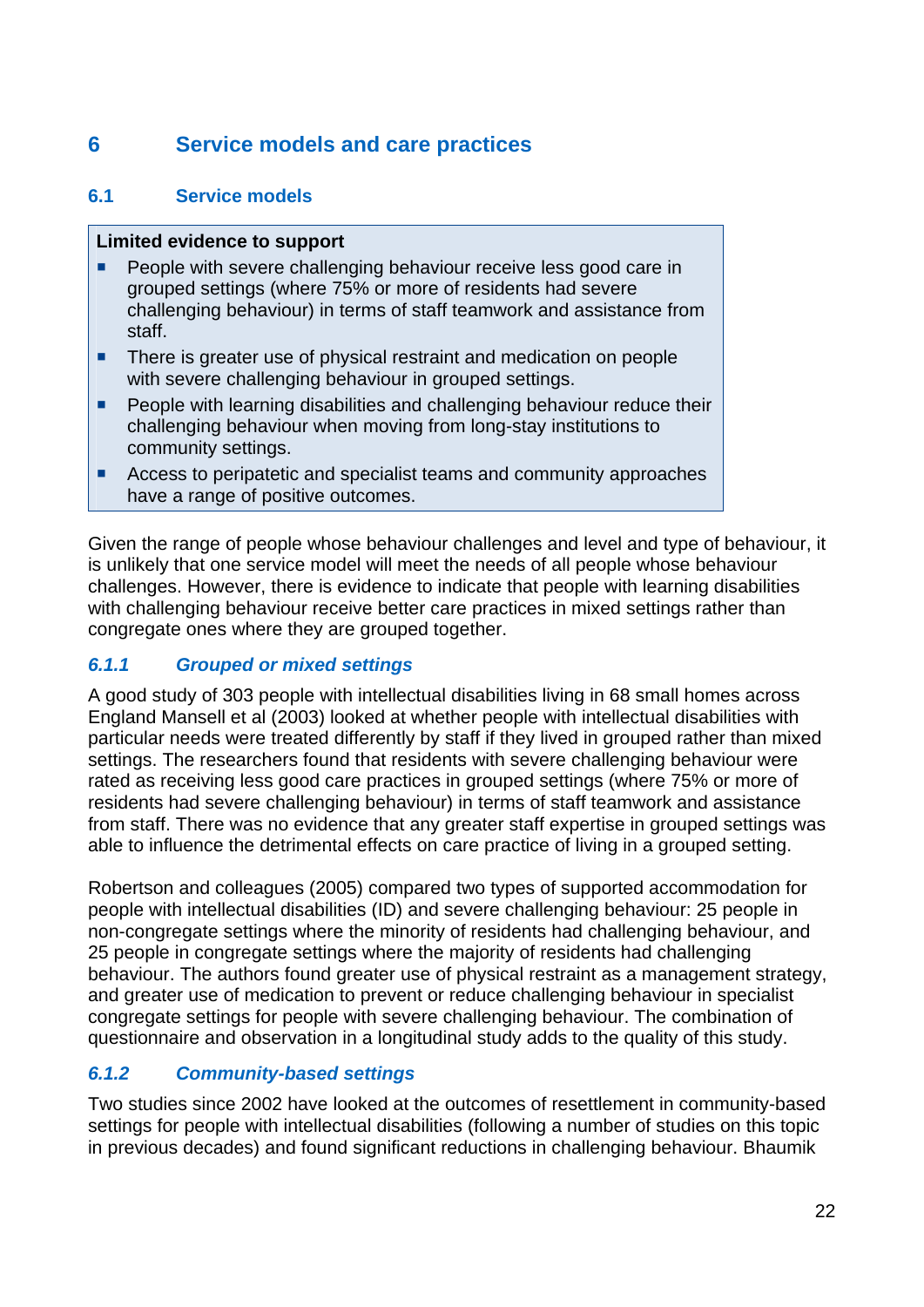# 6 Service models and care practices

## 6.1 Service models

**Limited evidence to support**

- People with severe challenging behaviour receive less good care in grouped settings (where 75% or more of residents had severe challenging behaviour) in terms of staff teamwork and assistance from staff.
- There is greater use of physical restraint and medication on people with severe challenging behaviour in grouped settings.
- People with learning disabilities and challenging behaviour reduce their challenging behaviour when moving from long-stay institutions to community settings.
- Access to peripatetic and specialist teams and community approaches have a range of positive outcomes.

Given the range of people whose behaviour challenges and level and type of behaviour, it is unlikely that one service model will meet the needs of all people whose behaviour challenges. However, there is evidence to indicate that people with learning disabilities with challenging behaviour receive better care practices in mixed settings rather than congregate ones where they are grouped together.

### *6.1.1 Grouped or mixed settings*

A good study of 303 people with intellectual disabilities living in 68 small homes across England Mansell et al (2003) looked at whether people with intellectual disabilities with particular needs were treated differently by staff if they lived in grouped rather than mixed settings. The researchers found that residents with severe challenging behaviour were rated as receiving less good care practices in grouped settings (where 75% or more of residents had severe challenging behaviour) in terms of staff teamwork and assistance from staff. There was no evidence that any greater staff expertise in grouped settings was able to influence the detrimental effects on care practice of living in a grouped setting.

Robertson and colleagues (2005) compared two types of supported accommodation for people with intellectual disabilities (ID) and severe challenging behaviour: 25 people in non-congregate settings where the minority of residents had challenging behaviour, and 25 people in congregate settings where the majority of residents had challenging behaviour. The authors found greater use of physical restraint as a management strategy, and greater use of medication to prevent or reduce challenging behaviour in specialist congregate settings for people with severe challenging behaviour. The combination of questionnaire and observation in a longitudinal study adds to the quality of this study.

### *6.1.2 Community-based settings*

Two studies since 2002 have looked at the outcomes of resettlement in community-based settings for people with intellectual disabilities (following a number of studies on this topic in previous decades) and found significant reductions in challenging behaviour. Bhaumik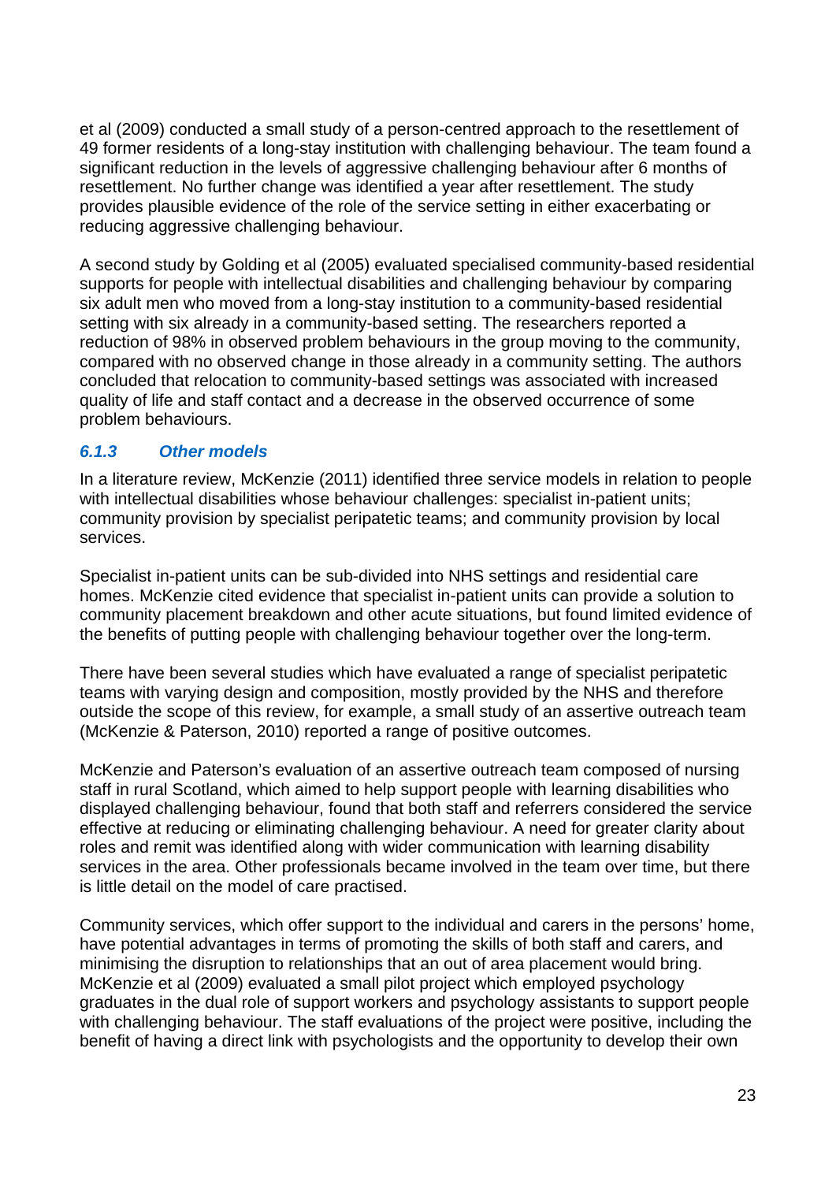et al (2009) conducted a small study of a person-centred approach to the resettlement of 49 former residents of a long-stay institution with challenging behaviour. The team found a significant reduction in the levels of aggressive challenging behaviour after 6 months of resettlement. No further change was identified a year after resettlement. The study provides plausible evidence of the role of the service setting in either exacerbating or reducing aggressive challenging behaviour.

A second study by Golding et al (2005) evaluated specialised community-based residential supports for people with intellectual disabilities and challenging behaviour by comparing six adult men who moved from a long-stay institution to a community-based residential setting with six already in a community-based setting. The researchers reported a reduction of 98% in observed problem behaviours in the group moving to the community, compared with no observed change in those already in a community setting. The authors concluded that relocation to community-based settings was associated with increased quality of life and staff contact and a decrease in the observed occurrence of some problem behaviours.

### *6.1.3 Other models*

In a literature review, McKenzie (2011) identified three service models in relation to people with intellectual disabilities whose behaviour challenges: specialist in-patient units; community provision by specialist peripatetic teams; and community provision by local services.

Specialist in-patient units can be sub-divided into NHS settings and residential care homes. McKenzie cited evidence that specialist in-patient units can provide a solution to community placement breakdown and other acute situations, but found limited evidence of the benefits of putting people with challenging behaviour together over the long-term.

There have been several studies which have evaluated a range of specialist peripatetic teams with varying design and composition, mostly provided by the NHS and therefore outside the scope of this review, for example, a small study of an assertive outreach team (McKenzie & Paterson, 2010) reported a range of positive outcomes.

McKenzie and Paterson's evaluation of an assertive outreach team composed of nursing staff in rural Scotland, which aimed to help support people with learning disabilities who displayed challenging behaviour, found that both staff and referrers considered the service effective at reducing or eliminating challenging behaviour. A need for greater clarity about roles and remit was identified along with wider communication with learning disability services in the area. Other professionals became involved in the team over time, but there is little detail on the model of care practised.

Community services, which offer support to the individual and carers in the persons' home, have potential advantages in terms of promoting the skills of both staff and carers, and minimising the disruption to relationships that an out of area placement would bring. McKenzie et al (2009) evaluated a small pilot project which employed psychology graduates in the dual role of support workers and psychology assistants to support people with challenging behaviour. The staff evaluations of the project were positive, including the benefit of having a direct link with psychologists and the opportunity to develop their own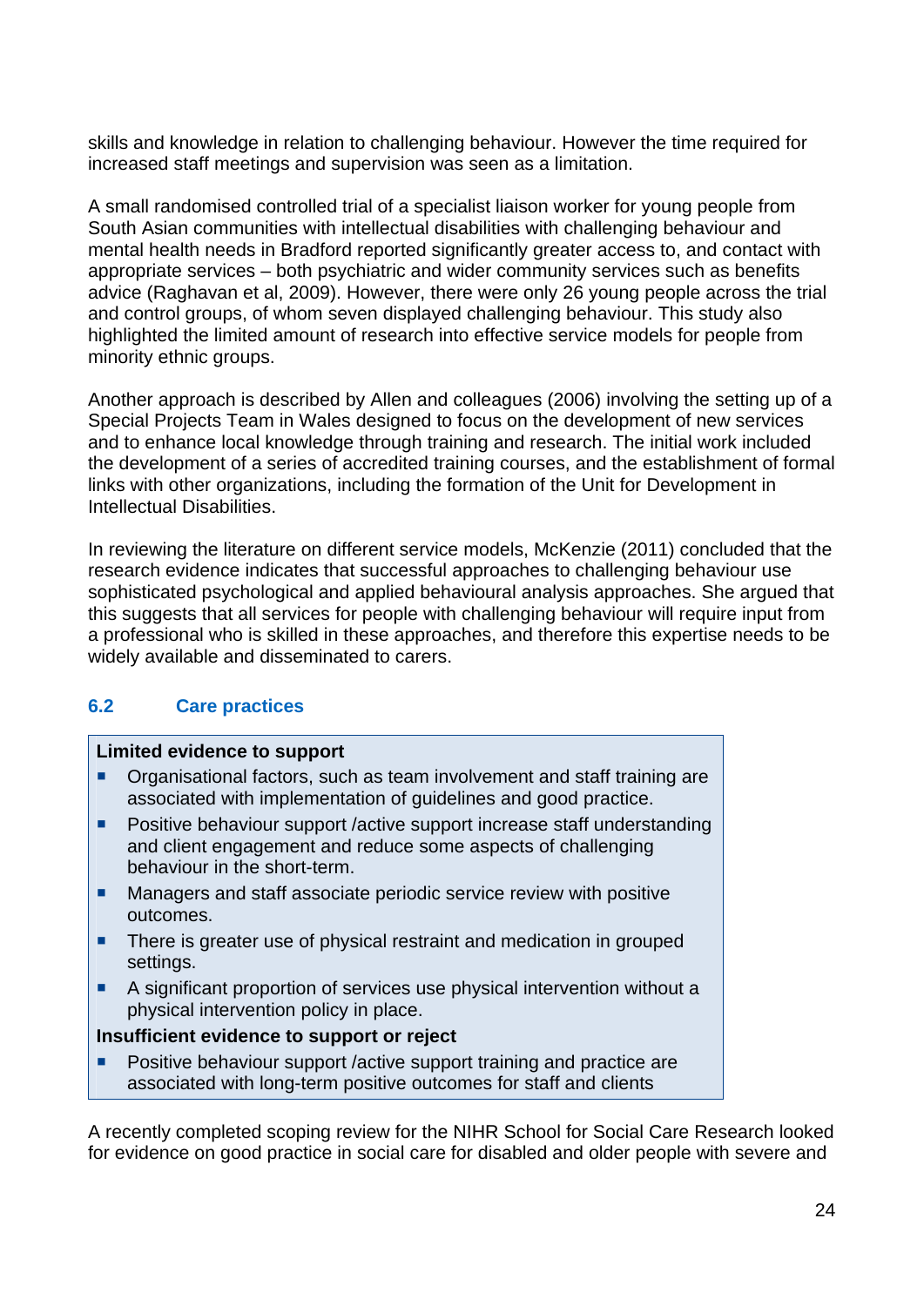skills and knowledge in relation to challenging behaviour. However the time required for increased staff meetings and supervision was seen as a limitation.

A small randomised controlled trial of a specialist liaison worker for young people from South Asian communities with intellectual disabilities with challenging behaviour and mental health needs in Bradford reported significantly greater access to, and contact with appropriate services – both psychiatric and wider community services such as benefits advice (Raghavan et al, 2009). However, there were only 26 young people across the trial and control groups, of whom seven displayed challenging behaviour. This study also highlighted the limited amount of research into effective service models for people from minority ethnic groups.

Another approach is described by Allen and colleagues (2006) involving the setting up of a Special Projects Team in Wales designed to focus on the development of new services and to enhance local knowledge through training and research. The initial work included the development of a series of accredited training courses, and the establishment of formal links with other organizations, including the formation of the Unit for Development in Intellectual Disabilities.

In reviewing the literature on different service models, McKenzie (2011) concluded that the research evidence indicates that successful approaches to challenging behaviour use sophisticated psychological and applied behavioural analysis approaches. She argued that this suggests that all services for people with challenging behaviour will require input from a professional who is skilled in these approaches, and therefore this expertise needs to be widely available and disseminated to carers.

### 6.2 Care practices

**Limited evidence to support**

- Organisational factors, such as team involvement and staff training are associated with implementation of guidelines and good practice.
- Positive behaviour support /active support increase staff understanding and client engagement and reduce some aspects of challenging behaviour in the short-term.
- Managers and staff associate periodic service review with positive outcomes.
- There is greater use of physical restraint and medication in grouped settings.
- A significant proportion of services use physical intervention without a physical intervention policy in place.

**Insufficient evidence to support or reject**

- Positive behaviour support /active support training and practice are associated with long-term positive outcomes for staff and clients

A recently completed scoping review for the NIHR School for Social Care Research looked for evidence on good practice in social care for disabled and older people with severe and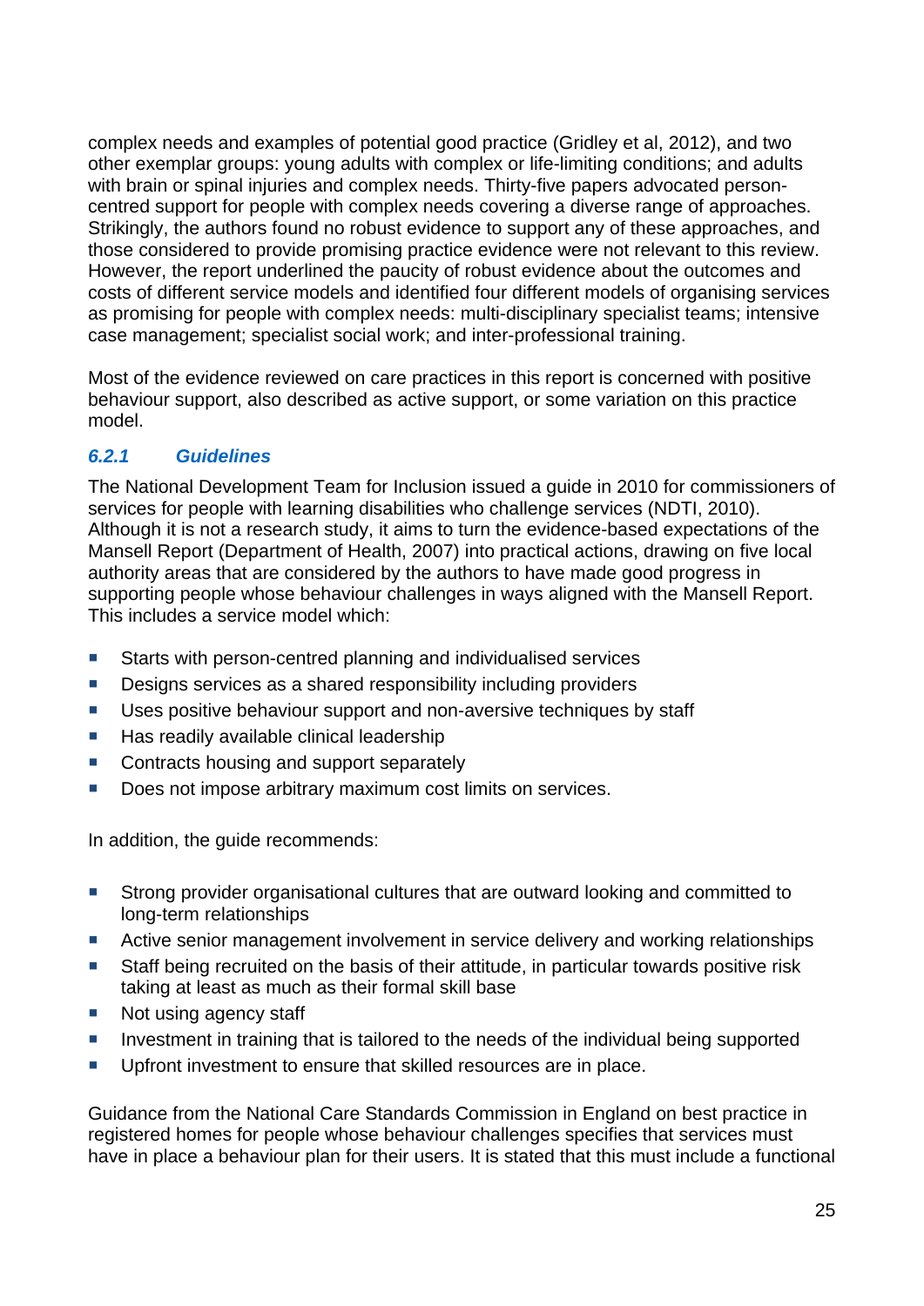complex needs and examples of potential good practice (Gridley et al, 2012), and two other exemplar groups: young adults with complex or life-limiting conditions; and adults with brain or spinal injuries and complex needs. Thirty-five papers advocated person-centred support for people with complex needs covering a diverse range of approaches. Strikingly, the authors found no robust evidence to support any of these approaches, and those considered to provide promising practice evidence were not relevant to this review. However, the report underlined the paucity of robust evidence about the outcomes and costs of different service models and identified four different models of organising services as promising for people with complex needs: multi-disciplinary specialist teams; intensive case management; specialist social work; and inter-professional training.

Most of the evidence reviewed on care practices in this report is concerned with positive behaviour support, also described as active support, or some variation on this practice model.

### *6.2.1 Guidelines*

The National Development Team for Inclusion issued a guide in 2010 for commissioners of services for people with learning disabilities who challenge services (NDTI, 2010). Although it is not a research study, it aims to turn the evidence-based expectations of the Mansell Report (Department of Health, 2007) into practical actions, drawing on five local authority areas that are considered by the authors to have made good progress in supporting people whose behaviour challenges in ways aligned with the Mansell Report. This includes a service model which:

- Starts with person-centred planning and individualised services
- Designs services as a shared responsibility including providers
- Uses positive behaviour support and non-aversive techniques by staff
- Has readily available clinical leadership
- Contracts housing and support separately
- Does not impose arbitrary maximum cost limits on services.

In addition, the guide recommends:

- Strong provider organisational cultures that are outward looking and committed to long-term relationships
- Active senior management involvement in service delivery and working relationships
- Staff being recruited on the basis of their attitude, in particular towards positive risk taking at least as much as their formal skill base
- Not using agency staff
- Investment in training that is tailored to the needs of the individual being supported
- Upfront investment to ensure that skilled resources are in place.

Guidance from the National Care Standards Commission in England on best practice in registered homes for people whose behaviour challenges specifies that services must have in place a behaviour plan for their users. It is stated that this must include a functional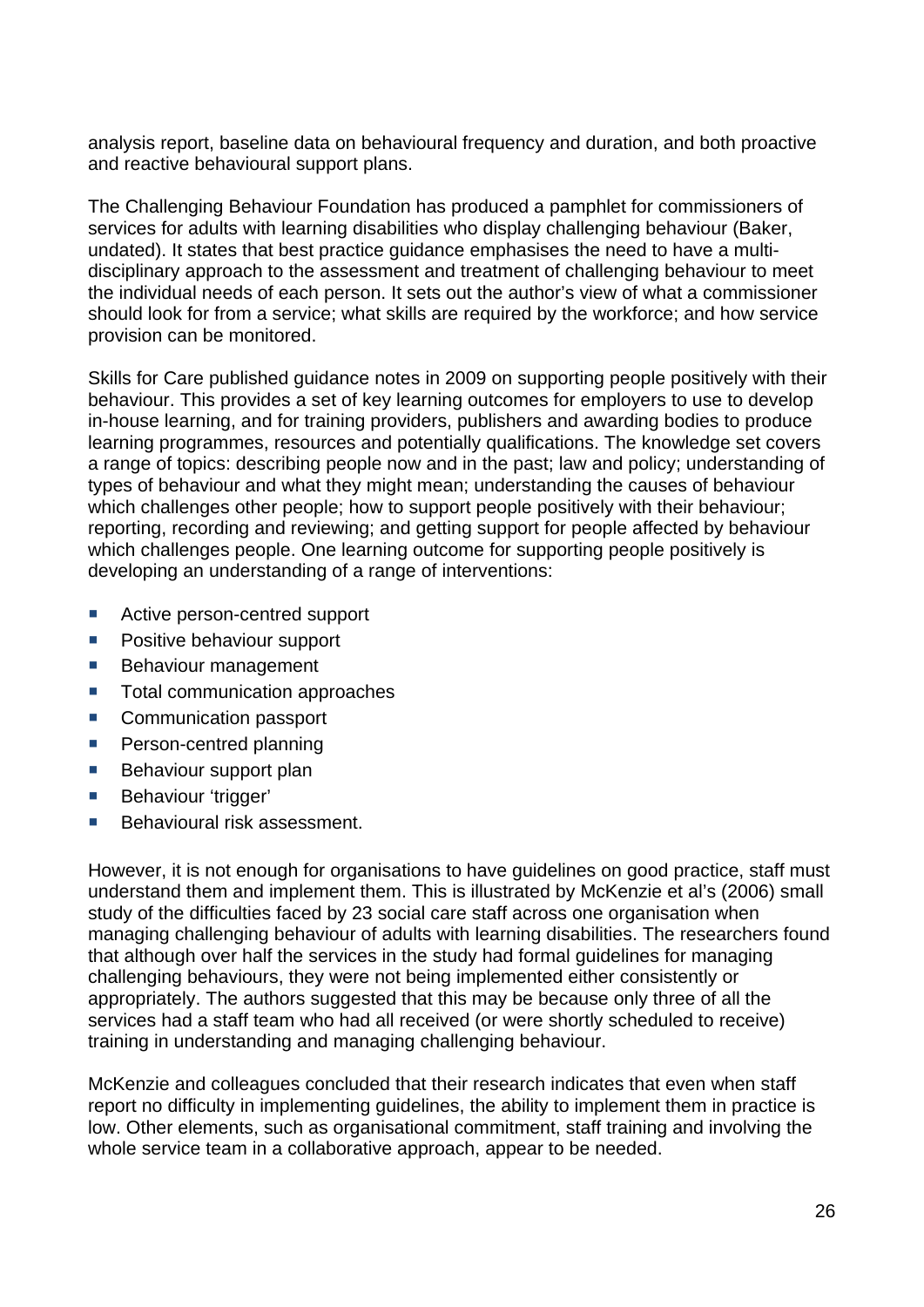analysis report, baseline data on behavioural frequency and duration, and both proactive and reactive behavioural support plans.

The Challenging Behaviour Foundation has produced a pamphlet for commissioners of services for adults with learning disabilities who display challenging behaviour (Baker, undated). It states that best practice guidance emphasises the need to have a multi-disciplinary approach to the assessment and treatment of challenging behaviour to meet the individual needs of each person. It sets out the author's view of what a commissioner should look for from a service; what skills are required by the workforce; and how service provision can be monitored.

Skills for Care published guidance notes in 2009 on supporting people positively with their behaviour. This provides a set of key learning outcomes for employers to use to develop in-house learning, and for training providers, publishers and awarding bodies to produce learning programmes, resources and potentially qualifications. The knowledge set covers a range of topics: describing people now and in the past; law and policy; understanding of types of behaviour and what they might mean; understanding the causes of behaviour which challenges other people; how to support people positively with their behaviour; reporting, recording and reviewing; and getting support for people affected by behaviour which challenges people. One learning outcome for supporting people positively is developing an understanding of a range of interventions:

- Active person-centred support
- Positive behaviour support
- Behaviour management
- Total communication approaches
- Communication passport
- Person-centred planning
- Behaviour support plan
- Behaviour 'trigger'
- Behavioural risk assessment.

However, it is not enough for organisations to have guidelines on good practice, staff must understand them and implement them. This is illustrated by McKenzie et al's (2006) small study of the difficulties faced by 23 social care staff across one organisation when managing challenging behaviour of adults with learning disabilities. The researchers found that although over half the services in the study had formal guidelines for managing challenging behaviours, they were not being implemented either consistently or appropriately. The authors suggested that this may be because only three of all the services had a staff team who had all received (or were shortly scheduled to receive) training in understanding and managing challenging behaviour.

McKenzie and colleagues concluded that their research indicates that even when staff report no difficulty in implementing guidelines, the ability to implement them in practice is low. Other elements, such as organisational commitment, staff training and involving the whole service team in a collaborative approach, appear to be needed.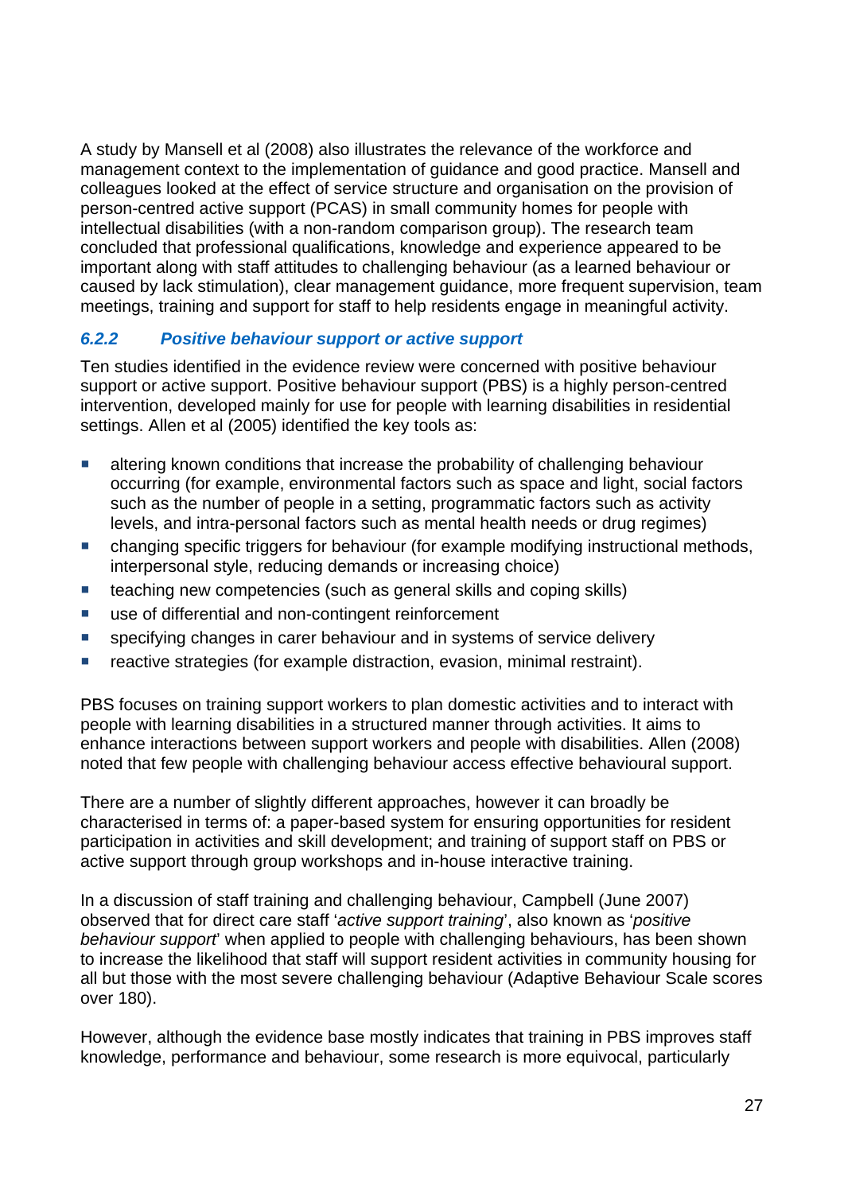A study by Mansell et al (2008) also illustrates the relevance of the workforce and management context to the implementation of guidance and good practice. Mansell and colleagues looked at the effect of service structure and organisation on the provision of person-centred active support (PCAS) in small community homes for people with intellectual disabilities (with a non-random comparison group). The research team concluded that professional qualifications, knowledge and experience appeared to be important along with staff attitudes to challenging behaviour (as a learned behaviour or caused by lack stimulation), clear management guidance, more frequent supervision, team meetings, training and support for staff to help residents engage in meaningful activity.

### *6.2.2 Positive behaviour support or active support*

Ten studies identified in the evidence review were concerned with positive behaviour support or active support. Positive behaviour support (PBS) is a highly person-centred intervention, developed mainly for use for people with learning disabilities in residential settings. Allen et al (2005) identified the key tools as:

- altering known conditions that increase the probability of challenging behaviour occurring (for example, environmental factors such as space and light, social factors such as the number of people in a setting, programmatic factors such as activity levels, and intra-personal factors such as mental health needs or drug regimes)
- changing specific triggers for behaviour (for example modifying instructional methods, interpersonal style, reducing demands or increasing choice)
- teaching new competencies (such as general skills and coping skills)
- use of differential and non-contingent reinforcement
- specifying changes in carer behaviour and in systems of service delivery
- reactive strategies (for example distraction, evasion, minimal restraint).

PBS focuses on training support workers to plan domestic activities and to interact with people with learning disabilities in a structured manner through activities. It aims to enhance interactions between support workers and people with disabilities. Allen (2008) noted that few people with challenging behaviour access effective behavioural support.

There are a number of slightly different approaches, however it can broadly be characterised in terms of: a paper-based system for ensuring opportunities for resident participation in activities and skill development; and training of support staff on PBS or active support through group workshops and in-house interactive training.

In a discussion of staff training and challenging behaviour, Campbell (June 2007) observed that for direct care staff '*active support training*', also known as '*positive behaviour support*' when applied to people with challenging behaviours, has been shown to increase the likelihood that staff will support resident activities in community housing for all but those with the most severe challenging behaviour (Adaptive Behaviour Scale scores over 180).

However, although the evidence base mostly indicates that training in PBS improves staff knowledge, performance and behaviour, some research is more equivocal, particularly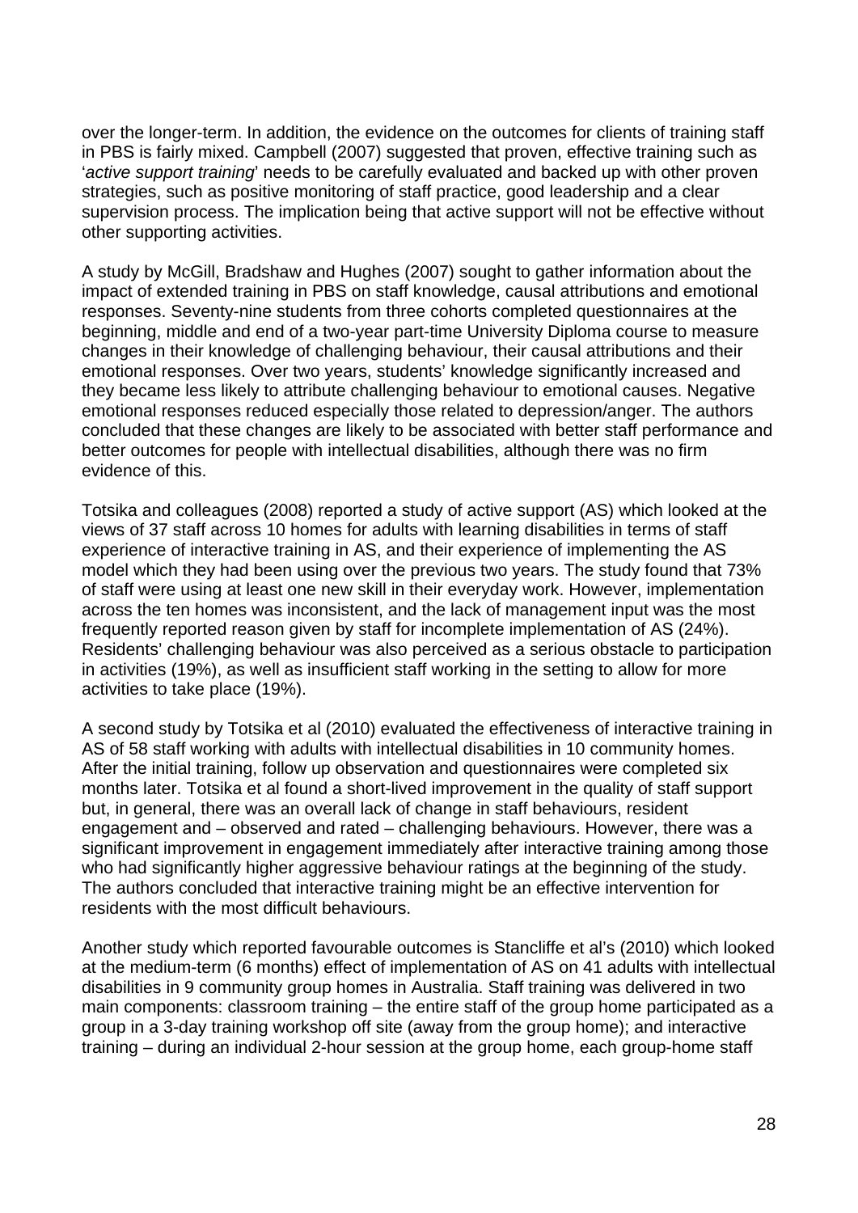over the longer-term. In addition, the evidence on the outcomes for clients of training staff in PBS is fairly mixed. Campbell (2007) suggested that proven, effective training such as '*active support training*' needs to be carefully evaluated and backed up with other proven strategies, such as positive monitoring of staff practice, good leadership and a clear supervision process. The implication being that active support will not be effective without other supporting activities.

A study by McGill, Bradshaw and Hughes (2007) sought to gather information about the impact of extended training in PBS on staff knowledge, causal attributions and emotional responses. Seventy-nine students from three cohorts completed questionnaires at the beginning, middle and end of a two-year part-time University Diploma course to measure changes in their knowledge of challenging behaviour, their causal attributions and their emotional responses. Over two years, students' knowledge significantly increased and they became less likely to attribute challenging behaviour to emotional causes. Negative emotional responses reduced especially those related to depression/anger. The authors concluded that these changes are likely to be associated with better staff performance and better outcomes for people with intellectual disabilities, although there was no firm evidence of this.

Totsika and colleagues (2008) reported a study of active support (AS) which looked at the views of 37 staff across 10 homes for adults with learning disabilities in terms of staff experience of interactive training in AS, and their experience of implementing the AS model which they had been using over the previous two years. The study found that 73% of staff were using at least one new skill in their everyday work. However, implementation across the ten homes was inconsistent, and the lack of management input was the most frequently reported reason given by staff for incomplete implementation of AS (24%). Residents' challenging behaviour was also perceived as a serious obstacle to participation in activities (19%), as well as insufficient staff working in the setting to allow for more activities to take place (19%).

A second study by Totsika et al (2010) evaluated the effectiveness of interactive training in AS of 58 staff working with adults with intellectual disabilities in 10 community homes. After the initial training, follow up observation and questionnaires were completed six months later. Totsika et al found a short-lived improvement in the quality of staff support but, in general, there was an overall lack of change in staff behaviours, resident engagement and – observed and rated – challenging behaviours. However, there was a significant improvement in engagement immediately after interactive training among those who had significantly higher aggressive behaviour ratings at the beginning of the study. The authors concluded that interactive training might be an effective intervention for residents with the most difficult behaviours.

Another study which reported favourable outcomes is Stancliffe et al's (2010) which looked at the medium-term (6 months) effect of implementation of AS on 41 adults with intellectual disabilities in 9 community group homes in Australia. Staff training was delivered in two main components: classroom training – the entire staff of the group home participated as a group in a 3-day training workshop off site (away from the group home); and interactive training – during an individual 2-hour session at the group home, each group-home staff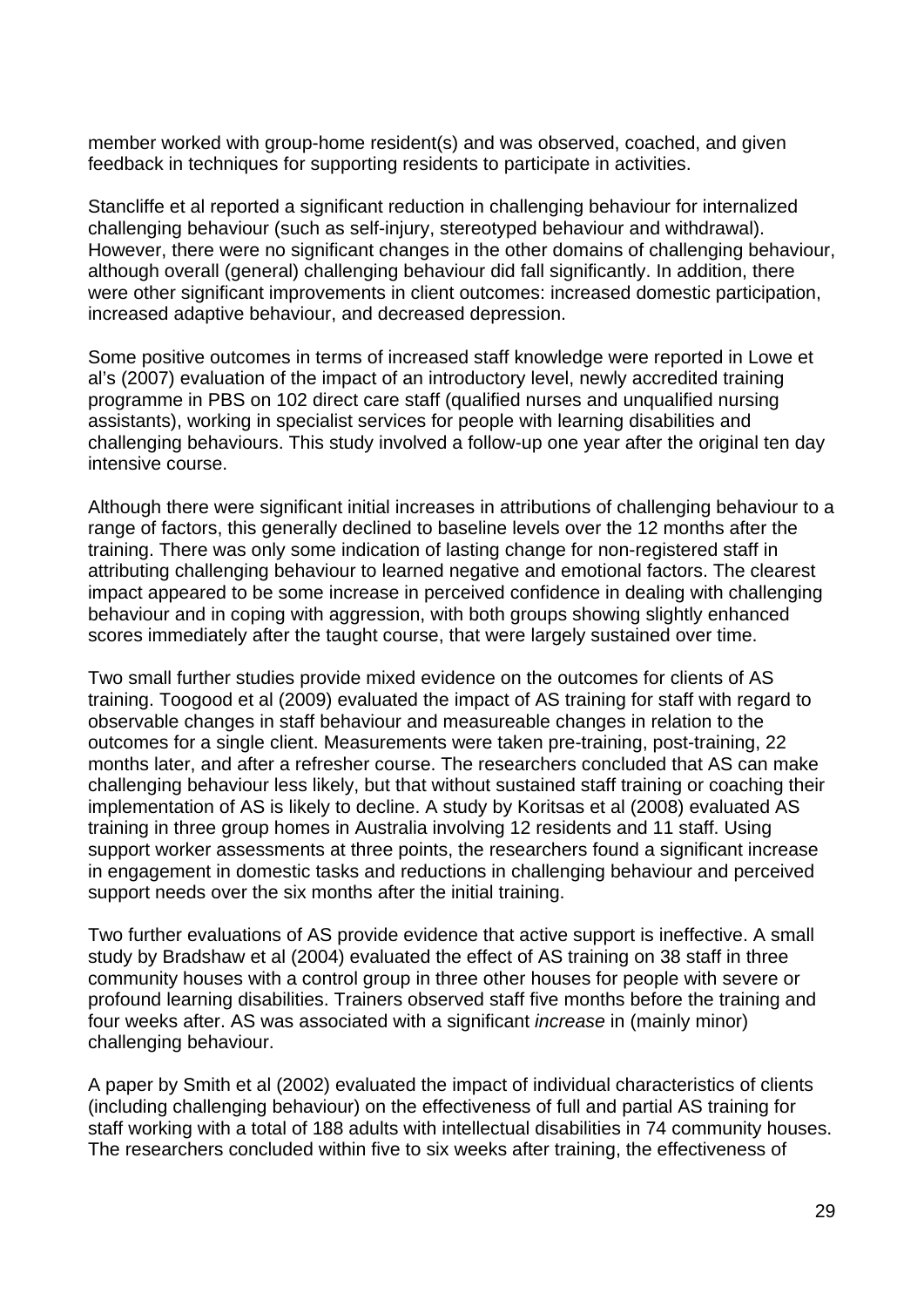member worked with group-home resident(s) and was observed, coached, and given feedback in techniques for supporting residents to participate in activities.

Stancliffe et al reported a significant reduction in challenging behaviour for internalized challenging behaviour (such as self-injury, stereotyped behaviour and withdrawal). However, there were no significant changes in the other domains of challenging behaviour, although overall (general) challenging behaviour did fall significantly. In addition, there were other significant improvements in client outcomes: increased domestic participation, increased adaptive behaviour, and decreased depression.

Some positive outcomes in terms of increased staff knowledge were reported in Lowe et al's (2007) evaluation of the impact of an introductory level, newly accredited training programme in PBS on 102 direct care staff (qualified nurses and unqualified nursing assistants), working in specialist services for people with learning disabilities and challenging behaviours. This study involved a follow-up one year after the original ten day intensive course.

Although there were significant initial increases in attributions of challenging behaviour to a range of factors, this generally declined to baseline levels over the 12 months after the training. There was only some indication of lasting change for non-registered staff in attributing challenging behaviour to learned negative and emotional factors. The clearest impact appeared to be some increase in perceived confidence in dealing with challenging behaviour and in coping with aggression, with both groups showing slightly enhanced scores immediately after the taught course, that were largely sustained over time.

Two small further studies provide mixed evidence on the outcomes for clients of AS training. Toogood et al (2009) evaluated the impact of AS training for staff with regard to observable changes in staff behaviour and measureable changes in relation to the outcomes for a single client. Measurements were taken pre-training, post-training, 22 months later, and after a refresher course. The researchers concluded that AS can make challenging behaviour less likely, but that without sustained staff training or coaching their implementation of AS is likely to decline. A study by Koritsas et al (2008) evaluated AS training in three group homes in Australia involving 12 residents and 11 staff. Using support worker assessments at three points, the researchers found a significant increase in engagement in domestic tasks and reductions in challenging behaviour and perceived support needs over the six months after the initial training.

Two further evaluations of AS provide evidence that active support is ineffective. A small study by Bradshaw et al (2004) evaluated the effect of AS training on 38 staff in three community houses with a control group in three other houses for people with severe or profound learning disabilities. Trainers observed staff five months before the training and four weeks after. AS was associated with a significant *increase* in (mainly minor) challenging behaviour.

A paper by Smith et al (2002) evaluated the impact of individual characteristics of clients (including challenging behaviour) on the effectiveness of full and partial AS training for staff working with a total of 188 adults with intellectual disabilities in 74 community houses. The researchers concluded within five to six weeks after training, the effectiveness of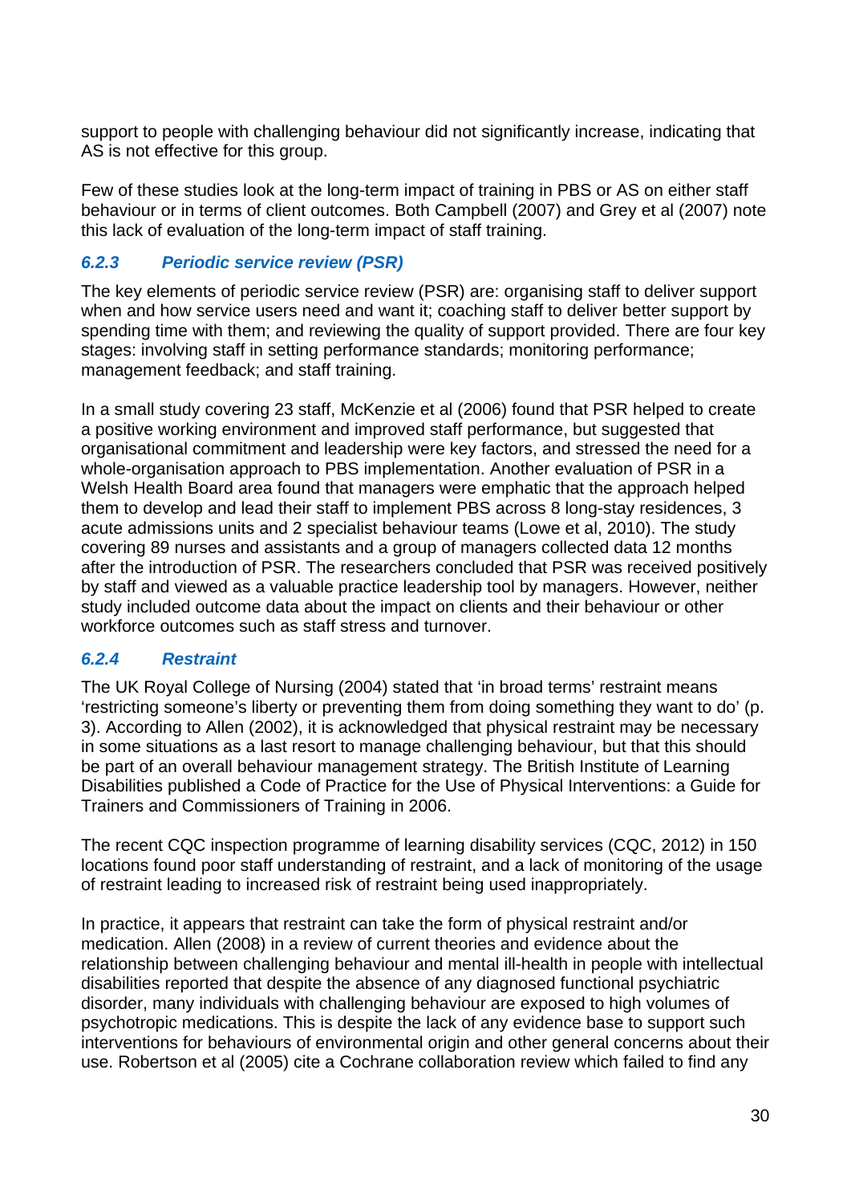support to people with challenging behaviour did not significantly increase, indicating that AS is not effective for this group.

Few of these studies look at the long-term impact of training in PBS or AS on either staff behaviour or in terms of client outcomes. Both Campbell (2007) and Grey et al (2007) note this lack of evaluation of the long-term impact of staff training.

### *6.2.3 Periodic service review (PSR)*

The key elements of periodic service review (PSR) are: organising staff to deliver support when and how service users need and want it; coaching staff to deliver better support by spending time with them; and reviewing the quality of support provided. There are four key stages: involving staff in setting performance standards; monitoring performance; management feedback; and staff training.

In a small study covering 23 staff, McKenzie et al (2006) found that PSR helped to create a positive working environment and improved staff performance, but suggested that organisational commitment and leadership were key factors, and stressed the need for a whole-organisation approach to PBS implementation. Another evaluation of PSR in a Welsh Health Board area found that managers were emphatic that the approach helped them to develop and lead their staff to implement PBS across 8 long-stay residences, 3 acute admissions units and 2 specialist behaviour teams (Lowe et al, 2010). The study covering 89 nurses and assistants and a group of managers collected data 12 months after the introduction of PSR. The researchers concluded that PSR was received positively by staff and viewed as a valuable practice leadership tool by managers. However, neither study included outcome data about the impact on clients and their behaviour or other workforce outcomes such as staff stress and turnover.

### *6.2.4 Restraint*

The UK Royal College of Nursing (2004) stated that 'in broad terms' restraint means 'restricting someone's liberty or preventing them from doing something they want to do' (p. 3). According to Allen (2002), it is acknowledged that physical restraint may be necessary in some situations as a last resort to manage challenging behaviour, but that this should be part of an overall behaviour management strategy. The British Institute of Learning Disabilities published a Code of Practice for the Use of Physical Interventions: a Guide for Trainers and Commissioners of Training in 2006.

The recent CQC inspection programme of learning disability services (CQC, 2012) in 150 locations found poor staff understanding of restraint, and a lack of monitoring of the usage of restraint leading to increased risk of restraint being used inappropriately.

In practice, it appears that restraint can take the form of physical restraint and/or medication. Allen (2008) in a review of current theories and evidence about the relationship between challenging behaviour and mental ill-health in people with intellectual disabilities reported that despite the absence of any diagnosed functional psychiatric disorder, many individuals with challenging behaviour are exposed to high volumes of psychotropic medications. This is despite the lack of any evidence base to support such interventions for behaviours of environmental origin and other general concerns about their use. Robertson et al (2005) cite a Cochrane collaboration review which failed to find any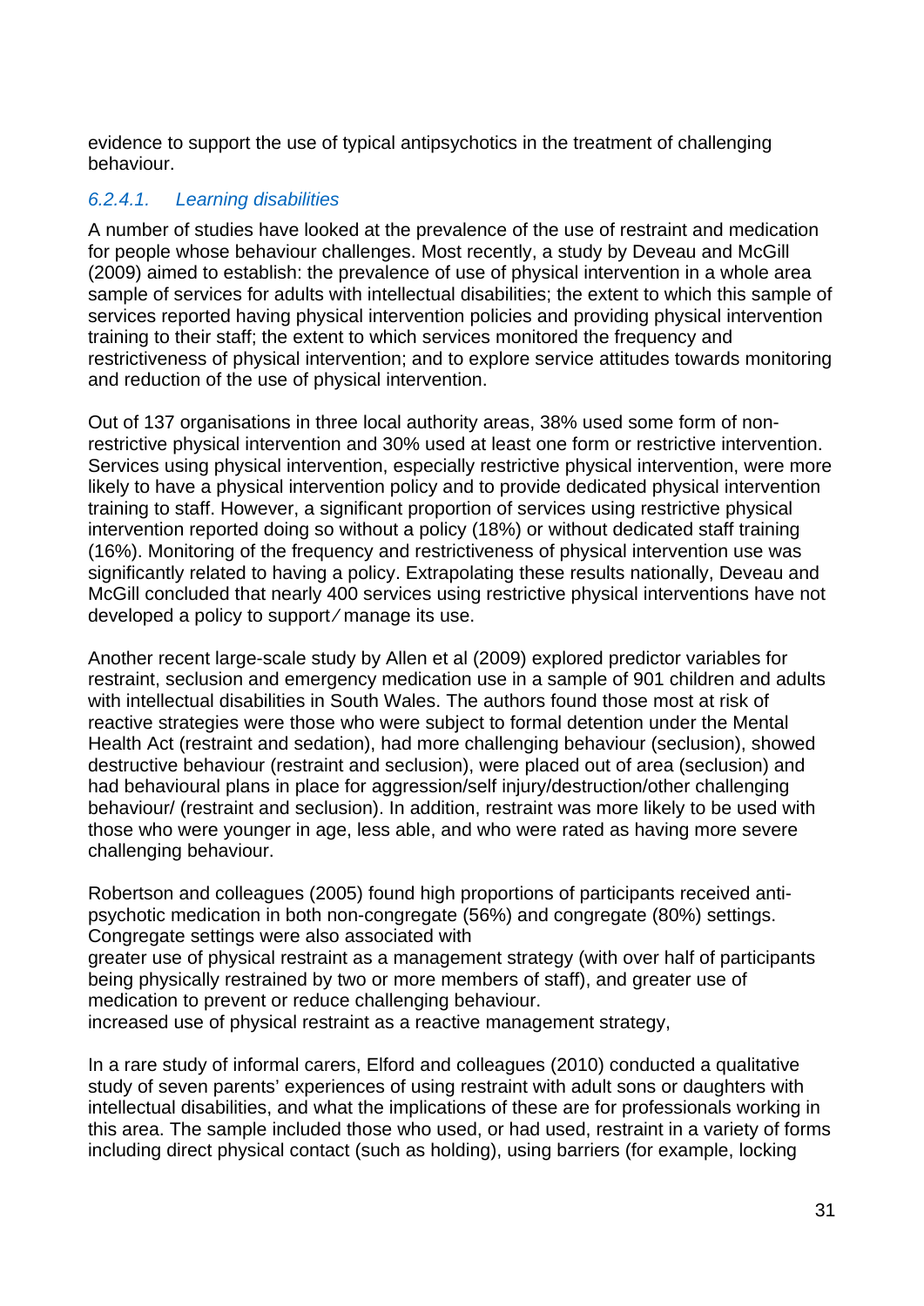evidence to support the use of typical antipsychotics in the treatment of challenging behaviour.

#### *6.2.4.1. Learning disabilities*

A number of studies have looked at the prevalence of the use of restraint and medication for people whose behaviour challenges. Most recently, a study by Deveau and McGill (2009) aimed to establish: the prevalence of use of physical intervention in a whole area sample of services for adults with intellectual disabilities; the extent to which this sample of services reported having physical intervention policies and providing physical intervention training to their staff; the extent to which services monitored the frequency and restrictiveness of physical intervention; and to explore service attitudes towards monitoring and reduction of the use of physical intervention.

Out of 137 organisations in three local authority areas, 38% used some form of non-restrictive physical intervention and 30% used at least one form or restrictive intervention. Services using physical intervention, especially restrictive physical intervention, were more likely to have a physical intervention policy and to provide dedicated physical intervention training to staff. However, a significant proportion of services using restrictive physical intervention reported doing so without a policy (18%) or without dedicated staff training (16%). Monitoring of the frequency and restrictiveness of physical intervention use was significantly related to having a policy. Extrapolating these results nationally, Deveau and McGill concluded that nearly 400 services using restrictive physical interventions have not developed a policy to support ⁄ manage its use.

Another recent large-scale study by Allen et al (2009) explored predictor variables for restraint, seclusion and emergency medication use in a sample of 901 children and adults with intellectual disabilities in South Wales. The authors found those most at risk of reactive strategies were those who were subject to formal detention under the Mental Health Act (restraint and sedation), had more challenging behaviour (seclusion), showed destructive behaviour (restraint and seclusion), were placed out of area (seclusion) and had behavioural plans in place for aggression/self injury/destruction/other challenging behaviour/ (restraint and seclusion). In addition, restraint was more likely to be used with those who were younger in age, less able, and who were rated as having more severe challenging behaviour.

Robertson and colleagues (2005) found high proportions of participants received anti-psychotic medication in both non-congregate (56%) and congregate (80%) settings. Congregate settings were also associated with
greater use of physical restraint as a management strategy (with over half of participants being physically restrained by two or more members of staff), and greater use of medication to prevent or reduce challenging behaviour.
increased use of physical restraint as a reactive management strategy,

In a rare study of informal carers, Elford and colleagues (2010) conducted a qualitative study of seven parents' experiences of using restraint with adult sons or daughters with intellectual disabilities, and what the implications of these are for professionals working in this area. The sample included those who used, or had used, restraint in a variety of forms including direct physical contact (such as holding), using barriers (for example, locking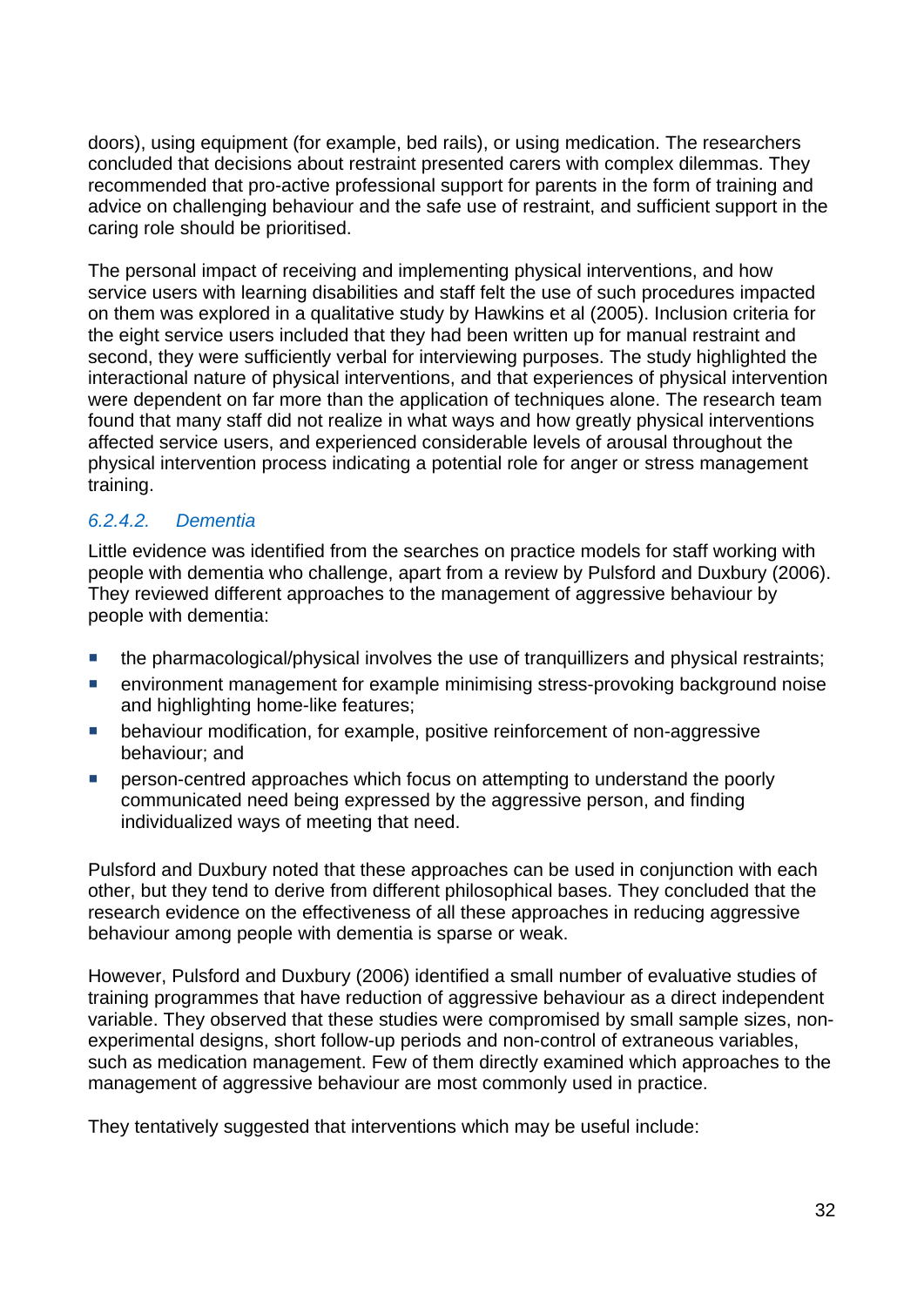doors), using equipment (for example, bed rails), or using medication. The researchers concluded that decisions about restraint presented carers with complex dilemmas. They recommended that pro-active professional support for parents in the form of training and advice on challenging behaviour and the safe use of restraint, and sufficient support in the caring role should be prioritised.

The personal impact of receiving and implementing physical interventions, and how service users with learning disabilities and staff felt the use of such procedures impacted on them was explored in a qualitative study by Hawkins et al (2005). Inclusion criteria for the eight service users included that they had been written up for manual restraint and second, they were sufficiently verbal for interviewing purposes. The study highlighted the interactional nature of physical interventions, and that experiences of physical intervention were dependent on far more than the application of techniques alone. The research team found that many staff did not realize in what ways and how greatly physical interventions affected service users, and experienced considerable levels of arousal throughout the physical intervention process indicating a potential role for anger or stress management training.

#### *6.2.4.2. Dementia*

Little evidence was identified from the searches on practice models for staff working with people with dementia who challenge, apart from a review by Pulsford and Duxbury (2006). They reviewed different approaches to the management of aggressive behaviour by people with dementia:

- the pharmacological/physical involves the use of tranquillizers and physical restraints;
- environment management for example minimising stress-provoking background noise and highlighting home-like features;
- behaviour modification, for example, positive reinforcement of non-aggressive behaviour; and
- person-centred approaches which focus on attempting to understand the poorly communicated need being expressed by the aggressive person, and finding individualized ways of meeting that need.

Pulsford and Duxbury noted that these approaches can be used in conjunction with each other, but they tend to derive from different philosophical bases. They concluded that the research evidence on the effectiveness of all these approaches in reducing aggressive behaviour among people with dementia is sparse or weak.

However, Pulsford and Duxbury (2006) identified a small number of evaluative studies of training programmes that have reduction of aggressive behaviour as a direct independent variable. They observed that these studies were compromised by small sample sizes, non-experimental designs, short follow-up periods and non-control of extraneous variables, such as medication management. Few of them directly examined which approaches to the management of aggressive behaviour are most commonly used in practice.

They tentatively suggested that interventions which may be useful include: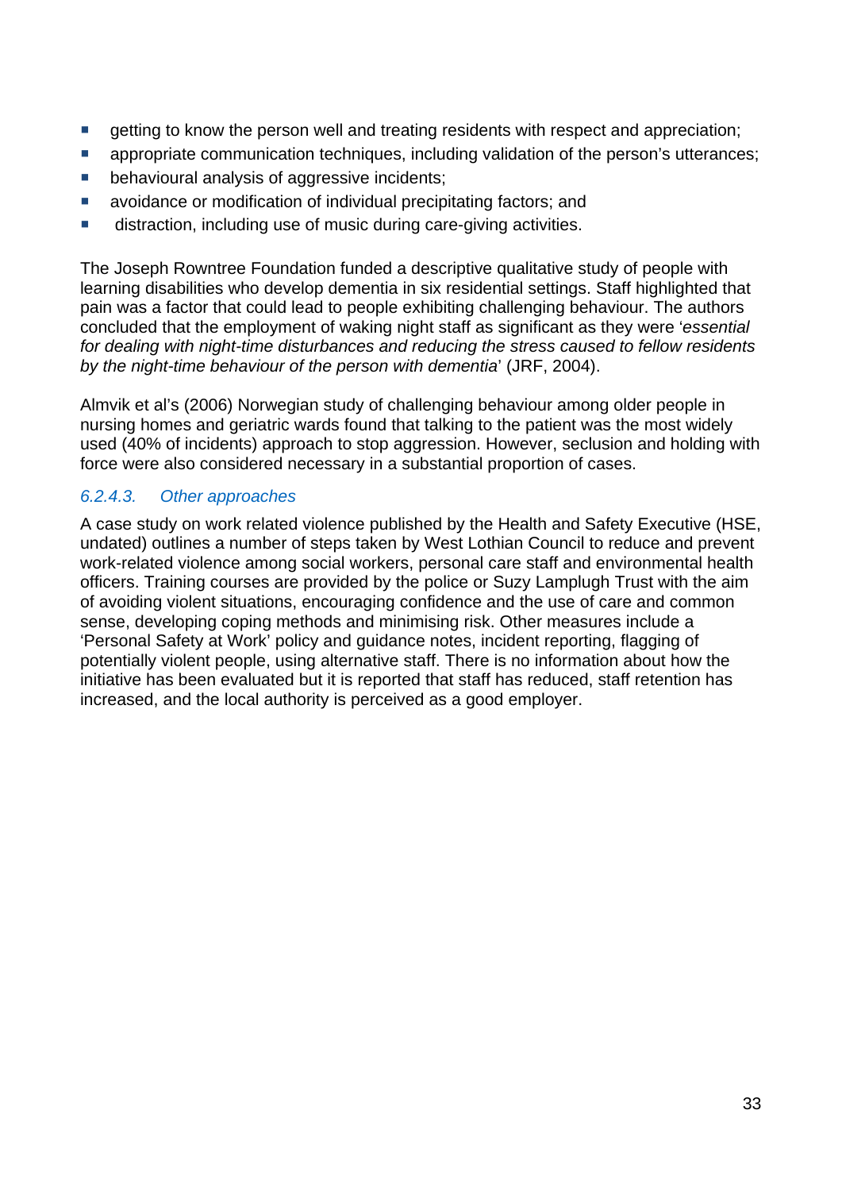- getting to know the person well and treating residents with respect and appreciation;
- appropriate communication techniques, including validation of the person's utterances;
- behavioural analysis of aggressive incidents;
- avoidance or modification of individual precipitating factors; and
- distraction, including use of music during care-giving activities.

The Joseph Rowntree Foundation funded a descriptive qualitative study of people with learning disabilities who develop dementia in six residential settings. Staff highlighted that pain was a factor that could lead to people exhibiting challenging behaviour. The authors concluded that the employment of waking night staff as significant as they were '*essential for dealing with night-time disturbances and reducing the stress caused to fellow residents by the night-time behaviour of the person with dementia*' (JRF, 2004).

Almvik et al's (2006) Norwegian study of challenging behaviour among older people in nursing homes and geriatric wards found that talking to the patient was the most widely used (40% of incidents) approach to stop aggression. However, seclusion and holding with force were also considered necessary in a substantial proportion of cases.

#### *6.2.4.3. Other approaches*

A case study on work related violence published by the Health and Safety Executive (HSE, undated) outlines a number of steps taken by West Lothian Council to reduce and prevent work-related violence among social workers, personal care staff and environmental health officers. Training courses are provided by the police or Suzy Lamplugh Trust with the aim of avoiding violent situations, encouraging confidence and the use of care and common sense, developing coping methods and minimising risk. Other measures include a 'Personal Safety at Work' policy and guidance notes, incident reporting, flagging of potentially violent people, using alternative staff. There is no information about how the initiative has been evaluated but it is reported that staff has reduced, staff retention has increased, and the local authority is perceived as a good employer.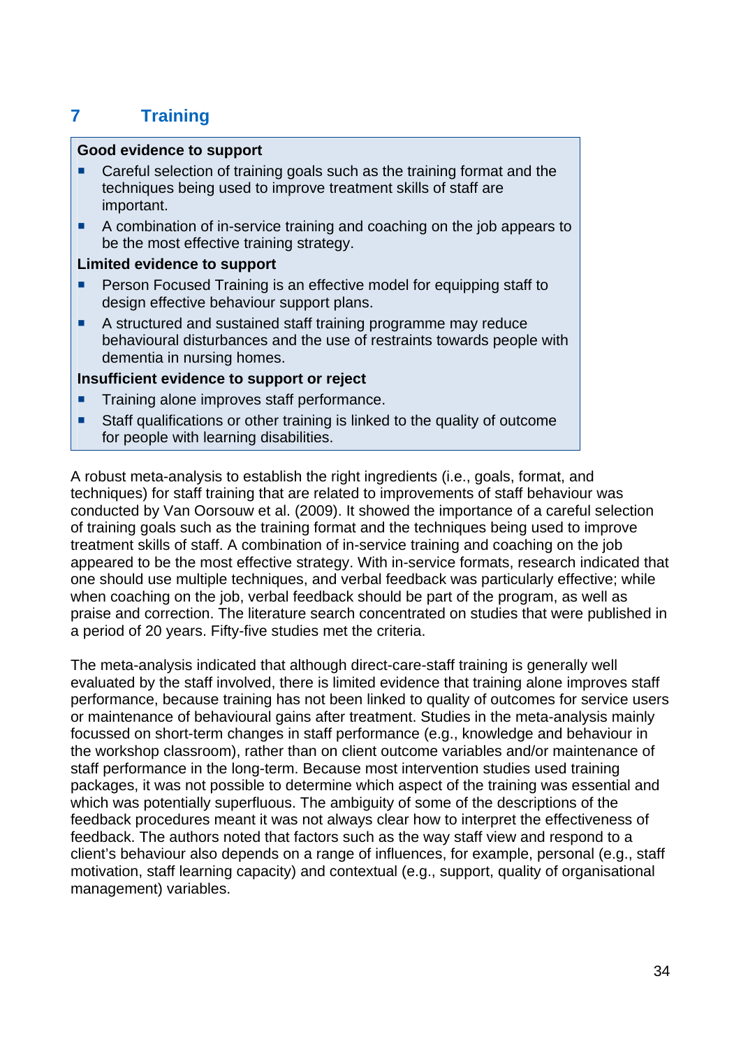# 7 Training

**Good evidence to support**

- Careful selection of training goals such as the training format and the techniques being used to improve treatment skills of staff are important.
- A combination of in-service training and coaching on the job appears to be the most effective training strategy.

**Limited evidence to support**

- Person Focused Training is an effective model for equipping staff to design effective behaviour support plans.
- A structured and sustained staff training programme may reduce behavioural disturbances and the use of restraints towards people with dementia in nursing homes.

**Insufficient evidence to support or reject**

- Training alone improves staff performance.
- Staff qualifications or other training is linked to the quality of outcome for people with learning disabilities.

A robust meta-analysis to establish the right ingredients (i.e., goals, format, and techniques) for staff training that are related to improvements of staff behaviour was conducted by Van Oorsouw et al. (2009). It showed the importance of a careful selection of training goals such as the training format and the techniques being used to improve treatment skills of staff. A combination of in-service training and coaching on the job appeared to be the most effective strategy. With in-service formats, research indicated that one should use multiple techniques, and verbal feedback was particularly effective; while when coaching on the job, verbal feedback should be part of the program, as well as praise and correction. The literature search concentrated on studies that were published in a period of 20 years. Fifty-five studies met the criteria.

The meta-analysis indicated that although direct-care-staff training is generally well evaluated by the staff involved, there is limited evidence that training alone improves staff performance, because training has not been linked to quality of outcomes for service users or maintenance of behavioural gains after treatment. Studies in the meta-analysis mainly focussed on short-term changes in staff performance (e.g., knowledge and behaviour in the workshop classroom), rather than on client outcome variables and/or maintenance of staff performance in the long-term. Because most intervention studies used training packages, it was not possible to determine which aspect of the training was essential and which was potentially superfluous. The ambiguity of some of the descriptions of the feedback procedures meant it was not always clear how to interpret the effectiveness of feedback. The authors noted that factors such as the way staff view and respond to a client's behaviour also depends on a range of influences, for example, personal (e.g., staff motivation, staff learning capacity) and contextual (e.g., support, quality of organisational management) variables.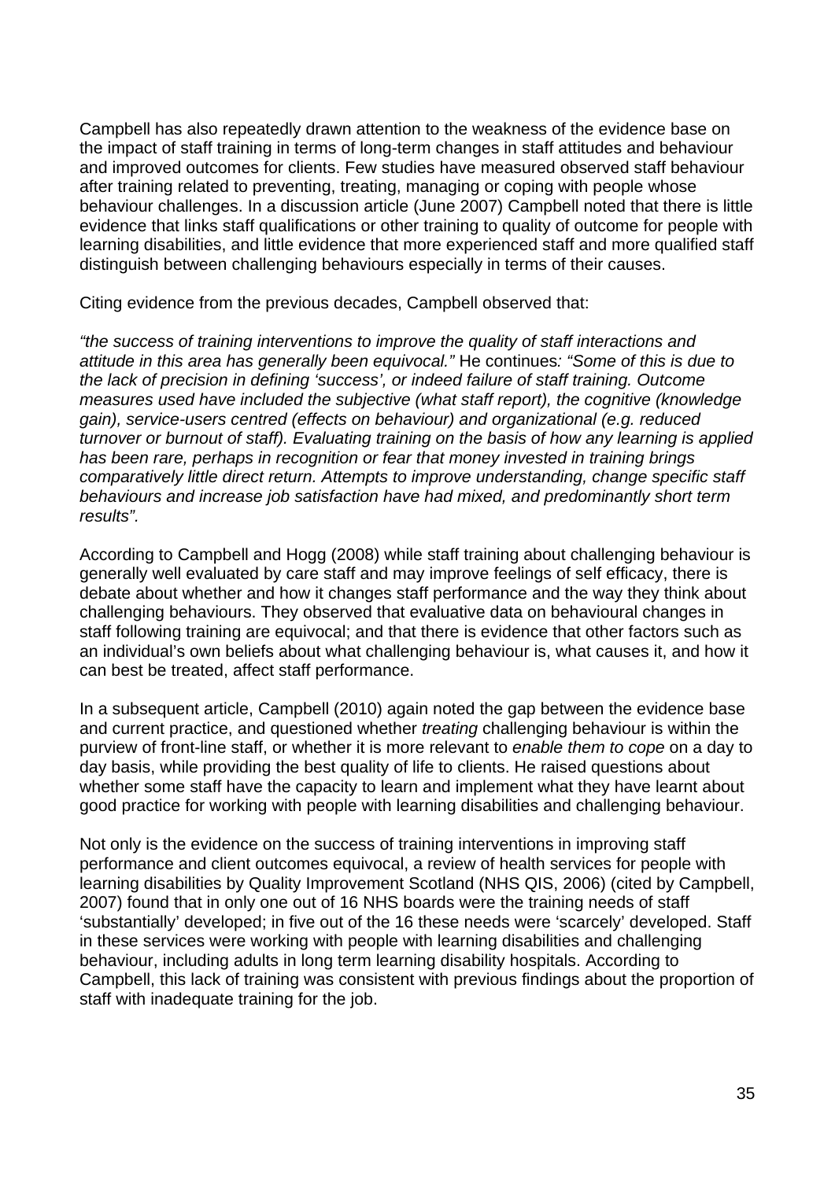Campbell has also repeatedly drawn attention to the weakness of the evidence base on the impact of staff training in terms of long-term changes in staff attitudes and behaviour and improved outcomes for clients. Few studies have measured observed staff behaviour after training related to preventing, treating, managing or coping with people whose behaviour challenges. In a discussion article (June 2007) Campbell noted that there is little evidence that links staff qualifications or other training to quality of outcome for people with learning disabilities, and little evidence that more experienced staff and more qualified staff distinguish between challenging behaviours especially in terms of their causes.

Citing evidence from the previous decades, Campbell observed that:

*"the success of training interventions to improve the quality of staff interactions and attitude in this area has generally been equivocal."* He continues*: "Some of this is due to the lack of precision in defining 'success', or indeed failure of staff training. Outcome measures used have included the subjective (what staff report), the cognitive (knowledge gain), service-users centred (effects on behaviour) and organizational (e.g. reduced turnover or burnout of staff). Evaluating training on the basis of how any learning is applied has been rare, perhaps in recognition or fear that money invested in training brings comparatively little direct return. Attempts to improve understanding, change specific staff behaviours and increase job satisfaction have had mixed, and predominantly short term results".*

According to Campbell and Hogg (2008) while staff training about challenging behaviour is generally well evaluated by care staff and may improve feelings of self efficacy, there is debate about whether and how it changes staff performance and the way they think about challenging behaviours. They observed that evaluative data on behavioural changes in staff following training are equivocal; and that there is evidence that other factors such as an individual's own beliefs about what challenging behaviour is, what causes it, and how it can best be treated, affect staff performance.

In a subsequent article, Campbell (2010) again noted the gap between the evidence base and current practice, and questioned whether *treating* challenging behaviour is within the purview of front-line staff, or whether it is more relevant to *enable them to cope* on a day to day basis, while providing the best quality of life to clients. He raised questions about whether some staff have the capacity to learn and implement what they have learnt about good practice for working with people with learning disabilities and challenging behaviour.

Not only is the evidence on the success of training interventions in improving staff performance and client outcomes equivocal, a review of health services for people with learning disabilities by Quality Improvement Scotland (NHS QIS, 2006) (cited by Campbell, 2007) found that in only one out of 16 NHS boards were the training needs of staff 'substantially' developed; in five out of the 16 these needs were 'scarcely' developed. Staff in these services were working with people with learning disabilities and challenging behaviour, including adults in long term learning disability hospitals. According to Campbell, this lack of training was consistent with previous findings about the proportion of staff with inadequate training for the job.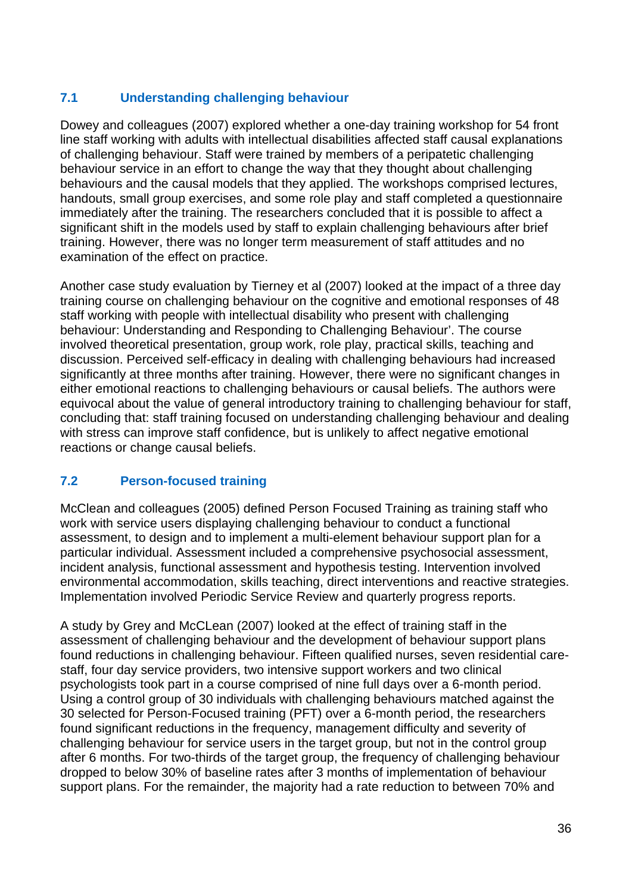## 7.1 Understanding challenging behaviour

Dowey and colleagues (2007) explored whether a one-day training workshop for 54 front line staff working with adults with intellectual disabilities affected staff causal explanations of challenging behaviour. Staff were trained by members of a peripatetic challenging behaviour service in an effort to change the way that they thought about challenging behaviours and the causal models that they applied. The workshops comprised lectures, handouts, small group exercises, and some role play and staff completed a questionnaire immediately after the training. The researchers concluded that it is possible to affect a significant shift in the models used by staff to explain challenging behaviours after brief training. However, there was no longer term measurement of staff attitudes and no examination of the effect on practice.

Another case study evaluation by Tierney et al (2007) looked at the impact of a three day training course on challenging behaviour on the cognitive and emotional responses of 48 staff working with people with intellectual disability who present with challenging behaviour: Understanding and Responding to Challenging Behaviour'. The course involved theoretical presentation, group work, role play, practical skills, teaching and discussion. Perceived self-efficacy in dealing with challenging behaviours had increased significantly at three months after training. However, there were no significant changes in either emotional reactions to challenging behaviours or causal beliefs. The authors were equivocal about the value of general introductory training to challenging behaviour for staff, concluding that: staff training focused on understanding challenging behaviour and dealing with stress can improve staff confidence, but is unlikely to affect negative emotional reactions or change causal beliefs.

## 7.2 Person-focused training

McClean and colleagues (2005) defined Person Focused Training as training staff who work with service users displaying challenging behaviour to conduct a functional assessment, to design and to implement a multi-element behaviour support plan for a particular individual. Assessment included a comprehensive psychosocial assessment, incident analysis, functional assessment and hypothesis testing. Intervention involved environmental accommodation, skills teaching, direct interventions and reactive strategies. Implementation involved Periodic Service Review and quarterly progress reports.

A study by Grey and McCLean (2007) looked at the effect of training staff in the assessment of challenging behaviour and the development of behaviour support plans found reductions in challenging behaviour. Fifteen qualified nurses, seven residential care-staff, four day service providers, two intensive support workers and two clinical psychologists took part in a course comprised of nine full days over a 6-month period. Using a control group of 30 individuals with challenging behaviours matched against the 30 selected for Person-Focused training (PFT) over a 6-month period, the researchers found significant reductions in the frequency, management difficulty and severity of challenging behaviour for service users in the target group, but not in the control group after 6 months. For two-thirds of the target group, the frequency of challenging behaviour dropped to below 30% of baseline rates after 3 months of implementation of behaviour support plans. For the remainder, the majority had a rate reduction to between 70% and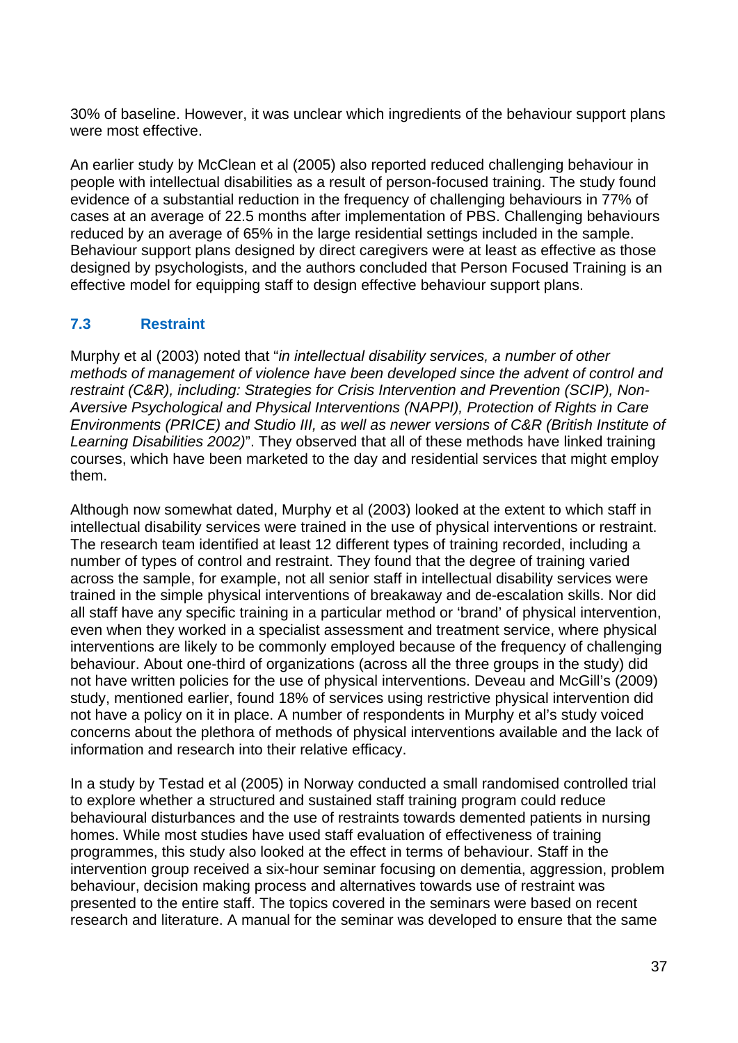30% of baseline. However, it was unclear which ingredients of the behaviour support plans were most effective.

An earlier study by McClean et al (2005) also reported reduced challenging behaviour in people with intellectual disabilities as a result of person-focused training. The study found evidence of a substantial reduction in the frequency of challenging behaviours in 77% of cases at an average of 22.5 months after implementation of PBS. Challenging behaviours reduced by an average of 65% in the large residential settings included in the sample. Behaviour support plans designed by direct caregivers were at least as effective as those designed by psychologists, and the authors concluded that Person Focused Training is an effective model for equipping staff to design effective behaviour support plans.

### 7.3 Restraint

Murphy et al (2003) noted that "*in intellectual disability services, a number of other methods of management of violence have been developed since the advent of control and restraint (C&R), including: Strategies for Crisis Intervention and Prevention (SCIP), Non-Aversive Psychological and Physical Interventions (NAPPI), Protection of Rights in Care Environments (PRICE) and Studio III, as well as newer versions of C&R (British Institute of Learning Disabilities 2002)*". They observed that all of these methods have linked training courses, which have been marketed to the day and residential services that might employ them.

Although now somewhat dated, Murphy et al (2003) looked at the extent to which staff in intellectual disability services were trained in the use of physical interventions or restraint. The research team identified at least 12 different types of training recorded, including a number of types of control and restraint. They found that the degree of training varied across the sample, for example, not all senior staff in intellectual disability services were trained in the simple physical interventions of breakaway and de-escalation skills. Nor did all staff have any specific training in a particular method or 'brand' of physical intervention, even when they worked in a specialist assessment and treatment service, where physical interventions are likely to be commonly employed because of the frequency of challenging behaviour. About one-third of organizations (across all the three groups in the study) did not have written policies for the use of physical interventions. Deveau and McGill's (2009) study, mentioned earlier, found 18% of services using restrictive physical intervention did not have a policy on it in place. A number of respondents in Murphy et al's study voiced concerns about the plethora of methods of physical interventions available and the lack of information and research into their relative efficacy.

In a study by Testad et al (2005) in Norway conducted a small randomised controlled trial to explore whether a structured and sustained staff training program could reduce behavioural disturbances and the use of restraints towards demented patients in nursing homes. While most studies have used staff evaluation of effectiveness of training programmes, this study also looked at the effect in terms of behaviour. Staff in the intervention group received a six-hour seminar focusing on dementia, aggression, problem behaviour, decision making process and alternatives towards use of restraint was presented to the entire staff. The topics covered in the seminars were based on recent research and literature. A manual for the seminar was developed to ensure that the same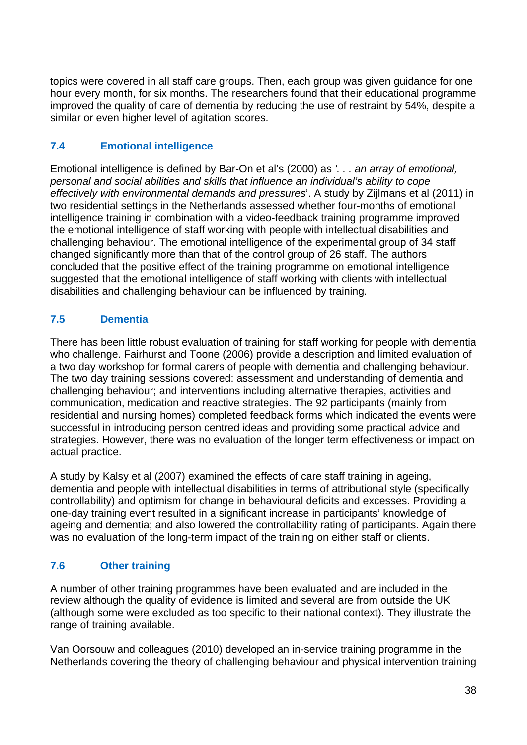topics were covered in all staff care groups. Then, each group was given guidance for one hour every month, for six months. The researchers found that their educational programme improved the quality of care of dementia by reducing the use of restraint by 54%, despite a similar or even higher level of agitation scores.

### 7.4 Emotional intelligence

Emotional intelligence is defined by Bar-On et al's (2000) as *'. . . an array of emotional, personal and social abilities and skills that influence an individual's ability to cope effectively with environmental demands and pressures*'. A study by Zijlmans et al (2011) in two residential settings in the Netherlands assessed whether four-months of emotional intelligence training in combination with a video-feedback training programme improved the emotional intelligence of staff working with people with intellectual disabilities and challenging behaviour. The emotional intelligence of the experimental group of 34 staff changed significantly more than that of the control group of 26 staff. The authors concluded that the positive effect of the training programme on emotional intelligence suggested that the emotional intelligence of staff working with clients with intellectual disabilities and challenging behaviour can be influenced by training.

### 7.5 Dementia

There has been little robust evaluation of training for staff working for people with dementia who challenge. Fairhurst and Toone (2006) provide a description and limited evaluation of a two day workshop for formal carers of people with dementia and challenging behaviour. The two day training sessions covered: assessment and understanding of dementia and challenging behaviour; and interventions including alternative therapies, activities and communication, medication and reactive strategies. The 92 participants (mainly from residential and nursing homes) completed feedback forms which indicated the events were successful in introducing person centred ideas and providing some practical advice and strategies. However, there was no evaluation of the longer term effectiveness or impact on actual practice.

A study by Kalsy et al (2007) examined the effects of care staff training in ageing, dementia and people with intellectual disabilities in terms of attributional style (specifically controllability) and optimism for change in behavioural deficits and excesses. Providing a one-day training event resulted in a significant increase in participants' knowledge of ageing and dementia; and also lowered the controllability rating of participants. Again there was no evaluation of the long-term impact of the training on either staff or clients.

### 7.6 Other training

A number of other training programmes have been evaluated and are included in the review although the quality of evidence is limited and several are from outside the UK (although some were excluded as too specific to their national context). They illustrate the range of training available.

Van Oorsouw and colleagues (2010) developed an in-service training programme in the Netherlands covering the theory of challenging behaviour and physical intervention training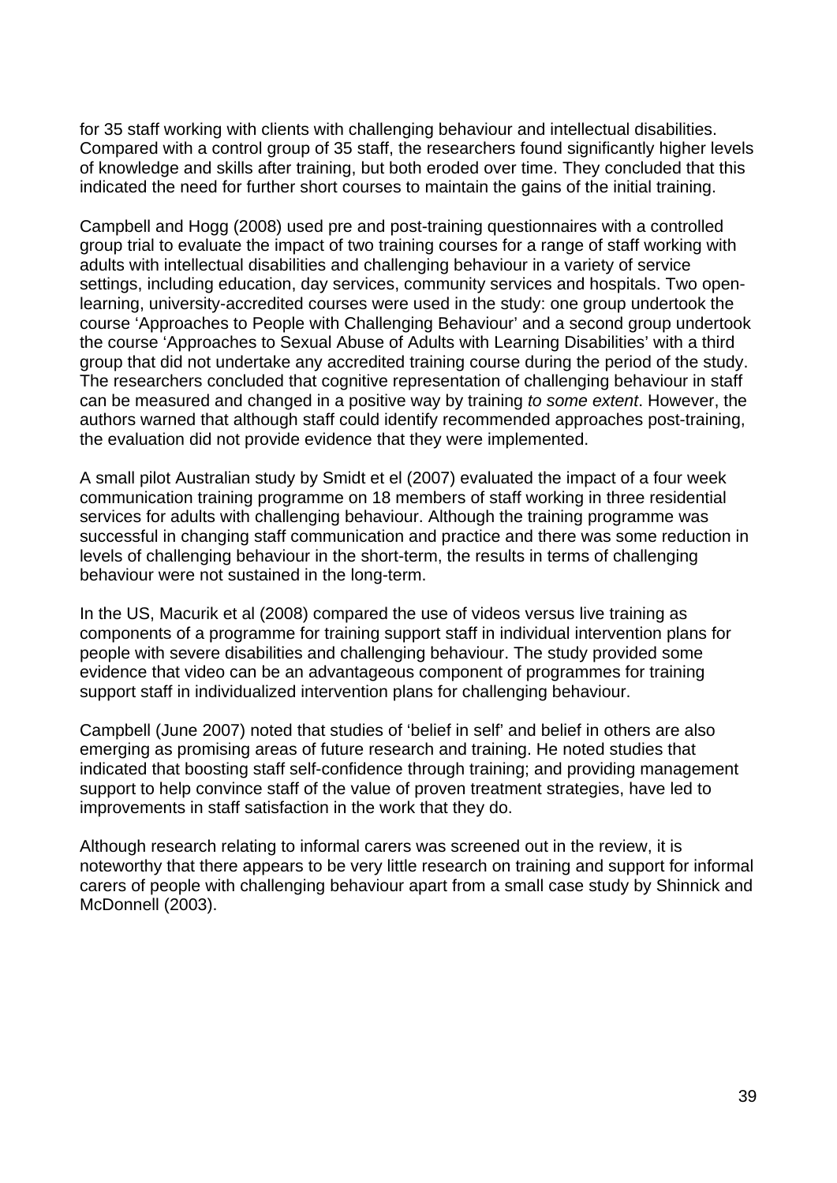for 35 staff working with clients with challenging behaviour and intellectual disabilities. Compared with a control group of 35 staff, the researchers found significantly higher levels of knowledge and skills after training, but both eroded over time. They concluded that this indicated the need for further short courses to maintain the gains of the initial training.

Campbell and Hogg (2008) used pre and post-training questionnaires with a controlled group trial to evaluate the impact of two training courses for a range of staff working with adults with intellectual disabilities and challenging behaviour in a variety of service settings, including education, day services, community services and hospitals. Two open-learning, university-accredited courses were used in the study: one group undertook the course 'Approaches to People with Challenging Behaviour' and a second group undertook the course 'Approaches to Sexual Abuse of Adults with Learning Disabilities' with a third group that did not undertake any accredited training course during the period of the study. The researchers concluded that cognitive representation of challenging behaviour in staff can be measured and changed in a positive way by training *to some extent*. However, the authors warned that although staff could identify recommended approaches post-training, the evaluation did not provide evidence that they were implemented.

A small pilot Australian study by Smidt et el (2007) evaluated the impact of a four week communication training programme on 18 members of staff working in three residential services for adults with challenging behaviour. Although the training programme was successful in changing staff communication and practice and there was some reduction in levels of challenging behaviour in the short-term, the results in terms of challenging behaviour were not sustained in the long-term.

In the US, Macurik et al (2008) compared the use of videos versus live training as components of a programme for training support staff in individual intervention plans for people with severe disabilities and challenging behaviour. The study provided some evidence that video can be an advantageous component of programmes for training support staff in individualized intervention plans for challenging behaviour.

Campbell (June 2007) noted that studies of 'belief in self' and belief in others are also emerging as promising areas of future research and training. He noted studies that indicated that boosting staff self-confidence through training; and providing management support to help convince staff of the value of proven treatment strategies, have led to improvements in staff satisfaction in the work that they do.

Although research relating to informal carers was screened out in the review, it is noteworthy that there appears to be very little research on training and support for informal carers of people with challenging behaviour apart from a small case study by Shinnick and McDonnell (2003).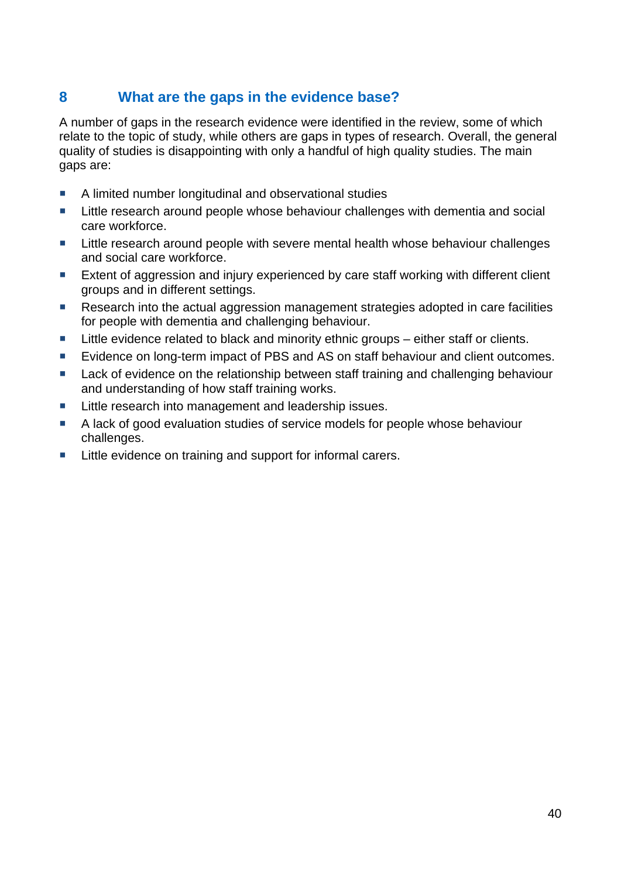## 8 What are the gaps in the evidence base?

A number of gaps in the research evidence were identified in the review, some of which relate to the topic of study, while others are gaps in types of research. Overall, the general quality of studies is disappointing with only a handful of high quality studies. The main gaps are:

- A limited number longitudinal and observational studies
- Little research around people whose behaviour challenges with dementia and social care workforce.
- Little research around people with severe mental health whose behaviour challenges and social care workforce.
- Extent of aggression and injury experienced by care staff working with different client groups and in different settings.
- Research into the actual aggression management strategies adopted in care facilities for people with dementia and challenging behaviour.
- Little evidence related to black and minority ethnic groups – either staff or clients.
- Evidence on long-term impact of PBS and AS on staff behaviour and client outcomes.
- Lack of evidence on the relationship between staff training and challenging behaviour and understanding of how staff training works.
- Little research into management and leadership issues.
- A lack of good evaluation studies of service models for people whose behaviour challenges.
- Little evidence on training and support for informal carers.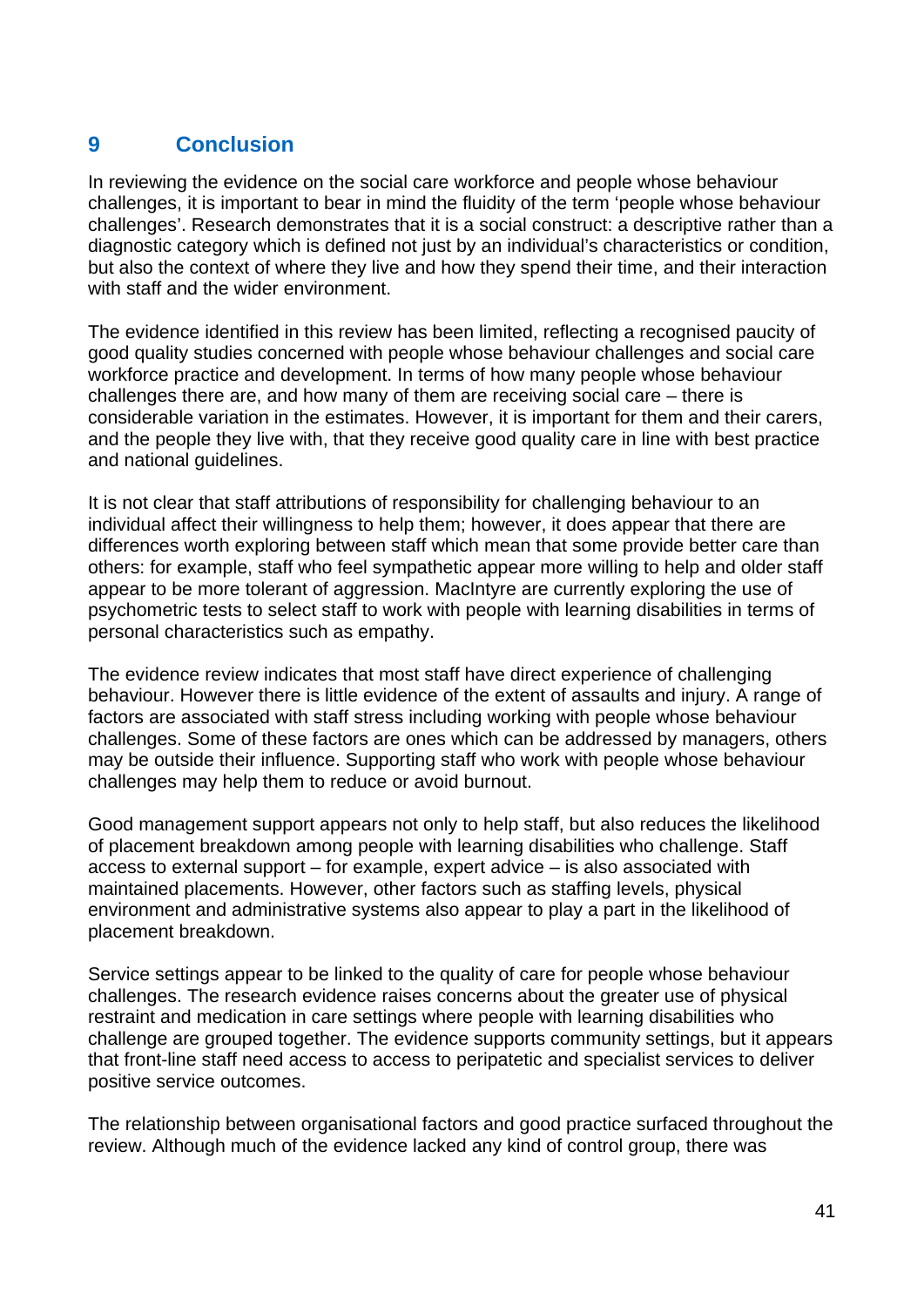# 9 Conclusion

In reviewing the evidence on the social care workforce and people whose behaviour challenges, it is important to bear in mind the fluidity of the term 'people whose behaviour challenges'. Research demonstrates that it is a social construct: a descriptive rather than a diagnostic category which is defined not just by an individual's characteristics or condition, but also the context of where they live and how they spend their time, and their interaction with staff and the wider environment.

The evidence identified in this review has been limited, reflecting a recognised paucity of good quality studies concerned with people whose behaviour challenges and social care workforce practice and development. In terms of how many people whose behaviour challenges there are, and how many of them are receiving social care – there is considerable variation in the estimates. However, it is important for them and their carers, and the people they live with, that they receive good quality care in line with best practice and national guidelines.

It is not clear that staff attributions of responsibility for challenging behaviour to an individual affect their willingness to help them; however, it does appear that there are differences worth exploring between staff which mean that some provide better care than others: for example, staff who feel sympathetic appear more willing to help and older staff appear to be more tolerant of aggression. MacIntyre are currently exploring the use of psychometric tests to select staff to work with people with learning disabilities in terms of personal characteristics such as empathy.

The evidence review indicates that most staff have direct experience of challenging behaviour. However there is little evidence of the extent of assaults and injury. A range of factors are associated with staff stress including working with people whose behaviour challenges. Some of these factors are ones which can be addressed by managers, others may be outside their influence. Supporting staff who work with people whose behaviour challenges may help them to reduce or avoid burnout.

Good management support appears not only to help staff, but also reduces the likelihood of placement breakdown among people with learning disabilities who challenge. Staff access to external support – for example, expert advice – is also associated with maintained placements. However, other factors such as staffing levels, physical environment and administrative systems also appear to play a part in the likelihood of placement breakdown.

Service settings appear to be linked to the quality of care for people whose behaviour challenges. The research evidence raises concerns about the greater use of physical restraint and medication in care settings where people with learning disabilities who challenge are grouped together. The evidence supports community settings, but it appears that front-line staff need access to access to peripatetic and specialist services to deliver positive service outcomes.

The relationship between organisational factors and good practice surfaced throughout the review. Although much of the evidence lacked any kind of control group, there was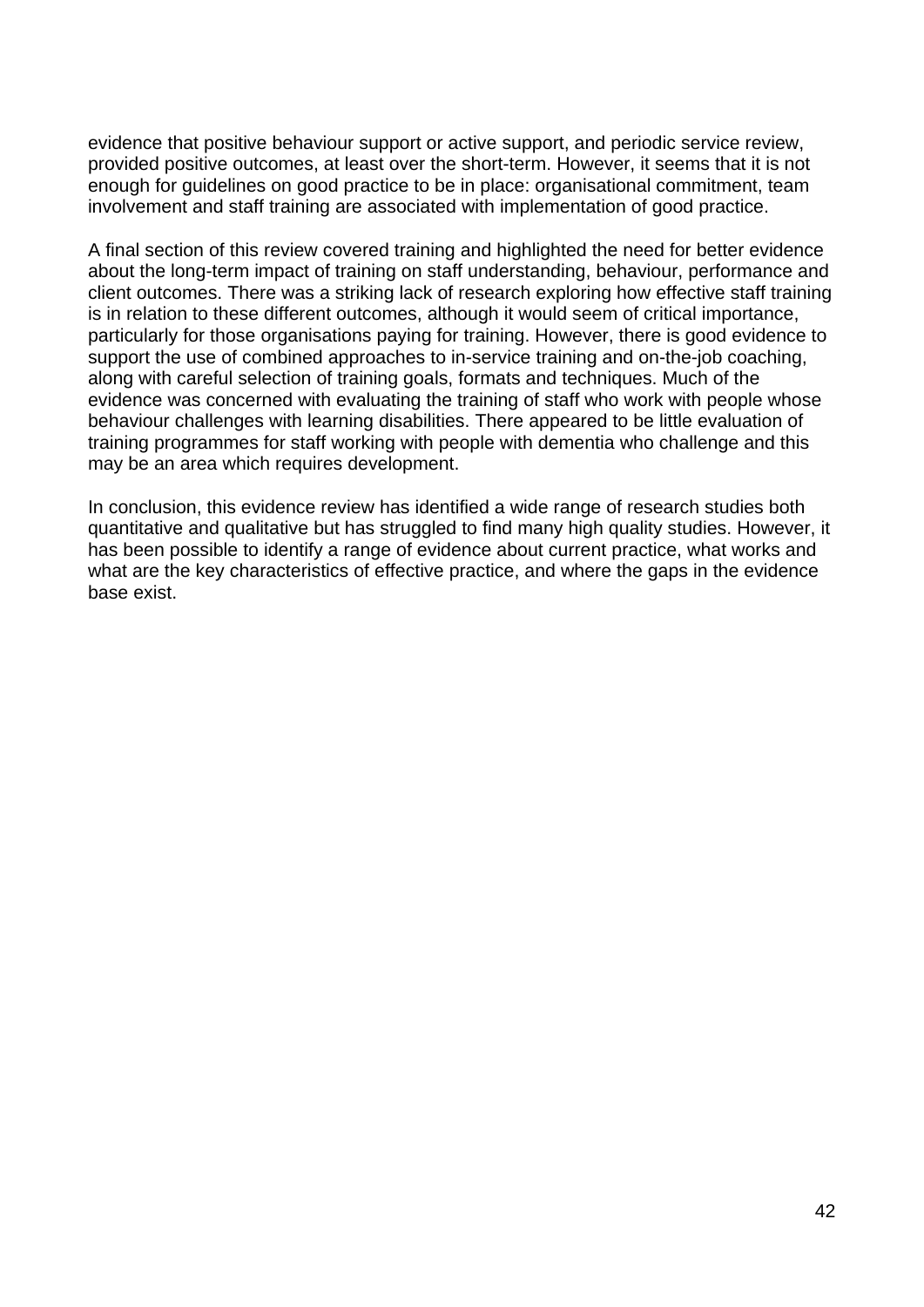evidence that positive behaviour support or active support, and periodic service review, provided positive outcomes, at least over the short-term. However, it seems that it is not enough for guidelines on good practice to be in place: organisational commitment, team involvement and staff training are associated with implementation of good practice.

A final section of this review covered training and highlighted the need for better evidence about the long-term impact of training on staff understanding, behaviour, performance and client outcomes. There was a striking lack of research exploring how effective staff training is in relation to these different outcomes, although it would seem of critical importance, particularly for those organisations paying for training. However, there is good evidence to support the use of combined approaches to in-service training and on-the-job coaching, along with careful selection of training goals, formats and techniques. Much of the evidence was concerned with evaluating the training of staff who work with people whose behaviour challenges with learning disabilities. There appeared to be little evaluation of training programmes for staff working with people with dementia who challenge and this may be an area which requires development.

In conclusion, this evidence review has identified a wide range of research studies both quantitative and qualitative but has struggled to find many high quality studies. However, it has been possible to identify a range of evidence about current practice, what works and what are the key characteristics of effective practice, and where the gaps in the evidence base exist.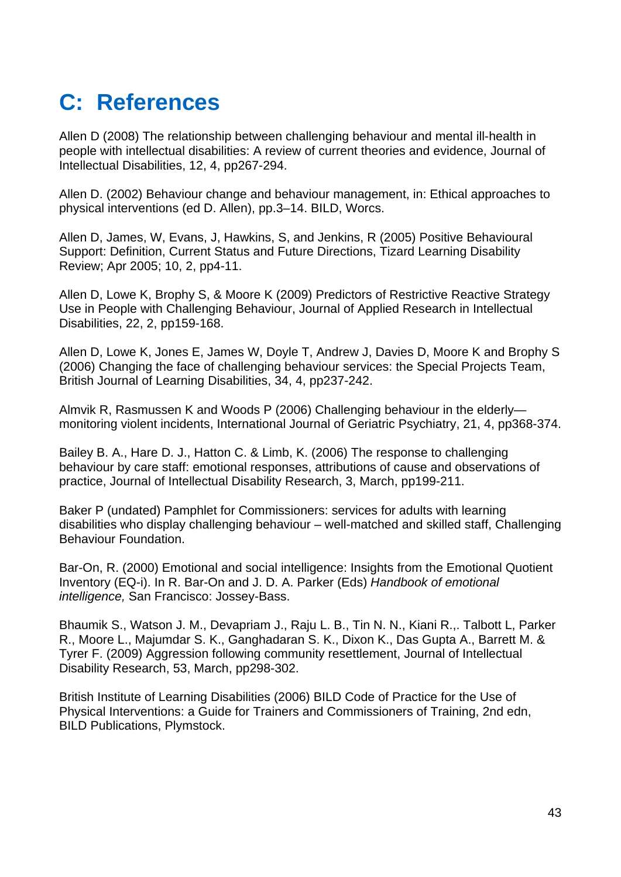# C: References

Allen D (2008) The relationship between challenging behaviour and mental ill-health in people with intellectual disabilities: A review of current theories and evidence, Journal of Intellectual Disabilities, 12, 4, pp267-294.

Allen D. (2002) Behaviour change and behaviour management, in: Ethical approaches to physical interventions (ed D. Allen), pp.3–14. BILD, Worcs.

Allen D, James, W, Evans, J, Hawkins, S, and Jenkins, R (2005) Positive Behavioural Support: Definition, Current Status and Future Directions, Tizard Learning Disability Review; Apr 2005; 10, 2, pp4-11.

Allen D, Lowe K, Brophy S, & Moore K (2009) Predictors of Restrictive Reactive Strategy Use in People with Challenging Behaviour, Journal of Applied Research in Intellectual Disabilities, 22, 2, pp159-168.

Allen D, Lowe K, Jones E, James W, Doyle T, Andrew J, Davies D, Moore K and Brophy S (2006) Changing the face of challenging behaviour services: the Special Projects Team, British Journal of Learning Disabilities, 34, 4, pp237-242.

Almvik R, Rasmussen K and Woods P (2006) Challenging behaviour in the elderly—monitoring violent incidents, International Journal of Geriatric Psychiatry, 21, 4, pp368-374.

Bailey B. A., Hare D. J., Hatton C. & Limb, K. (2006) The response to challenging behaviour by care staff: emotional responses, attributions of cause and observations of practice, Journal of Intellectual Disability Research, 3, March, pp199-211.

Baker P (undated) Pamphlet for Commissioners: services for adults with learning disabilities who display challenging behaviour – well-matched and skilled staff, Challenging Behaviour Foundation.

Bar-On, R. (2000) Emotional and social intelligence: Insights from the Emotional Quotient Inventory (EQ-i). In R. Bar-On and J. D. A. Parker (Eds) *Handbook of emotional intelligence,* San Francisco: Jossey-Bass.

Bhaumik S., Watson J. M., Devapriam J., Raju L. B., Tin N. N., Kiani R.,. Talbott L, Parker R., Moore L., Majumdar S. K., Ganghadaran S. K., Dixon K., Das Gupta A., Barrett M. & Tyrer F. (2009) Aggression following community resettlement, Journal of Intellectual Disability Research, 53, March, pp298-302.

British Institute of Learning Disabilities (2006) BILD Code of Practice for the Use of Physical Interventions: a Guide for Trainers and Commissioners of Training, 2nd edn, BILD Publications, Plymstock.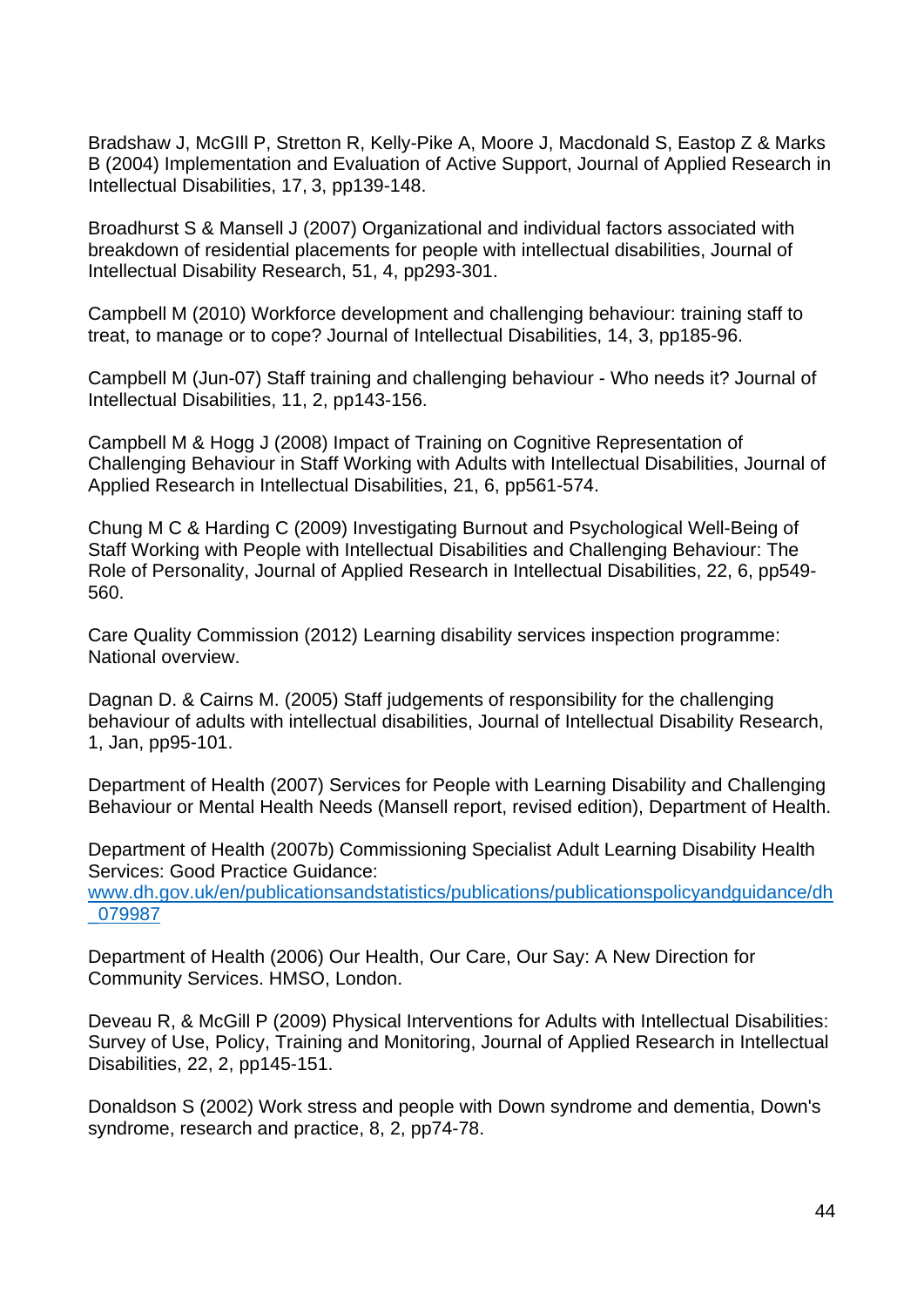Bradshaw J, McGIll P, Stretton R, Kelly-Pike A, Moore J, Macdonald S, Eastop Z & Marks B (2004) Implementation and Evaluation of Active Support, Journal of Applied Research in Intellectual Disabilities, 17, 3, pp139-148.

Broadhurst S & Mansell J (2007) Organizational and individual factors associated with breakdown of residential placements for people with intellectual disabilities, Journal of Intellectual Disability Research, 51, 4, pp293-301.

Campbell M (2010) Workforce development and challenging behaviour: training staff to treat, to manage or to cope? Journal of Intellectual Disabilities, 14, 3, pp185-96.

Campbell M (Jun-07) Staff training and challenging behaviour - Who needs it? Journal of Intellectual Disabilities, 11, 2, pp143-156.

Campbell M & Hogg J (2008) Impact of Training on Cognitive Representation of Challenging Behaviour in Staff Working with Adults with Intellectual Disabilities, Journal of Applied Research in Intellectual Disabilities, 21, 6, pp561-574.

Chung M C & Harding C (2009) Investigating Burnout and Psychological Well-Being of Staff Working with People with Intellectual Disabilities and Challenging Behaviour: The Role of Personality, Journal of Applied Research in Intellectual Disabilities, 22, 6, pp549-560.

Care Quality Commission (2012) Learning disability services inspection programme: National overview.

Dagnan D. & Cairns M. (2005) Staff judgements of responsibility for the challenging behaviour of adults with intellectual disabilities, Journal of Intellectual Disability Research, 1, Jan, pp95-101.

Department of Health (2007) Services for People with Learning Disability and Challenging Behaviour or Mental Health Needs (Mansell report, revised edition), Department of Health.

Department of Health (2007b) Commissioning Specialist Adult Learning Disability Health Services: Good Practice Guidance: www.dh.gov.uk/en/publicationsandstatistics/publications/publicationspolicyandguidance/dh_079987

Department of Health (2006) Our Health, Our Care, Our Say: A New Direction for Community Services. HMSO, London.

Deveau R, & McGill P (2009) Physical Interventions for Adults with Intellectual Disabilities: Survey of Use, Policy, Training and Monitoring, Journal of Applied Research in Intellectual Disabilities, 22, 2, pp145-151.

Donaldson S (2002) Work stress and people with Down syndrome and dementia, Down's syndrome, research and practice, 8, 2, pp74-78.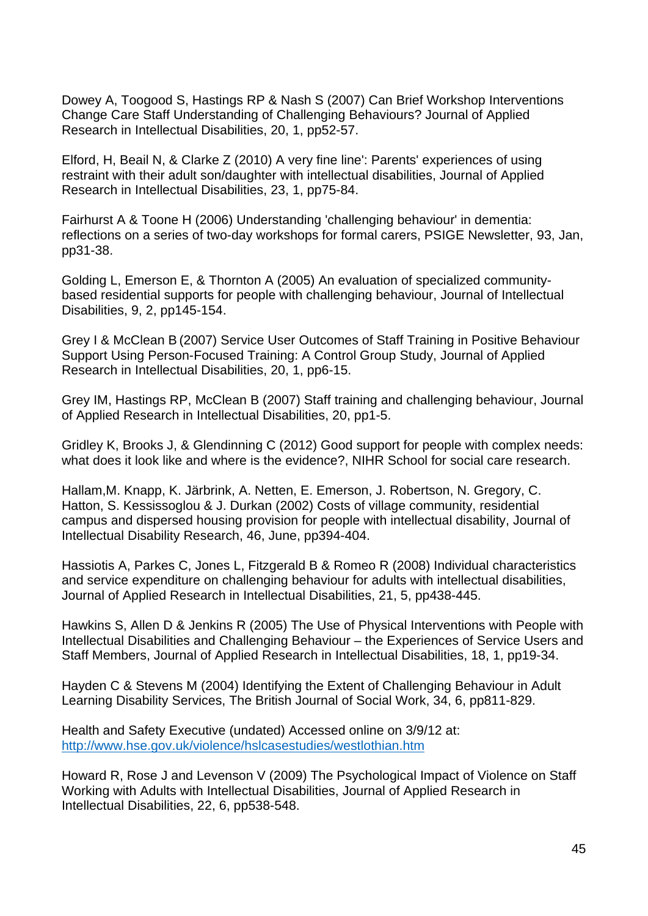Dowey A, Toogood S, Hastings RP & Nash S (2007) Can Brief Workshop Interventions Change Care Staff Understanding of Challenging Behaviours? Journal of Applied Research in Intellectual Disabilities, 20, 1, pp52-57.

Elford, H, Beail N, & Clarke Z (2010) A very fine line': Parents' experiences of using restraint with their adult son/daughter with intellectual disabilities, Journal of Applied Research in Intellectual Disabilities, 23, 1, pp75-84.

Fairhurst A & Toone H (2006) Understanding 'challenging behaviour' in dementia: reflections on a series of two-day workshops for formal carers, PSIGE Newsletter, 93, Jan, pp31-38.

Golding L, Emerson E, & Thornton A (2005) An evaluation of specialized community-based residential supports for people with challenging behaviour, Journal of Intellectual Disabilities, 9, 2, pp145-154.

Grey I & McClean B (2007) Service User Outcomes of Staff Training in Positive Behaviour Support Using Person-Focused Training: A Control Group Study, Journal of Applied Research in Intellectual Disabilities, 20, 1, pp6-15.

Grey IM, Hastings RP, McClean B (2007) Staff training and challenging behaviour, Journal of Applied Research in Intellectual Disabilities, 20, pp1-5.

Gridley K, Brooks J, & Glendinning C (2012) Good support for people with complex needs: what does it look like and where is the evidence?, NIHR School for social care research.

Hallam,M. Knapp, K. Järbrink, A. Netten, E. Emerson, J. Robertson, N. Gregory, C. Hatton, S. Kessissoglou & J. Durkan (2002) Costs of village community, residential campus and dispersed housing provision for people with intellectual disability, Journal of Intellectual Disability Research, 46, June, pp394-404.

Hassiotis A, Parkes C, Jones L, Fitzgerald B & Romeo R (2008) Individual characteristics and service expenditure on challenging behaviour for adults with intellectual disabilities, Journal of Applied Research in Intellectual Disabilities, 21, 5, pp438-445.

Hawkins S, Allen D & Jenkins R (2005) The Use of Physical Interventions with People with Intellectual Disabilities and Challenging Behaviour – the Experiences of Service Users and Staff Members, Journal of Applied Research in Intellectual Disabilities, 18, 1, pp19-34.

Hayden C & Stevens M (2004) Identifying the Extent of Challenging Behaviour in Adult Learning Disability Services, The British Journal of Social Work, 34, 6, pp811-829.

Health and Safety Executive (undated) Accessed online on 3/9/12 at: http://www.hse.gov.uk/violence/hslcasestudies/westlothian.htm

Howard R, Rose J and Levenson V (2009) The Psychological Impact of Violence on Staff Working with Adults with Intellectual Disabilities, Journal of Applied Research in Intellectual Disabilities, 22, 6, pp538-548.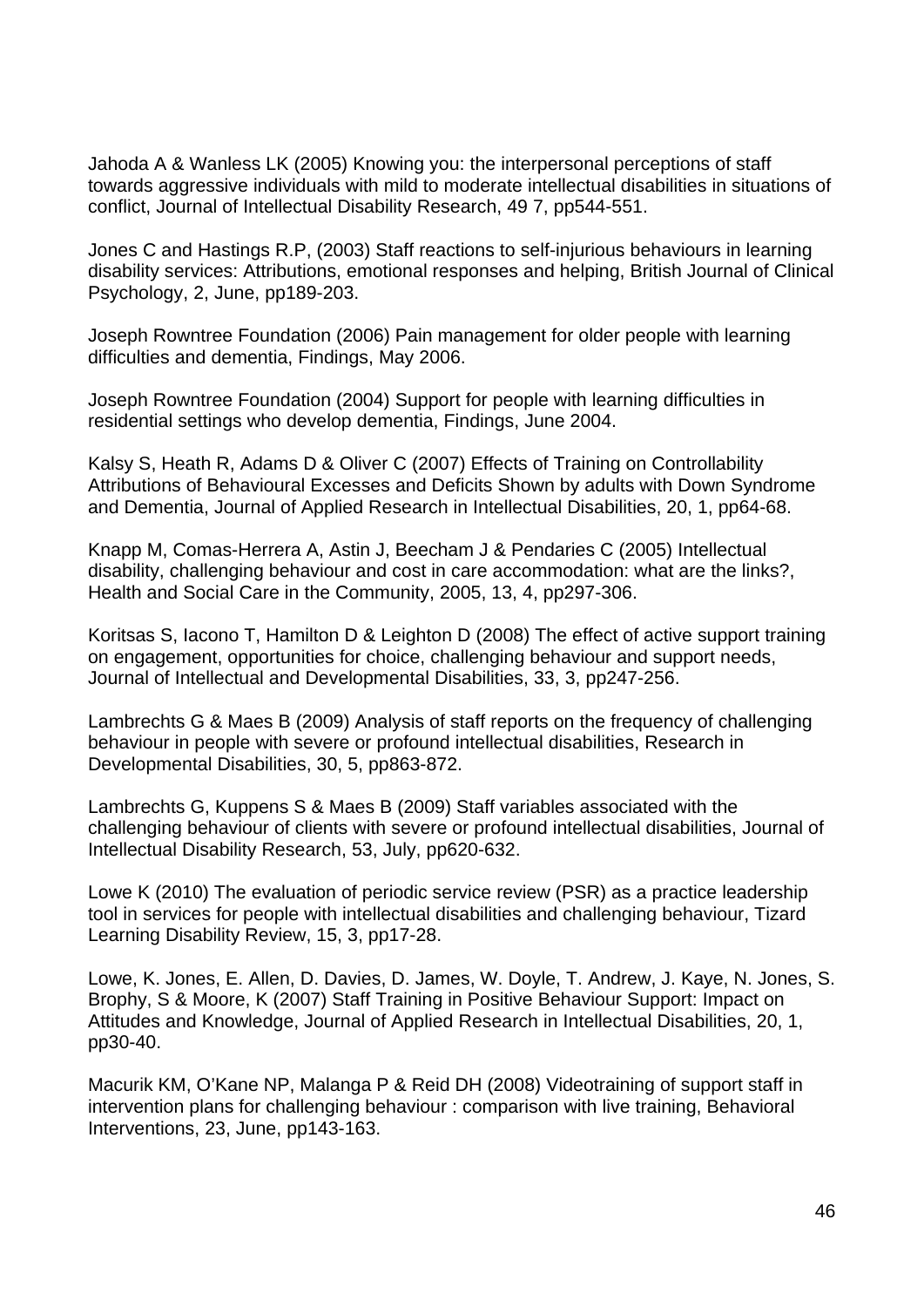Jahoda A & Wanless LK (2005) Knowing you: the interpersonal perceptions of staff towards aggressive individuals with mild to moderate intellectual disabilities in situations of conflict, Journal of Intellectual Disability Research, 49 7, pp544-551.

Jones C and Hastings R.P, (2003) Staff reactions to self-injurious behaviours in learning disability services: Attributions, emotional responses and helping, British Journal of Clinical Psychology, 2, June, pp189-203.

Joseph Rowntree Foundation (2006) Pain management for older people with learning difficulties and dementia, Findings, May 2006.

Joseph Rowntree Foundation (2004) Support for people with learning difficulties in residential settings who develop dementia, Findings, June 2004.

Kalsy S, Heath R, Adams D & Oliver C (2007) Effects of Training on Controllability Attributions of Behavioural Excesses and Deficits Shown by adults with Down Syndrome and Dementia, Journal of Applied Research in Intellectual Disabilities, 20, 1, pp64-68.

Knapp M, Comas-Herrera A, Astin J, Beecham J & Pendaries C (2005) Intellectual disability, challenging behaviour and cost in care accommodation: what are the links?, Health and Social Care in the Community, 2005, 13, 4, pp297-306.

Koritsas S, Iacono T, Hamilton D & Leighton D (2008) The effect of active support training on engagement, opportunities for choice, challenging behaviour and support needs, Journal of Intellectual and Developmental Disabilities, 33, 3, pp247-256.

Lambrechts G & Maes B (2009) Analysis of staff reports on the frequency of challenging behaviour in people with severe or profound intellectual disabilities, Research in Developmental Disabilities, 30, 5, pp863-872.

Lambrechts G, Kuppens S & Maes B (2009) Staff variables associated with the challenging behaviour of clients with severe or profound intellectual disabilities, Journal of Intellectual Disability Research, 53, July, pp620-632.

Lowe K (2010) The evaluation of periodic service review (PSR) as a practice leadership tool in services for people with intellectual disabilities and challenging behaviour, Tizard Learning Disability Review, 15, 3, pp17-28.

Lowe, K. Jones, E. Allen, D. Davies, D. James, W. Doyle, T. Andrew, J. Kaye, N. Jones, S. Brophy, S & Moore, K (2007) Staff Training in Positive Behaviour Support: Impact on Attitudes and Knowledge, Journal of Applied Research in Intellectual Disabilities, 20, 1, pp30-40.

Macurik KM, O'Kane NP, Malanga P & Reid DH (2008) Videotraining of support staff in intervention plans for challenging behaviour : comparison with live training, Behavioral Interventions, 23, June, pp143-163.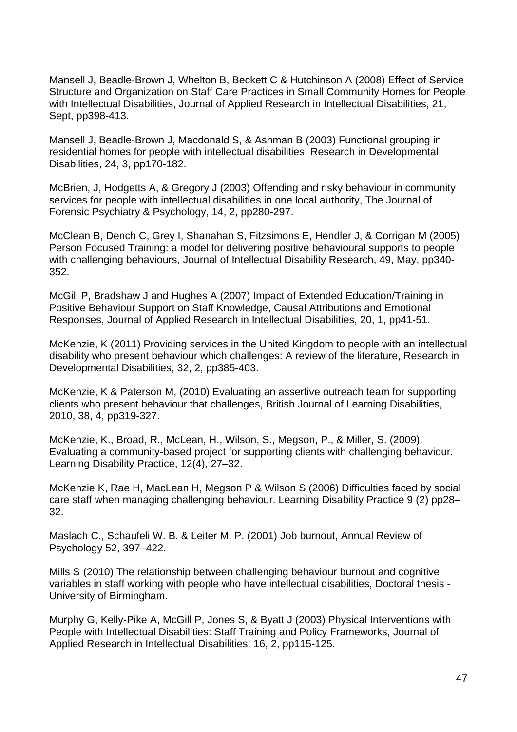Mansell J, Beadle-Brown J, Whelton B, Beckett C & Hutchinson A (2008) Effect of Service Structure and Organization on Staff Care Practices in Small Community Homes for People with Intellectual Disabilities, Journal of Applied Research in Intellectual Disabilities, 21, Sept, pp398-413.

Mansell J, Beadle-Brown J, Macdonald S, & Ashman B (2003) Functional grouping in residential homes for people with intellectual disabilities, Research in Developmental Disabilities, 24, 3, pp170-182.

McBrien, J, Hodgetts A, & Gregory J (2003) Offending and risky behaviour in community services for people with intellectual disabilities in one local authority, The Journal of Forensic Psychiatry & Psychology, 14, 2, pp280-297.

McClean B, Dench C, Grey I, Shanahan S, Fitzsimons E, Hendler J, & Corrigan M (2005) Person Focused Training: a model for delivering positive behavioural supports to people with challenging behaviours, Journal of Intellectual Disability Research, 49, May, pp340-352.

McGill P, Bradshaw J and Hughes A (2007) Impact of Extended Education/Training in Positive Behaviour Support on Staff Knowledge, Causal Attributions and Emotional Responses, Journal of Applied Research in Intellectual Disabilities, 20, 1, pp41-51.

McKenzie, K (2011) Providing services in the United Kingdom to people with an intellectual disability who present behaviour which challenges: A review of the literature, Research in Developmental Disabilities, 32, 2, pp385-403.

McKenzie, K & Paterson M, (2010) Evaluating an assertive outreach team for supporting clients who present behaviour that challenges, British Journal of Learning Disabilities, 2010, 38, 4, pp319-327.

McKenzie, K., Broad, R., McLean, H., Wilson, S., Megson, P., & Miller, S. (2009). Evaluating a community-based project for supporting clients with challenging behaviour. Learning Disability Practice, 12(4), 27–32.

McKenzie K, Rae H, MacLean H, Megson P & Wilson S (2006) Difficulties faced by social care staff when managing challenging behaviour. Learning Disability Practice 9 (2) pp28–32.

Maslach C., Schaufeli W. B. & Leiter M. P. (2001) Job burnout, Annual Review of Psychology 52, 397–422.

Mills S (2010) The relationship between challenging behaviour burnout and cognitive variables in staff working with people who have intellectual disabilities, Doctoral thesis - University of Birmingham.

Murphy G, Kelly-Pike A, McGill P, Jones S, & Byatt J (2003) Physical Interventions with People with Intellectual Disabilities: Staff Training and Policy Frameworks, Journal of Applied Research in Intellectual Disabilities, 16, 2, pp115-125.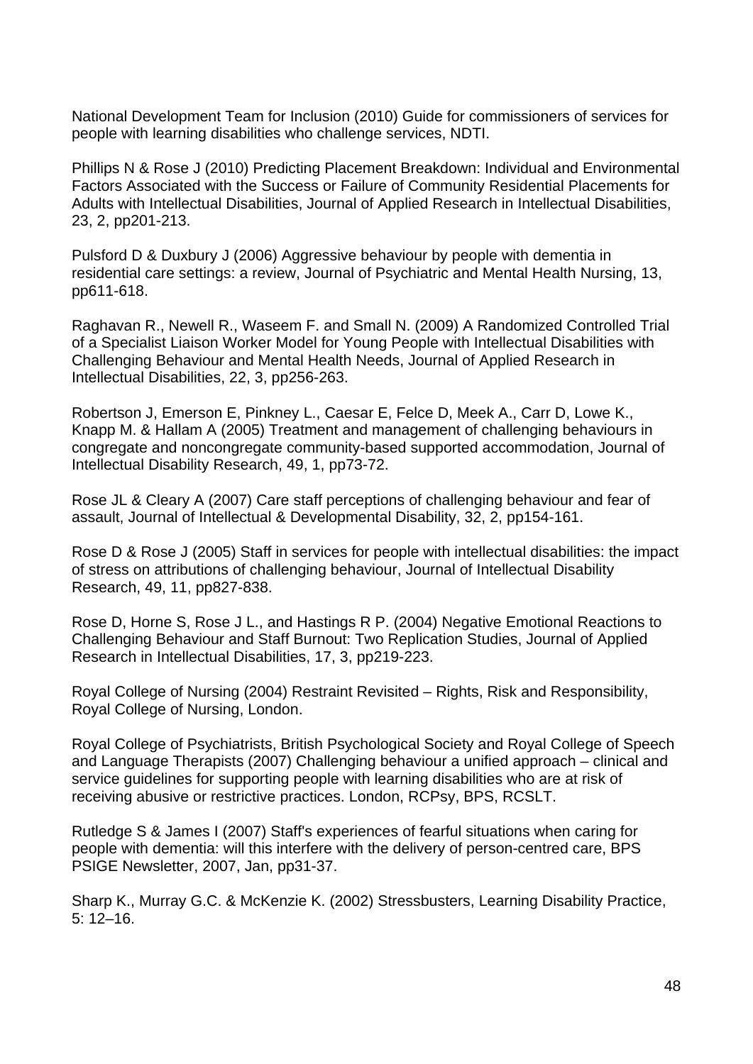National Development Team for Inclusion (2010) Guide for commissioners of services for people with learning disabilities who challenge services, NDTI.

Phillips N & Rose J (2010) Predicting Placement Breakdown: Individual and Environmental Factors Associated with the Success or Failure of Community Residential Placements for Adults with Intellectual Disabilities, Journal of Applied Research in Intellectual Disabilities, 23, 2, pp201-213.

Pulsford D & Duxbury J (2006) Aggressive behaviour by people with dementia in residential care settings: a review, Journal of Psychiatric and Mental Health Nursing, 13, pp611-618.

Raghavan R., Newell R., Waseem F. and Small N. (2009) A Randomized Controlled Trial of a Specialist Liaison Worker Model for Young People with Intellectual Disabilities with Challenging Behaviour and Mental Health Needs, Journal of Applied Research in Intellectual Disabilities, 22, 3, pp256-263.

Robertson J, Emerson E, Pinkney L., Caesar E, Felce D, Meek A., Carr D, Lowe K., Knapp M. & Hallam A (2005) Treatment and management of challenging behaviours in congregate and noncongregate community-based supported accommodation, Journal of Intellectual Disability Research, 49, 1, pp73-72.

Rose JL & Cleary A (2007) Care staff perceptions of challenging behaviour and fear of assault, Journal of Intellectual & Developmental Disability, 32, 2, pp154-161.

Rose D & Rose J (2005) Staff in services for people with intellectual disabilities: the impact of stress on attributions of challenging behaviour, Journal of Intellectual Disability Research, 49, 11, pp827-838.

Rose D, Horne S, Rose J L., and Hastings R P. (2004) Negative Emotional Reactions to Challenging Behaviour and Staff Burnout: Two Replication Studies, Journal of Applied Research in Intellectual Disabilities, 17, 3, pp219-223.

Royal College of Nursing (2004) Restraint Revisited – Rights, Risk and Responsibility, Royal College of Nursing, London.

Royal College of Psychiatrists, British Psychological Society and Royal College of Speech and Language Therapists (2007) Challenging behaviour a unified approach – clinical and service guidelines for supporting people with learning disabilities who are at risk of receiving abusive or restrictive practices. London, RCPsy, BPS, RCSLT.

Rutledge S & James I (2007) Staff's experiences of fearful situations when caring for people with dementia: will this interfere with the delivery of person-centred care, BPS PSIGE Newsletter, 2007, Jan, pp31-37.

Sharp K., Murray G.C. & McKenzie K. (2002) Stressbusters, Learning Disability Practice, 5: 12–16.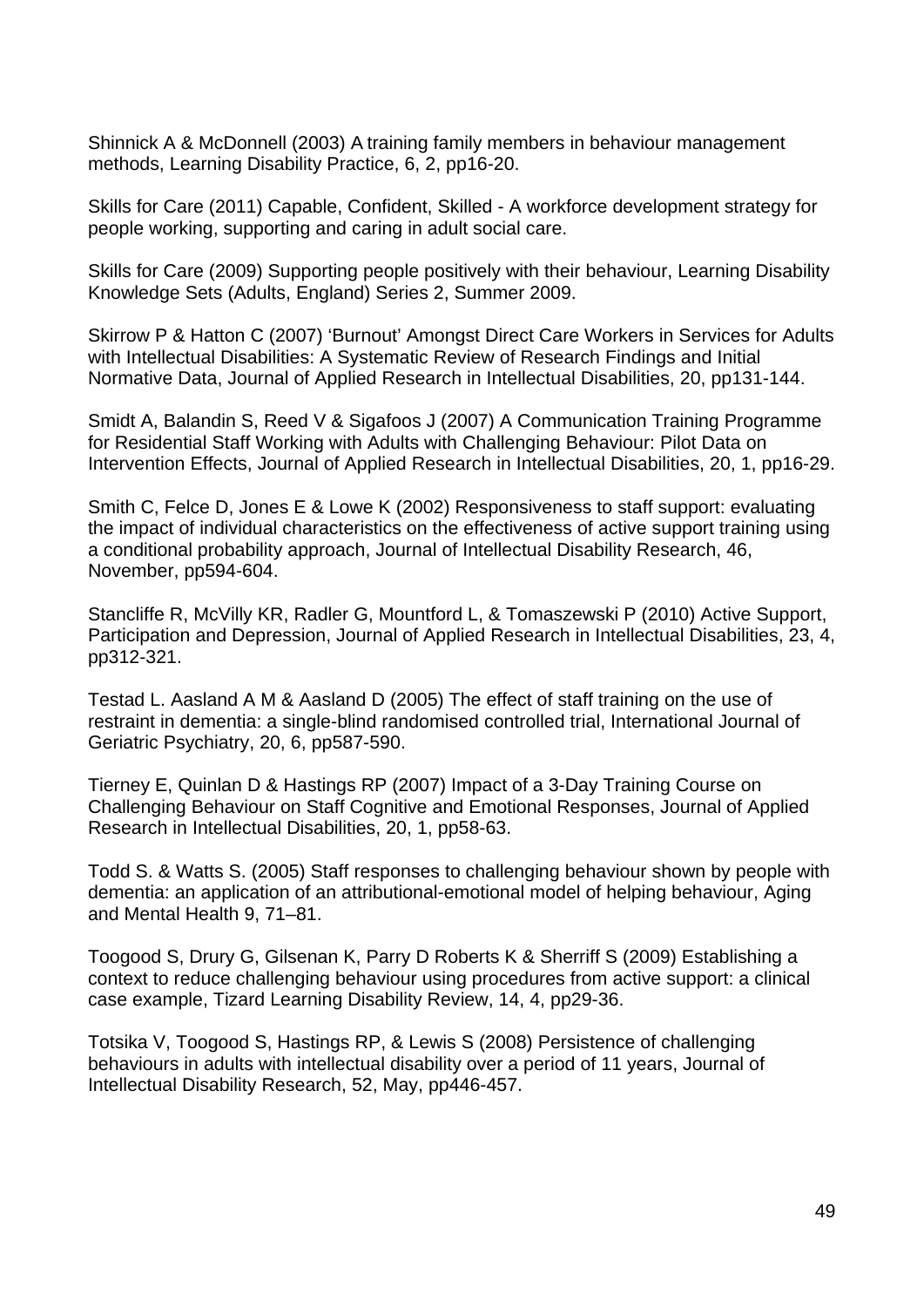Shinnick A & McDonnell (2003) A training family members in behaviour management methods, Learning Disability Practice, 6, 2, pp16-20.

Skills for Care (2011) Capable, Confident, Skilled - A workforce development strategy for people working, supporting and caring in adult social care.

Skills for Care (2009) Supporting people positively with their behaviour, Learning Disability Knowledge Sets (Adults, England) Series 2, Summer 2009.

Skirrow P & Hatton C (2007) 'Burnout' Amongst Direct Care Workers in Services for Adults with Intellectual Disabilities: A Systematic Review of Research Findings and Initial Normative Data, Journal of Applied Research in Intellectual Disabilities, 20, pp131-144.

Smidt A, Balandin S, Reed V & Sigafoos J (2007) A Communication Training Programme for Residential Staff Working with Adults with Challenging Behaviour: Pilot Data on Intervention Effects, Journal of Applied Research in Intellectual Disabilities, 20, 1, pp16-29.

Smith C, Felce D, Jones E & Lowe K (2002) Responsiveness to staff support: evaluating the impact of individual characteristics on the effectiveness of active support training using a conditional probability approach, Journal of Intellectual Disability Research, 46, November, pp594-604.

Stancliffe R, McVilly KR, Radler G, Mountford L, & Tomaszewski P (2010) Active Support, Participation and Depression, Journal of Applied Research in Intellectual Disabilities, 23, 4, pp312-321.

Testad L. Aasland A M & Aasland D (2005) The effect of staff training on the use of restraint in dementia: a single-blind randomised controlled trial, International Journal of Geriatric Psychiatry, 20, 6, pp587-590.

Tierney E, Quinlan D & Hastings RP (2007) Impact of a 3-Day Training Course on Challenging Behaviour on Staff Cognitive and Emotional Responses, Journal of Applied Research in Intellectual Disabilities, 20, 1, pp58-63.

Todd S. & Watts S. (2005) Staff responses to challenging behaviour shown by people with dementia: an application of an attributional-emotional model of helping behaviour, Aging and Mental Health 9, 71–81.

Toogood S, Drury G, Gilsenan K, Parry D Roberts K & Sherriff S (2009) Establishing a context to reduce challenging behaviour using procedures from active support: a clinical case example, Tizard Learning Disability Review, 14, 4, pp29-36.

Totsika V, Toogood S, Hastings RP, & Lewis S (2008) Persistence of challenging behaviours in adults with intellectual disability over a period of 11 years, Journal of Intellectual Disability Research, 52, May, pp446-457.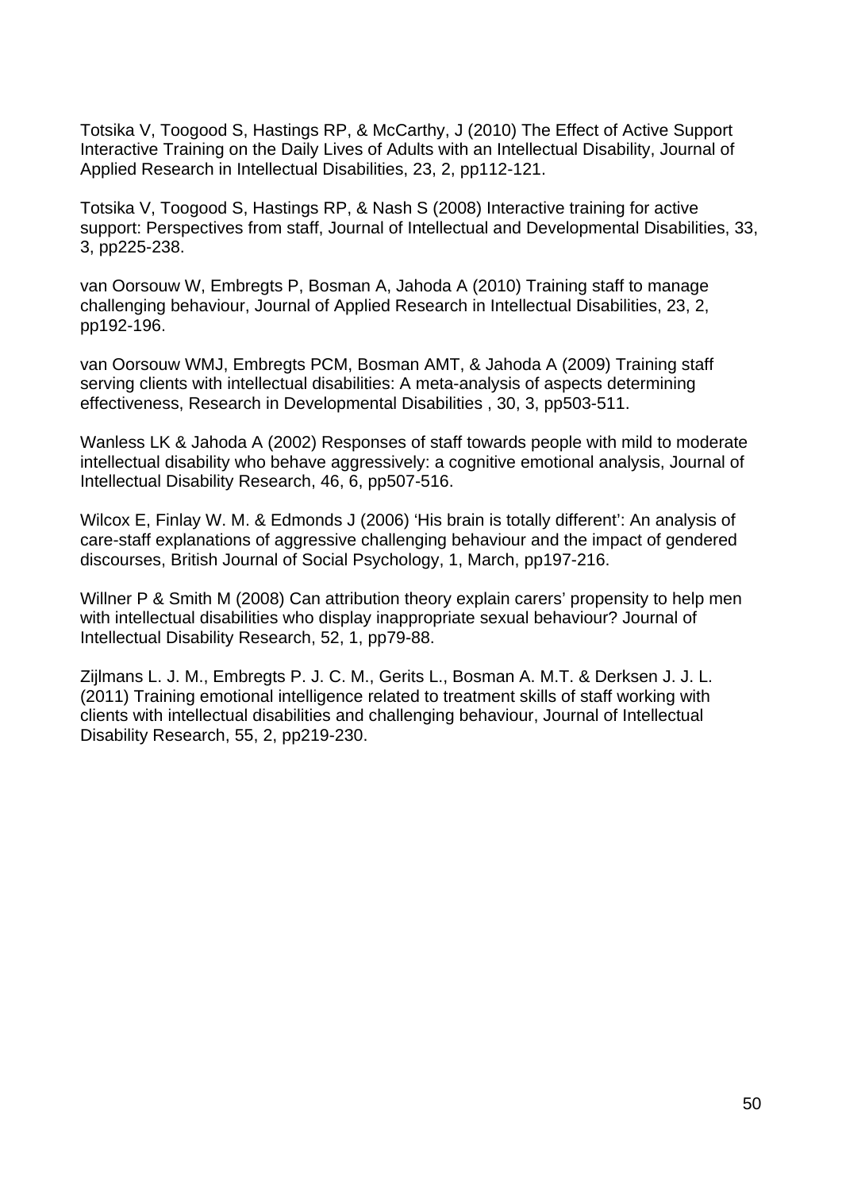Totsika V, Toogood S, Hastings RP, & McCarthy, J (2010) The Effect of Active Support Interactive Training on the Daily Lives of Adults with an Intellectual Disability, Journal of Applied Research in Intellectual Disabilities, 23, 2, pp112-121.

Totsika V, Toogood S, Hastings RP, & Nash S (2008) Interactive training for active support: Perspectives from staff, Journal of Intellectual and Developmental Disabilities, 33, 3, pp225-238.

van Oorsouw W, Embregts P, Bosman A, Jahoda A (2010) Training staff to manage challenging behaviour, Journal of Applied Research in Intellectual Disabilities, 23, 2, pp192-196.

van Oorsouw WMJ, Embregts PCM, Bosman AMT, & Jahoda A (2009) Training staff serving clients with intellectual disabilities: A meta-analysis of aspects determining effectiveness, Research in Developmental Disabilities , 30, 3, pp503-511.

Wanless LK & Jahoda A (2002) Responses of staff towards people with mild to moderate intellectual disability who behave aggressively: a cognitive emotional analysis, Journal of Intellectual Disability Research, 46, 6, pp507-516.

Wilcox E, Finlay W. M. & Edmonds J (2006) 'His brain is totally different': An analysis of care-staff explanations of aggressive challenging behaviour and the impact of gendered discourses, British Journal of Social Psychology, 1, March, pp197-216.

Willner P & Smith M (2008) Can attribution theory explain carers' propensity to help men with intellectual disabilities who display inappropriate sexual behaviour? Journal of Intellectual Disability Research, 52, 1, pp79-88.

Zijlmans L. J. M., Embregts P. J. C. M., Gerits L., Bosman A. M.T. & Derksen J. J. L. (2011) Training emotional intelligence related to treatment skills of staff working with clients with intellectual disabilities and challenging behaviour, Journal of Intellectual Disability Research, 55, 2, pp219-230.